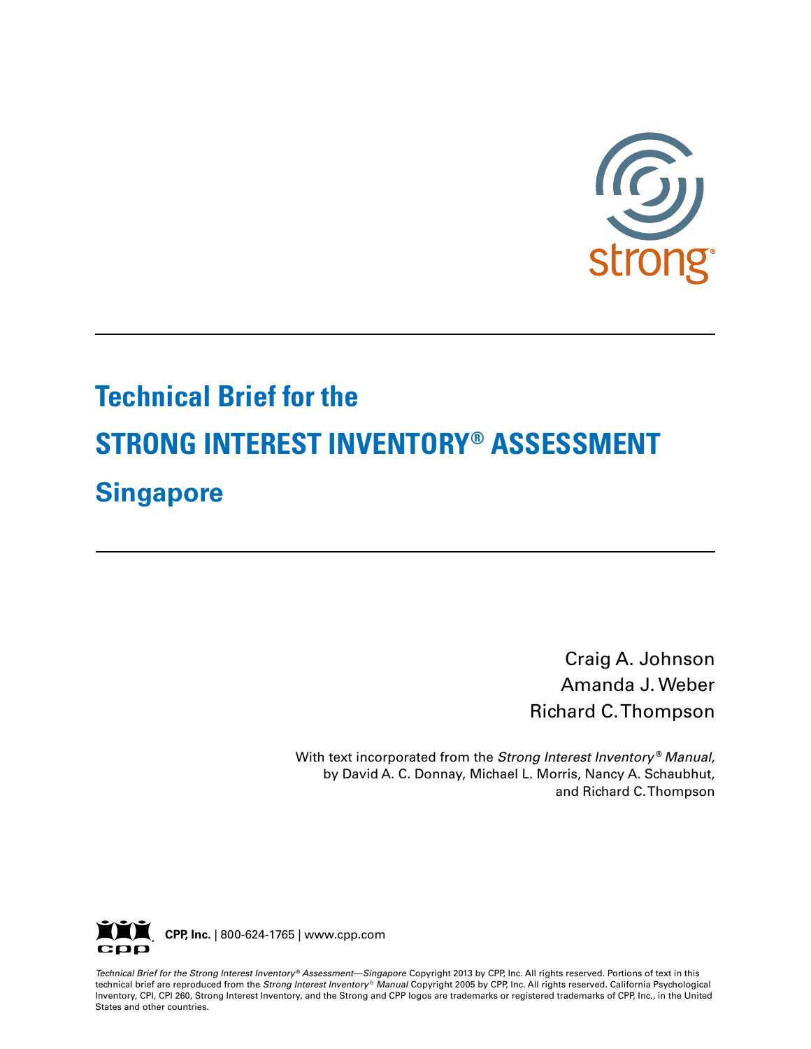strong®

# Technical Brief for the

# STRONG INTEREST INVENTORY® ASSESSMENT

# Singapore

Craig A. Johnson
Amanda J. Weber
Richard C. Thompson

With text incorporated from the *Strong Interest Inventory® Manual,* by David A. C. Donnay, Michael L. Morris, Nancy A. Schaubhut, and Richard C. Thompson

**CPP, Inc.** | 800-624-1765 | www.cpp.com

*Technical Brief for the Strong Interest Inventory® Assessment—Singapore* Copyright 2013 by CPP, Inc. All rights reserved. Portions of text in this technical brief are reproduced from the *Strong Interest Inventory® Manual* Copyright 2005 by CPP, Inc. All rights reserved. California Psychological Inventory, CPI, CPI 260, Strong Interest Inventory, and the Strong and CPP logos are trademarks or registered trademarks of CPP, Inc., in the United States and other countries.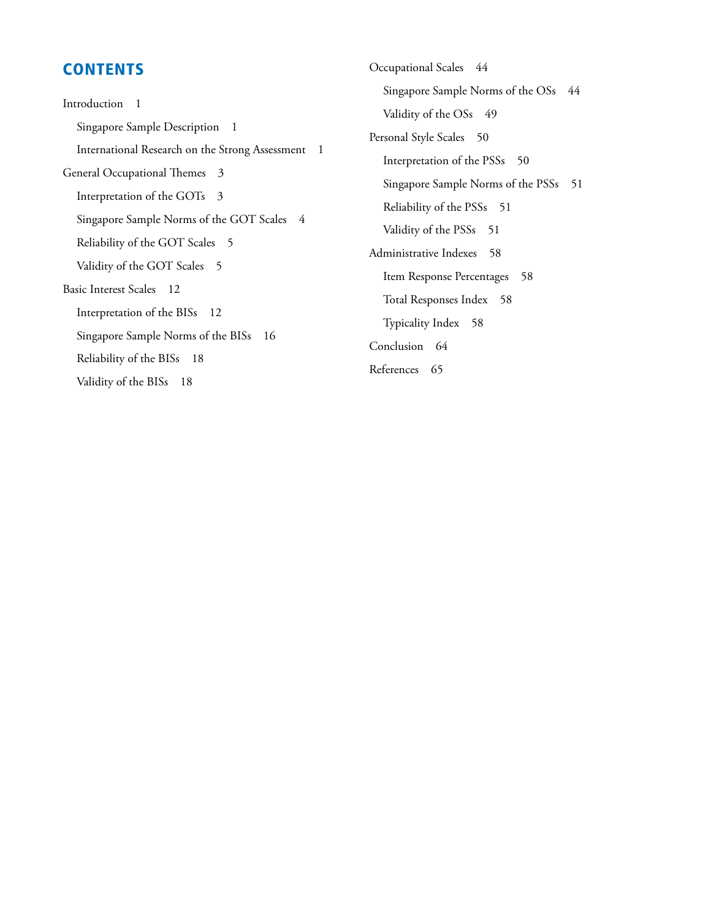# CONTENTS

Introduction 1

- Singapore Sample Description 1
- International Research on the Strong Assessment 1

General Occupational Themes 3

- Interpretation of the GOTs 3
- Singapore Sample Norms of the GOT Scales 4
- Reliability of the GOT Scales 5
- Validity of the GOT Scales 5

Basic Interest Scales 12

- Interpretation of the BISs 12
- Singapore Sample Norms of the BISs 16
- Reliability of the BISs 18
- Validity of the BISs 18

Occupational Scales 44

- Singapore Sample Norms of the OSs 44
- Validity of the OSs 49

Personal Style Scales 50

- Interpretation of the PSSs 50
- Singapore Sample Norms of the PSSs 51
- Reliability of the PSSs 51
- Validity of the PSSs 51

Administrative Indexes 58

- Item Response Percentages 58
- Total Responses Index 58
- Typicality Index 58

Conclusion 64

References 65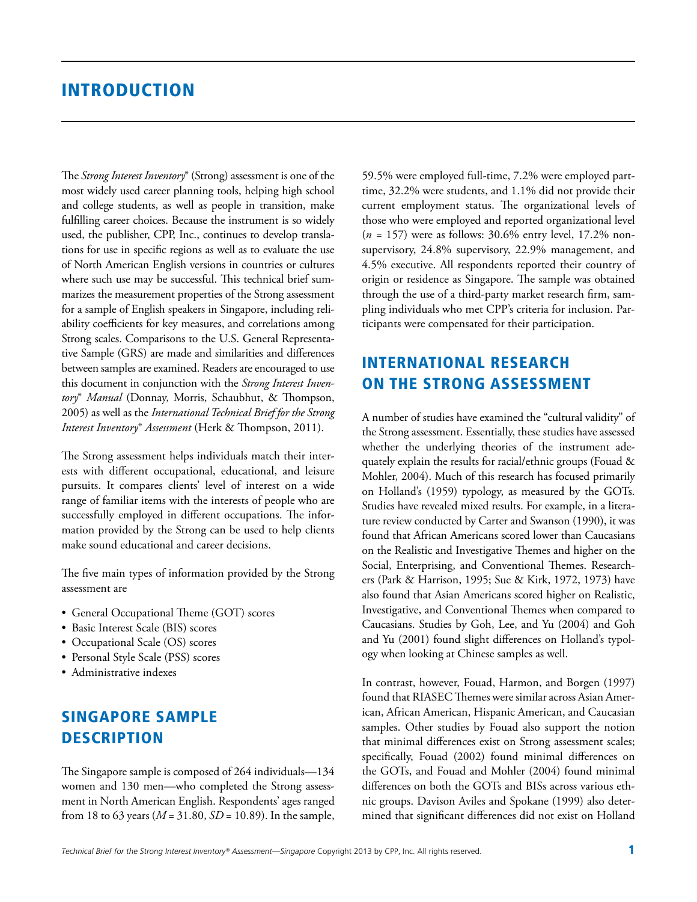# INTRODUCTION

The *Strong Interest Inventory*® (Strong) assessment is one of the most widely used career planning tools, helping high school and college students, as well as people in transition, make fulfilling career choices. Because the instrument is so widely used, the publisher, CPP, Inc., continues to develop translations for use in specific regions as well as to evaluate the use of North American English versions in countries or cultures where such use may be successful. This technical brief summarizes the measurement properties of the Strong assessment for a sample of English speakers in Singapore, including reliability coefficients for key measures, and correlations among Strong scales. Comparisons to the U.S. General Representative Sample (GRS) are made and similarities and differences between samples are examined. Readers are encouraged to use this document in conjunction with the *Strong Interest Inventory® Manual* (Donnay, Morris, Schaubhut, & Thompson, 2005) as well as the *International Technical Brief for the Strong Interest Inventory® Assessment* (Herk & Thompson, 2011).

The Strong assessment helps individuals match their interests with different occupational, educational, and leisure pursuits. It compares clients' level of interest on a wide range of familiar items with the interests of people who are successfully employed in different occupations. The information provided by the Strong can be used to help clients make sound educational and career decisions.

The five main types of information provided by the Strong assessment are

- General Occupational Theme (GOT) scores
- Basic Interest Scale (BIS) scores
- Occupational Scale (OS) scores
- Personal Style Scale (PSS) scores
- Administrative indexes

## SINGAPORE SAMPLE DESCRIPTION

The Singapore sample is composed of 264 individuals—134 women and 130 men—who completed the Strong assessment in North American English. Respondents' ages ranged from 18 to 63 years ($M = 31.80$, $SD = 10.89$). In the sample, 59.5% were employed full-time, 7.2% were employed part-time, 32.2% were students, and 1.1% did not provide their current employment status. The organizational levels of those who were employed and reported organizational level ($n = 157$) were as follows: 30.6% entry level, 17.2% nonsupervisory, 24.8% supervisory, 22.9% management, and 4.5% executive. All respondents reported their country of origin or residence as Singapore. The sample was obtained through the use of a third-party market research firm, sampling individuals who met CPP's criteria for inclusion. Participants were compensated for their participation.

## INTERNATIONAL RESEARCH ON THE STRONG ASSESSMENT

A number of studies have examined the "cultural validity" of the Strong assessment. Essentially, these studies have assessed whether the underlying theories of the instrument adequately explain the results for racial/ethnic groups (Fouad & Mohler, 2004). Much of this research has focused primarily on Holland's (1959) typology, as measured by the GOTs. Studies have revealed mixed results. For example, in a literature review conducted by Carter and Swanson (1990), it was found that African Americans scored lower than Caucasians on the Realistic and Investigative Themes and higher on the Social, Enterprising, and Conventional Themes. Researchers (Park & Harrison, 1995; Sue & Kirk, 1972, 1973) have also found that Asian Americans scored higher on Realistic, Investigative, and Conventional Themes when compared to Caucasians. Studies by Goh, Lee, and Yu (2004) and Goh and Yu (2001) found slight differences on Holland's typology when looking at Chinese samples as well.

In contrast, however, Fouad, Harmon, and Borgen (1997) found that RIASEC Themes were similar across Asian American, African American, Hispanic American, and Caucasian samples. Other studies by Fouad also support the notion that minimal differences exist on Strong assessment scales; specifically, Fouad (2002) found minimal differences on the GOTs, and Fouad and Mohler (2004) found minimal differences on both the GOTs and BISs across various ethnic groups. Davison Aviles and Spokane (1999) also determined that significant differences did not exist on Holland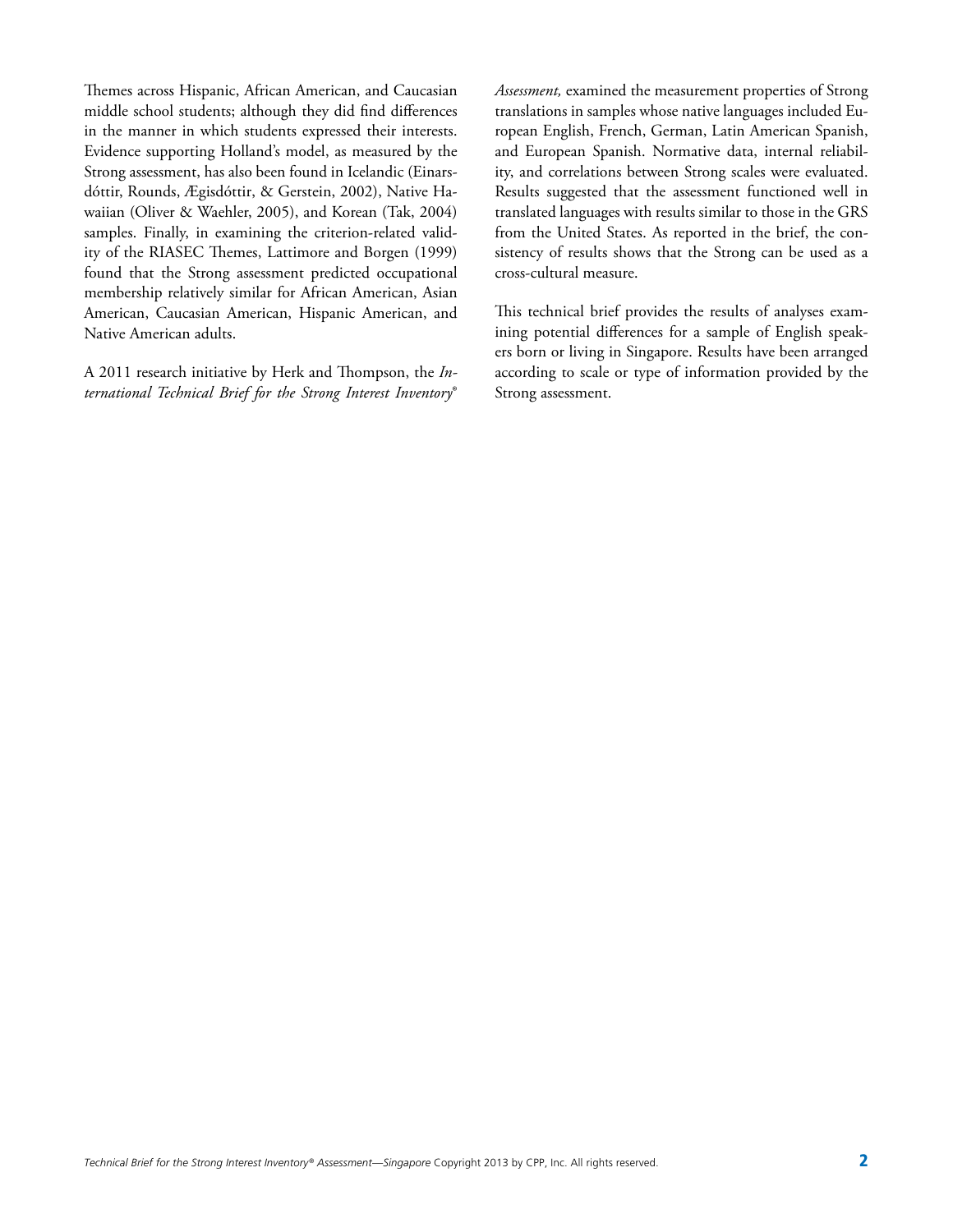Themes across Hispanic, African American, and Caucasian middle school students; although they did find differences in the manner in which students expressed their interests. Evidence supporting Holland's model, as measured by the Strong assessment, has also been found in Icelandic (Einarsdóttir, Rounds, Ægisdóttir, & Gerstein, 2002), Native Hawaiian (Oliver & Waehler, 2005), and Korean (Tak, 2004) samples. Finally, in examining the criterion-related validity of the RIASEC Themes, Lattimore and Borgen (1999) found that the Strong assessment predicted occupational membership relatively similar for African American, Asian American, Caucasian American, Hispanic American, and Native American adults.

A 2011 research initiative by Herk and Thompson, the *International Technical Brief for the Strong Interest Inventory® Assessment,* examined the measurement properties of Strong translations in samples whose native languages included European English, French, German, Latin American Spanish, and European Spanish. Normative data, internal reliability, and correlations between Strong scales were evaluated. Results suggested that the assessment functioned well in translated languages with results similar to those in the GRS from the United States. As reported in the brief, the consistency of results shows that the Strong can be used as a cross-cultural measure.

This technical brief provides the results of analyses examining potential differences for a sample of English speakers born or living in Singapore. Results have been arranged according to scale or type of information provided by the Strong assessment.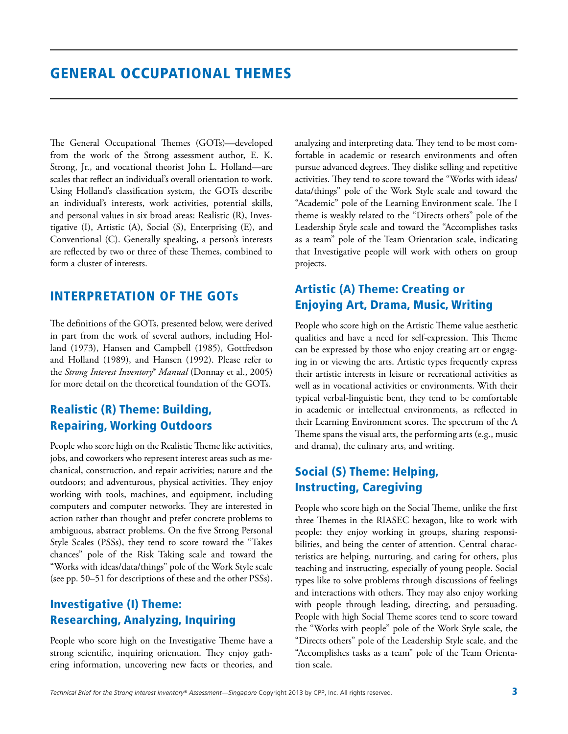# GENERAL OCCUPATIONAL THEMES

The General Occupational Themes (GOTs)—developed from the work of the Strong assessment author, E. K. Strong, Jr., and vocational theorist John L. Holland—are scales that reflect an individual's overall orientation to work. Using Holland's classification system, the GOTs describe an individual's interests, work activities, potential skills, and personal values in six broad areas: Realistic (R), Investigative (I), Artistic (A), Social (S), Enterprising (E), and Conventional (C). Generally speaking, a person's interests are reflected by two or three of these Themes, combined to form a cluster of interests.

## INTERPRETATION OF THE GOTs

The definitions of the GOTs, presented below, were derived in part from the work of several authors, including Holland (1973), Hansen and Campbell (1985), Gottfredson and Holland (1989), and Hansen (1992). Please refer to the *Strong Interest Inventory® Manual* (Donnay et al., 2005) for more detail on the theoretical foundation of the GOTs.

### Realistic (R) Theme: Building, Repairing, Working Outdoors

People who score high on the Realistic Theme like activities, jobs, and coworkers who represent interest areas such as mechanical, construction, and repair activities; nature and the outdoors; and adventurous, physical activities. They enjoy working with tools, machines, and equipment, including computers and computer networks. They are interested in action rather than thought and prefer concrete problems to ambiguous, abstract problems. On the five Strong Personal Style Scales (PSSs), they tend to score toward the "Takes chances" pole of the Risk Taking scale and toward the "Works with ideas/data/things" pole of the Work Style scale (see pp. 50–51 for descriptions of these and the other PSSs).

### Investigative (I) Theme: Researching, Analyzing, Inquiring

People who score high on the Investigative Theme have a strong scientific, inquiring orientation. They enjoy gathering information, uncovering new facts or theories, and analyzing and interpreting data. They tend to be most comfortable in academic or research environments and often pursue advanced degrees. They dislike selling and repetitive activities. They tend to score toward the "Works with ideas/data/things" pole of the Work Style scale and toward the "Academic" pole of the Learning Environment scale. The I theme is weakly related to the "Directs others" pole of the Leadership Style scale and toward the "Accomplishes tasks as a team" pole of the Team Orientation scale, indicating that Investigative people will work with others on group projects.

### Artistic (A) Theme: Creating or Enjoying Art, Drama, Music, Writing

People who score high on the Artistic Theme value aesthetic qualities and have a need for self-expression. This Theme can be expressed by those who enjoy creating art or engaging in or viewing the arts. Artistic types frequently express their artistic interests in leisure or recreational activities as well as in vocational activities or environments. With their typical verbal-linguistic bent, they tend to be comfortable in academic or intellectual environments, as reflected in their Learning Environment scores. The spectrum of the A Theme spans the visual arts, the performing arts (e.g., music and drama), the culinary arts, and writing.

### Social (S) Theme: Helping, Instructing, Caregiving

People who score high on the Social Theme, unlike the first three Themes in the RIASEC hexagon, like to work with people: they enjoy working in groups, sharing responsibilities, and being the center of attention. Central characteristics are helping, nurturing, and caring for others, plus teaching and instructing, especially of young people. Social types like to solve problems through discussions of feelings and interactions with others. They may also enjoy working with people through leading, directing, and persuading. People with high Social Theme scores tend to score toward the "Works with people" pole of the Work Style scale, the "Directs others" pole of the Leadership Style scale, and the "Accomplishes tasks as a team" pole of the Team Orientation scale.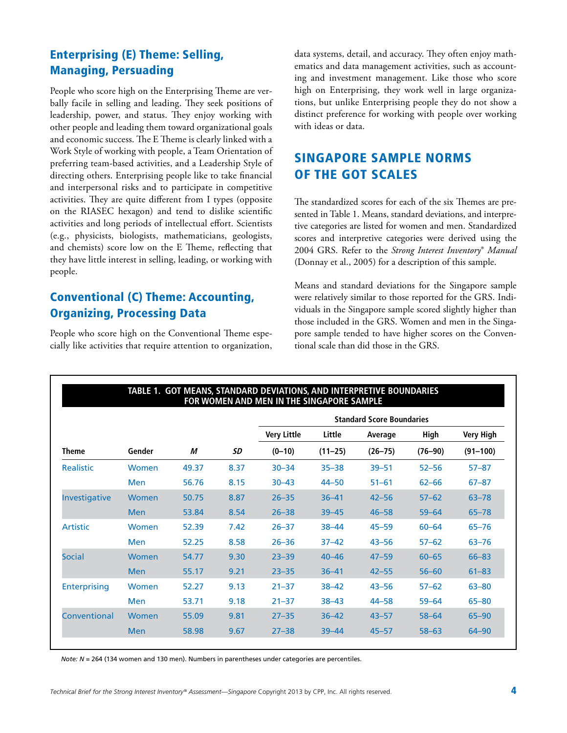## Enterprising (E) Theme: Selling, Managing, Persuading

People who score high on the Enterprising Theme are verbally facile in selling and leading. They seek positions of leadership, power, and status. They enjoy working with other people and leading them toward organizational goals and economic success. The E Theme is clearly linked with a Work Style of working with people, a Team Orientation of preferring team-based activities, and a Leadership Style of directing others. Enterprising people like to take financial and interpersonal risks and to participate in competitive activities. They are quite different from I types (opposite on the RIASEC hexagon) and tend to dislike scientific activities and long periods of intellectual effort. Scientists (e.g., physicists, biologists, mathematicians, geologists, and chemists) score low on the E Theme, reflecting that they have little interest in selling, leading, or working with people.

## Conventional (C) Theme: Accounting, Organizing, Processing Data

People who score high on the Conventional Theme especially like activities that require attention to organization, data systems, detail, and accuracy. They often enjoy mathematics and data management activities, such as accounting and investment management. Like those who score high on Enterprising, they work well in large organizations, but unlike Enterprising people they do not show a distinct preference for working with people over working with ideas or data.

# SINGAPORE SAMPLE NORMS OF THE GOT SCALES

The standardized scores for each of the six Themes are presented in Table 1. Means, standard deviations, and interpretive categories are listed for women and men. Standardized scores and interpretive categories were derived using the 2004 GRS. Refer to the *Strong Interest Inventory® Manual* (Donnay et al., 2005) for a description of this sample.

Means and standard deviations for the Singapore sample were relatively similar to those reported for the GRS. Individuals in the Singapore sample scored slightly higher than those included in the GRS. Women and men in the Singapore sample tended to have higher scores on the Conventional scale than did those in the GRS.

**TABLE 1. GOT MEANS, STANDARD DEVIATIONS, AND INTERPRETIVE BOUNDARIES FOR WOMEN AND MEN IN THE SINGAPORE SAMPLE**

| | | | | Standard Score Boundaries | | | | |
|---|---|---|---|---|---|---|---|---|
| | | | | Very Little | Little | Average | High | Very High |
| Theme | Gender | *M* | *SD* | (0–10) | (11–25) | (26–75) | (76–90) | (91–100) |
| Realistic | Women | 49.37 | 8.37 | 30–34 | 35–38 | 39–51 | 52–56 | 57–87 |
| | Men | 56.76 | 8.15 | 30–43 | 44–50 | 51–61 | 62–66 | 67–87 |
| Investigative | Women | 50.75 | 8.87 | 26–35 | 36–41 | 42–56 | 57–62 | 63–78 |
| | Men | 53.84 | 8.54 | 26–38 | 39–45 | 46–58 | 59–64 | 65–78 |
| Artistic | Women | 52.39 | 7.42 | 26–37 | 38–44 | 45–59 | 60–64 | 65–76 |
| | Men | 52.25 | 8.58 | 26–36 | 37–42 | 43–56 | 57–62 | 63–76 |
| Social | Women | 54.77 | 9.30 | 23–39 | 40–46 | 47–59 | 60–65 | 66–83 |
| | Men | 55.17 | 9.21 | 23–35 | 36–41 | 42–55 | 56–60 | 61–83 |
| Enterprising | Women | 52.27 | 9.13 | 21–37 | 38–42 | 43–56 | 57–62 | 63–80 |
| | Men | 53.71 | 9.18 | 21–37 | 38–43 | 44–58 | 59–64 | 65–80 |
| Conventional | Women | 55.09 | 9.81 | 27–35 | 36–42 | 43–57 | 58–64 | 65–90 |
| | Men | 58.98 | 9.67 | 27–38 | 39–44 | 45–57 | 58–63 | 64–90 |

*Note: N* = 264 (134 women and 130 men). Numbers in parentheses under categories are percentiles.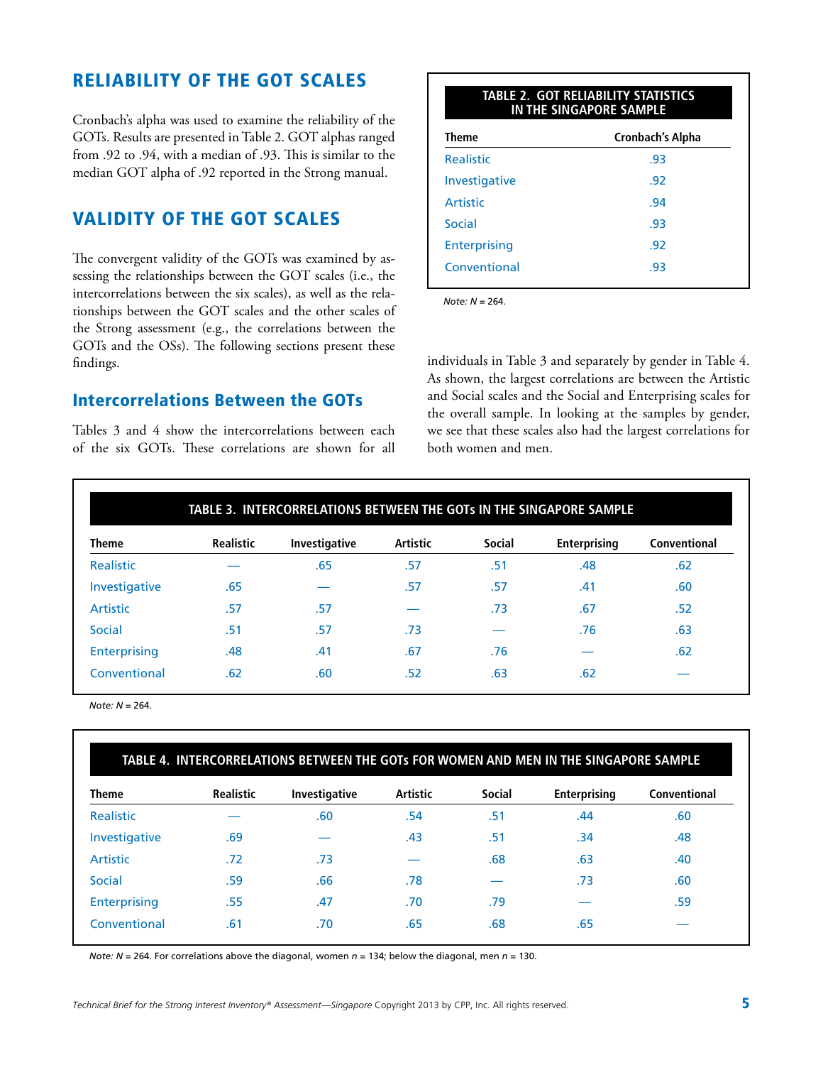## RELIABILITY OF THE GOT SCALES

Cronbach's alpha was used to examine the reliability of the GOTs. Results are presented in Table 2. GOT alphas ranged from .92 to .94, with a median of .93. This is similar to the median GOT alpha of .92 reported in the Strong manual.

**TABLE 2. GOT RELIABILITY STATISTICS IN THE SINGAPORE SAMPLE**

| Theme | Cronbach's Alpha |
|---|---|
| Realistic | .93 |
| Investigative | .92 |
| Artistic | .94 |
| Social | .93 |
| Enterprising | .92 |
| Conventional | .93 |

*Note: N* = 264.

## VALIDITY OF THE GOT SCALES

The convergent validity of the GOTs was examined by assessing the relationships between the GOT scales (i.e., the intercorrelations between the six scales), as well as the relationships between the GOT scales and the other scales of the Strong assessment (e.g., the correlations between the GOTs and the OSs). The following sections present these findings.

### Intercorrelations Between the GOTs

Tables 3 and 4 show the intercorrelations between each of the six GOTs. These correlations are shown for all individuals in Table 3 and separately by gender in Table 4. As shown, the largest correlations are between the Artistic and Social scales and the Social and Enterprising scales for the overall sample. In looking at the samples by gender, we see that these scales also had the largest correlations for both women and men.

**TABLE 3. INTERCORRELATIONS BETWEEN THE GOTs IN THE SINGAPORE SAMPLE**

| Theme | Realistic | Investigative | Artistic | Social | Enterprising | Conventional |
|---|---|---|---|---|---|---|
| Realistic | — | .65 | .57 | .51 | .48 | .62 |
| Investigative | .65 | — | .57 | .57 | .41 | .60 |
| Artistic | .57 | .57 | — | .73 | .67 | .52 |
| Social | .51 | .57 | .73 | — | .76 | .63 |
| Enterprising | .48 | .41 | .67 | .76 | — | .62 |
| Conventional | .62 | .60 | .52 | .63 | .62 | — |

*Note: N* = 264.

**TABLE 4. INTERCORRELATIONS BETWEEN THE GOTs FOR WOMEN AND MEN IN THE SINGAPORE SAMPLE**

| Theme | Realistic | Investigative | Artistic | Social | Enterprising | Conventional |
|---|---|---|---|---|---|---|
| Realistic | — | .60 | .54 | .51 | .44 | .60 |
| Investigative | .69 | — | .43 | .51 | .34 | .48 |
| Artistic | .72 | .73 | — | .68 | .63 | .40 |
| Social | .59 | .66 | .78 | — | .73 | .60 |
| Enterprising | .55 | .47 | .70 | .79 | — | .59 |
| Conventional | .61 | .70 | .65 | .68 | .65 | — |

*Note: N* = 264. For correlations above the diagonal, women *n* = 134; below the diagonal, men *n* = 130.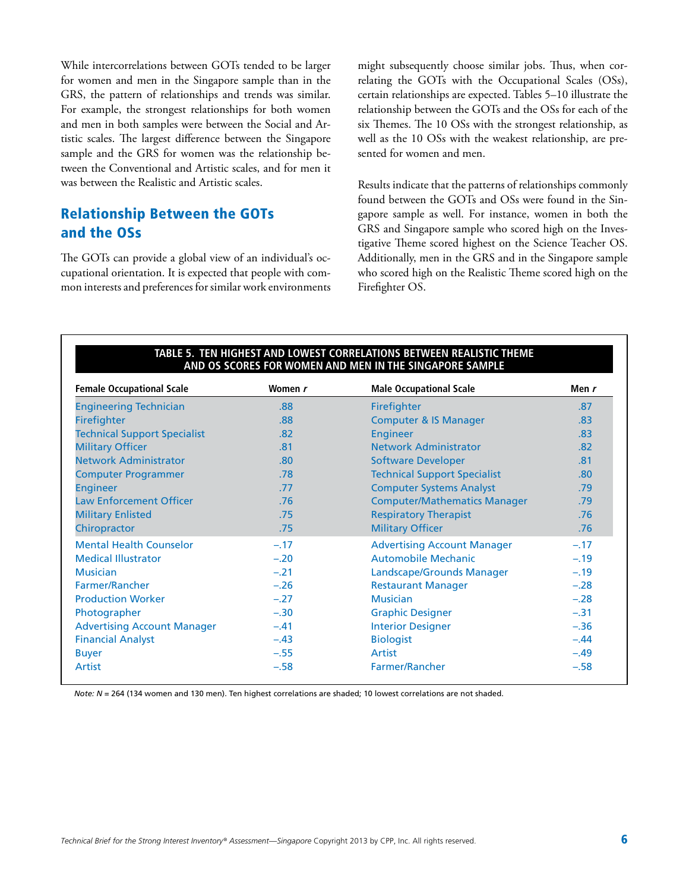While intercorrelations between GOTs tended to be larger for women and men in the Singapore sample than in the GRS, the pattern of relationships and trends was similar. For example, the strongest relationships for both women and men in both samples were between the Social and Artistic scales. The largest difference between the Singapore sample and the GRS for women was the relationship between the Conventional and Artistic scales, and for men it was between the Realistic and Artistic scales.

## Relationship Between the GOTs and the OSs

The GOTs can provide a global view of an individual's occupational orientation. It is expected that people with common interests and preferences for similar work environments might subsequently choose similar jobs. Thus, when correlating the GOTs with the Occupational Scales (OSs), certain relationships are expected. Tables 5–10 illustrate the relationship between the GOTs and the OSs for each of the six Themes. The 10 OSs with the strongest relationship, as well as the 10 OSs with the weakest relationship, are presented for women and men.

Results indicate that the patterns of relationships commonly found between the GOTs and OSs were found in the Singapore sample as well. For instance, women in both the GRS and Singapore sample who scored high on the Investigative Theme scored highest on the Science Teacher OS. Additionally, men in the GRS and in the Singapore sample who scored high on the Realistic Theme scored high on the Firefighter OS.

**TABLE 5. TEN HIGHEST AND LOWEST CORRELATIONS BETWEEN REALISTIC THEME AND OS SCORES FOR WOMEN AND MEN IN THE SINGAPORE SAMPLE**

| Female Occupational Scale | Women *r* | Male Occupational Scale | Men *r* |
|---|---|---|---|
| Engineering Technician | .88 | Firefighter | .87 |
| Firefighter | .88 | Computer & IS Manager | .83 |
| Technical Support Specialist | .82 | Engineer | .83 |
| Military Officer | .81 | Network Administrator | .82 |
| Network Administrator | .80 | Software Developer | .81 |
| Computer Programmer | .78 | Technical Support Specialist | .80 |
| Engineer | .77 | Computer Systems Analyst | .79 |
| Law Enforcement Officer | .76 | Computer/Mathematics Manager | .79 |
| Military Enlisted | .75 | Respiratory Therapist | .76 |
| Chiropractor | .75 | Military Officer | .76 |
| Mental Health Counselor | –.17 | Advertising Account Manager | –.17 |
| Medical Illustrator | –.20 | Automobile Mechanic | –.19 |
| Musician | –.21 | Landscape/Grounds Manager | –.19 |
| Farmer/Rancher | –.26 | Restaurant Manager | –.28 |
| Production Worker | –.27 | Musician | –.28 |
| Photographer | –.30 | Graphic Designer | –.31 |
| Advertising Account Manager | –.41 | Interior Designer | –.36 |
| Financial Analyst | –.43 | Biologist | –.44 |
| Buyer | –.55 | Artist | –.49 |
| Artist | –.58 | Farmer/Rancher | –.58 |

*Note: N* = 264 (134 women and 130 men). Ten highest correlations are shaded; 10 lowest correlations are not shaded.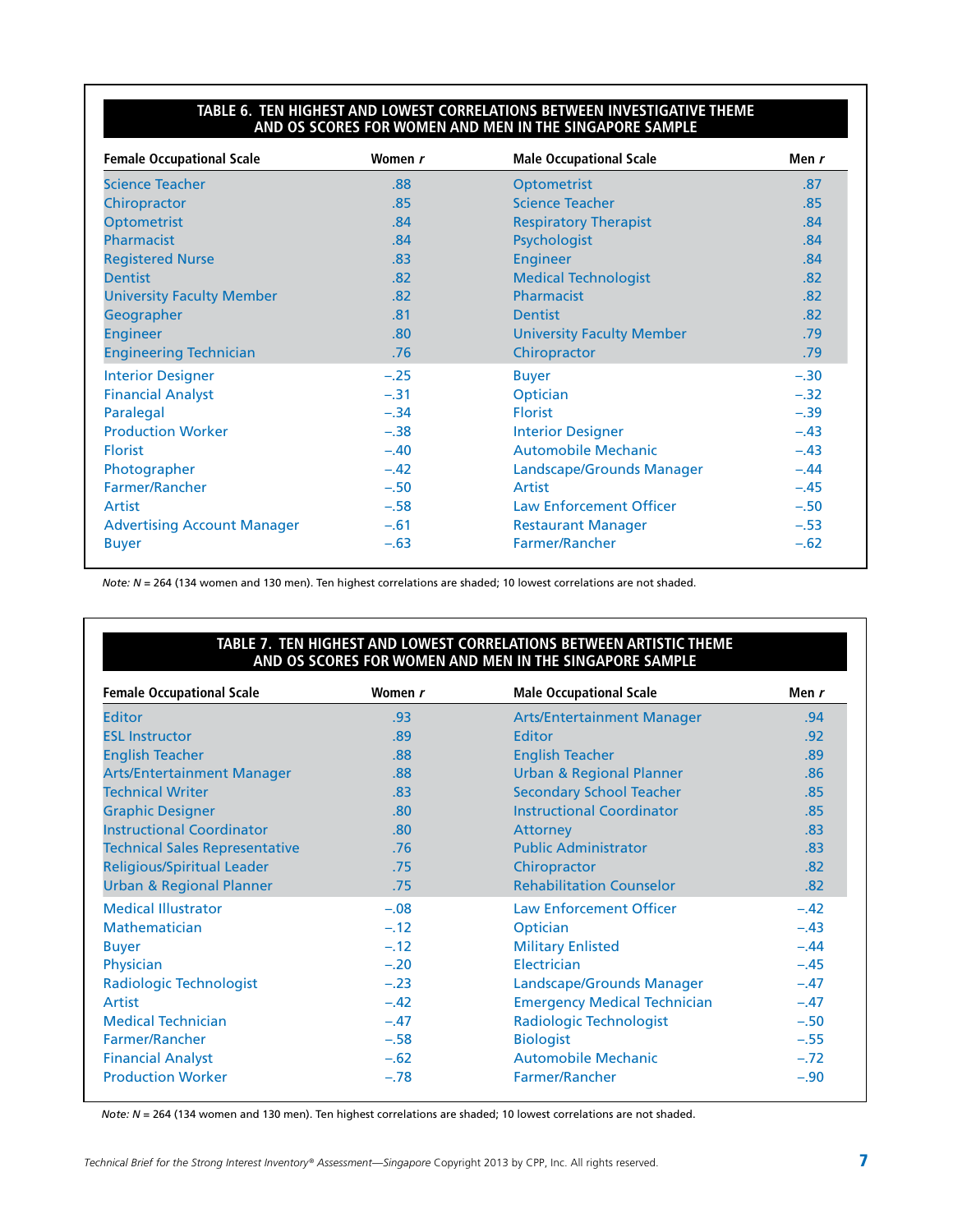**TABLE 6. TEN HIGHEST AND LOWEST CORRELATIONS BETWEEN INVESTIGATIVE THEME AND OS SCORES FOR WOMEN AND MEN IN THE SINGAPORE SAMPLE**

| Female Occupational Scale | Women *r* | Male Occupational Scale | Men *r* |
|---|---|---|---|
| Science Teacher | .88 | Optometrist | .87 |
| Chiropractor | .85 | Science Teacher | .85 |
| Optometrist | .84 | Respiratory Therapist | .84 |
| Pharmacist | .84 | Psychologist | .84 |
| Registered Nurse | .83 | Engineer | .84 |
| Dentist | .82 | Medical Technologist | .82 |
| University Faculty Member | .82 | Pharmacist | .82 |
| Geographer | .81 | Dentist | .82 |
| Engineer | .80 | University Faculty Member | .79 |
| Engineering Technician | .76 | Chiropractor | .79 |
| Interior Designer | –.25 | Buyer | –.30 |
| Financial Analyst | –.31 | Optician | –.32 |
| Paralegal | –.34 | Florist | –.39 |
| Production Worker | –.38 | Interior Designer | –.43 |
| Florist | –.40 | Automobile Mechanic | –.43 |
| Photographer | –.42 | Landscape/Grounds Manager | –.44 |
| Farmer/Rancher | –.50 | Artist | –.45 |
| Artist | –.58 | Law Enforcement Officer | –.50 |
| Advertising Account Manager | –.61 | Restaurant Manager | –.53 |
| Buyer | –.63 | Farmer/Rancher | –.62 |

*Note: N* = 264 (134 women and 130 men). Ten highest correlations are shaded; 10 lowest correlations are not shaded.

**TABLE 7. TEN HIGHEST AND LOWEST CORRELATIONS BETWEEN ARTISTIC THEME AND OS SCORES FOR WOMEN AND MEN IN THE SINGAPORE SAMPLE**

| Female Occupational Scale | Women *r* | Male Occupational Scale | Men *r* |
|---|---|---|---|
| Editor | .93 | Arts/Entertainment Manager | .94 |
| ESL Instructor | .89 | Editor | .92 |
| English Teacher | .88 | English Teacher | .89 |
| Arts/Entertainment Manager | .88 | Urban & Regional Planner | .86 |
| Technical Writer | .83 | Secondary School Teacher | .85 |
| Graphic Designer | .80 | Instructional Coordinator | .85 |
| Instructional Coordinator | .80 | Attorney | .83 |
| Technical Sales Representative | .76 | Public Administrator | .83 |
| Religious/Spiritual Leader | .75 | Chiropractor | .82 |
| Urban & Regional Planner | .75 | Rehabilitation Counselor | .82 |
| Medical Illustrator | –.08 | Law Enforcement Officer | –.42 |
| Mathematician | –.12 | Optician | –.43 |
| Buyer | –.12 | Military Enlisted | –.44 |
| Physician | –.20 | Electrician | –.45 |
| Radiologic Technologist | –.23 | Landscape/Grounds Manager | –.47 |
| Artist | –.42 | Emergency Medical Technician | –.47 |
| Medical Technician | –.47 | Radiologic Technologist | –.50 |
| Farmer/Rancher | –.58 | Biologist | –.55 |
| Financial Analyst | –.62 | Automobile Mechanic | –.72 |
| Production Worker | –.78 | Farmer/Rancher | –.90 |

*Note: N* = 264 (134 women and 130 men). Ten highest correlations are shaded; 10 lowest correlations are not shaded.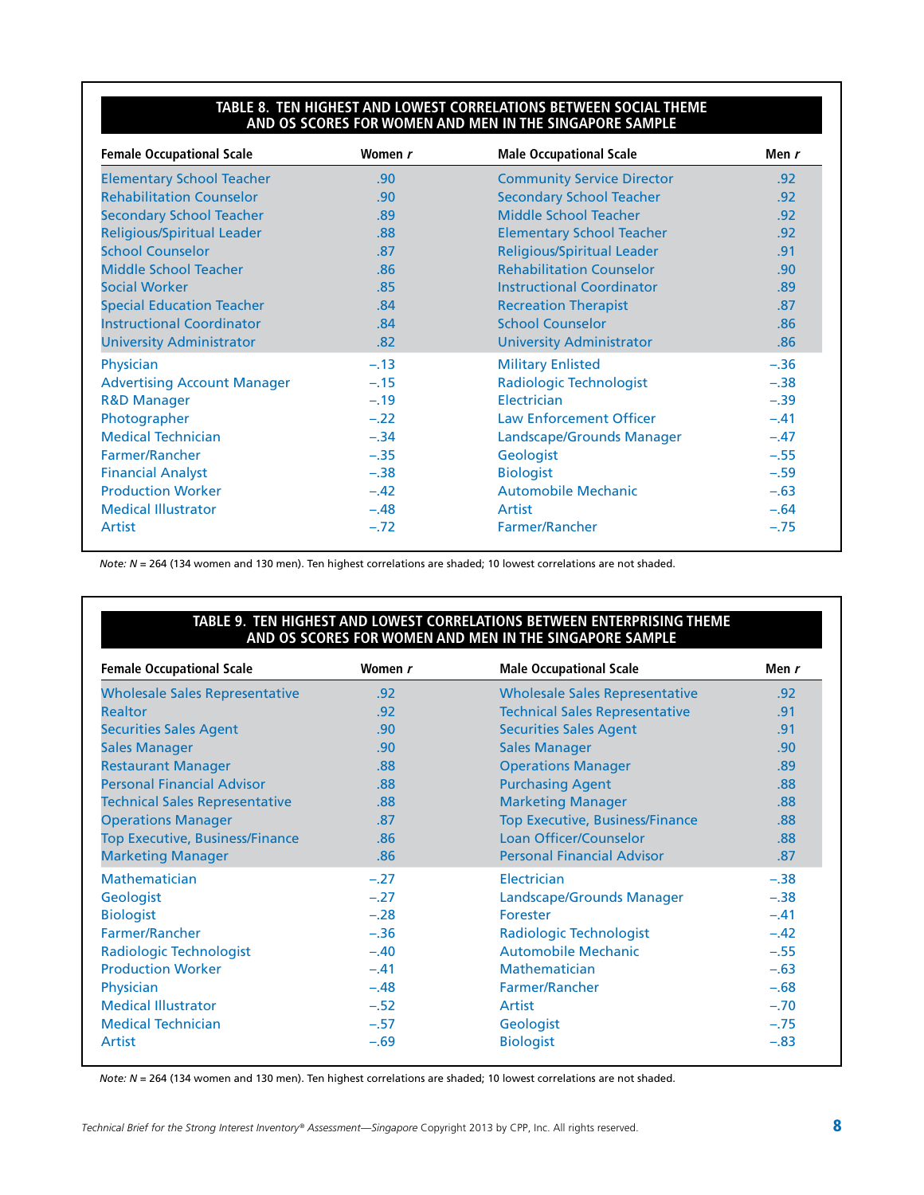**TABLE 8. TEN HIGHEST AND LOWEST CORRELATIONS BETWEEN SOCIAL THEME AND OS SCORES FOR WOMEN AND MEN IN THE SINGAPORE SAMPLE**

| Female Occupational Scale | Women *r* | Male Occupational Scale | Men *r* |
|---|---|---|---|
| Elementary School Teacher | .90 | Community Service Director | .92 |
| Rehabilitation Counselor | .90 | Secondary School Teacher | .92 |
| Secondary School Teacher | .89 | Middle School Teacher | .92 |
| Religious/Spiritual Leader | .88 | Elementary School Teacher | .92 |
| School Counselor | .87 | Religious/Spiritual Leader | .91 |
| Middle School Teacher | .86 | Rehabilitation Counselor | .90 |
| Social Worker | .85 | Instructional Coordinator | .89 |
| Special Education Teacher | .84 | Recreation Therapist | .87 |
| Instructional Coordinator | .84 | School Counselor | .86 |
| University Administrator | .82 | University Administrator | .86 |
| Physician | –.13 | Military Enlisted | –.36 |
| Advertising Account Manager | –.15 | Radiologic Technologist | –.38 |
| R&D Manager | –.19 | Electrician | –.39 |
| Photographer | –.22 | Law Enforcement Officer | –.41 |
| Medical Technician | –.34 | Landscape/Grounds Manager | –.47 |
| Farmer/Rancher | –.35 | Geologist | –.55 |
| Financial Analyst | –.38 | Biologist | –.59 |
| Production Worker | –.42 | Automobile Mechanic | –.63 |
| Medical Illustrator | –.48 | Artist | –.64 |
| Artist | –.72 | Farmer/Rancher | –.75 |

*Note: N* = 264 (134 women and 130 men). Ten highest correlations are shaded; 10 lowest correlations are not shaded.

**TABLE 9. TEN HIGHEST AND LOWEST CORRELATIONS BETWEEN ENTERPRISING THEME AND OS SCORES FOR WOMEN AND MEN IN THE SINGAPORE SAMPLE**

| Female Occupational Scale | Women *r* | Male Occupational Scale | Men *r* |
|---|---|---|---|
| Wholesale Sales Representative | .92 | Wholesale Sales Representative | .92 |
| Realtor | .92 | Technical Sales Representative | .91 |
| Securities Sales Agent | .90 | Securities Sales Agent | .91 |
| Sales Manager | .90 | Sales Manager | .90 |
| Restaurant Manager | .88 | Operations Manager | .89 |
| Personal Financial Advisor | .88 | Purchasing Agent | .88 |
| Technical Sales Representative | .88 | Marketing Manager | .88 |
| Operations Manager | .87 | Top Executive, Business/Finance | .88 |
| Top Executive, Business/Finance | .86 | Loan Officer/Counselor | .88 |
| Marketing Manager | .86 | Personal Financial Advisor | .87 |
| Mathematician | –.27 | Electrician | –.38 |
| Geologist | –.27 | Landscape/Grounds Manager | –.38 |
| Biologist | –.28 | Forester | –.41 |
| Farmer/Rancher | –.36 | Radiologic Technologist | –.42 |
| Radiologic Technologist | –.40 | Automobile Mechanic | –.55 |
| Production Worker | –.41 | Mathematician | –.63 |
| Physician | –.48 | Farmer/Rancher | –.68 |
| Medical Illustrator | –.52 | Artist | –.70 |
| Medical Technician | –.57 | Geologist | –.75 |
| Artist | –.69 | Biologist | –.83 |

*Note: N* = 264 (134 women and 130 men). Ten highest correlations are shaded; 10 lowest correlations are not shaded.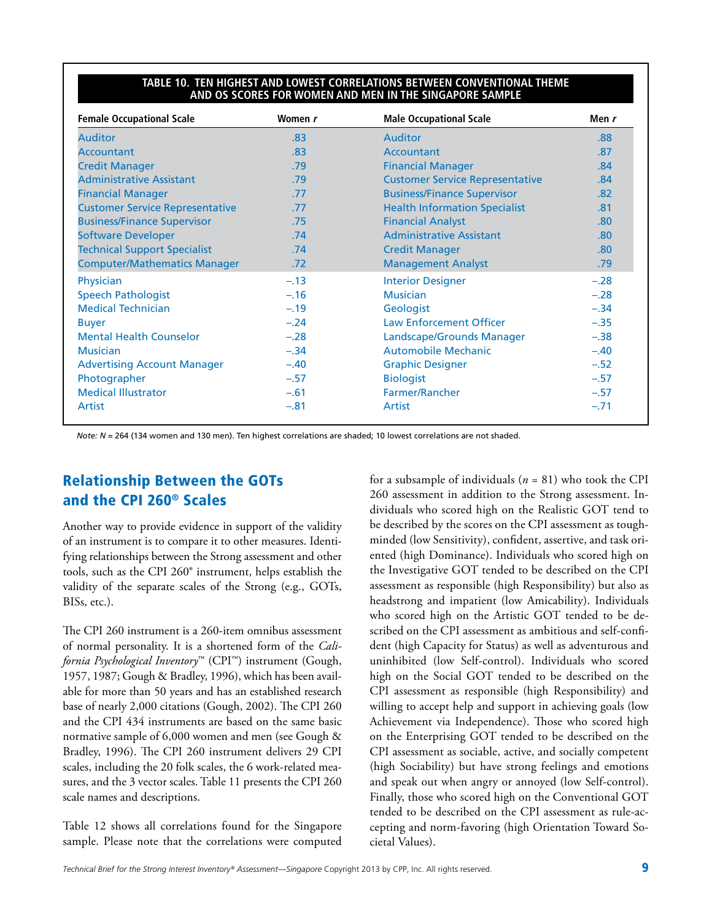**TABLE 10. TEN HIGHEST AND LOWEST CORRELATIONS BETWEEN CONVENTIONAL THEME AND OS SCORES FOR WOMEN AND MEN IN THE SINGAPORE SAMPLE**

| Female Occupational Scale | Women *r* | Male Occupational Scale | Men *r* |
|---|---|---|---|
| Auditor | .83 | Auditor | .88 |
| Accountant | .83 | Accountant | .87 |
| Credit Manager | .79 | Financial Manager | .84 |
| Administrative Assistant | .79 | Customer Service Representative | .84 |
| Financial Manager | .77 | Business/Finance Supervisor | .82 |
| Customer Service Representative | .77 | Health Information Specialist | .81 |
| Business/Finance Supervisor | .75 | Financial Analyst | .80 |
| Software Developer | .74 | Administrative Assistant | .80 |
| Technical Support Specialist | .74 | Credit Manager | .80 |
| Computer/Mathematics Manager | .72 | Management Analyst | .79 |
| Physician | –.13 | Interior Designer | –.28 |
| Speech Pathologist | –.16 | Musician | –.28 |
| Medical Technician | –.19 | Geologist | –.34 |
| Buyer | –.24 | Law Enforcement Officer | –.35 |
| Mental Health Counselor | –.28 | Landscape/Grounds Manager | –.38 |
| Musician | –.34 | Automobile Mechanic | –.40 |
| Advertising Account Manager | –.40 | Graphic Designer | –.52 |
| Photographer | –.57 | Biologist | –.57 |
| Medical Illustrator | –.61 | Farmer/Rancher | –.57 |
| Artist | –.81 | Artist | –.71 |

*Note: N* = 264 (134 women and 130 men). Ten highest correlations are shaded; 10 lowest correlations are not shaded.

## Relationship Between the GOTs and the CPI 260® Scales

Another way to provide evidence in support of the validity of an instrument is to compare it to other measures. Identifying relationships between the Strong assessment and other tools, such as the CPI 260® instrument, helps establish the validity of the separate scales of the Strong (e.g., GOTs, BISs, etc.).

The CPI 260 instrument is a 260-item omnibus assessment of normal personality. It is a shortened form of the *California Psychological Inventory*™ (CPI™) instrument (Gough, 1957, 1987; Gough & Bradley, 1996), which has been available for more than 50 years and has an established research base of nearly 2,000 citations (Gough, 2002). The CPI 260 and the CPI 434 instruments are based on the same basic normative sample of 6,000 women and men (see Gough & Bradley, 1996). The CPI 260 instrument delivers 29 CPI scales, including the 20 folk scales, the 6 work-related measures, and the 3 vector scales. Table 11 presents the CPI 260 scale names and descriptions.

Table 12 shows all correlations found for the Singapore sample. Please note that the correlations were computed for a subsample of individuals (*n* = 81) who took the CPI 260 assessment in addition to the Strong assessment. Individuals who scored high on the Realistic GOT tend to be described by the scores on the CPI assessment as tough-minded (low Sensitivity), confident, assertive, and task oriented (high Dominance). Individuals who scored high on the Investigative GOT tended to be described on the CPI assessment as responsible (high Responsibility) but also as headstrong and impatient (low Amicability). Individuals who scored high on the Artistic GOT tended to be described on the CPI assessment as ambitious and self-confident (high Capacity for Status) as well as adventurous and uninhibited (low Self-control). Individuals who scored high on the Social GOT tended to be described on the CPI assessment as responsible (high Responsibility) and willing to accept help and support in achieving goals (low Achievement via Independence). Those who scored high on the Enterprising GOT tended to be described on the CPI assessment as sociable, active, and socially competent (high Sociability) but have strong feelings and emotions and speak out when angry or annoyed (low Self-control). Finally, those who scored high on the Conventional GOT tended to be described on the CPI assessment as rule-accepting and norm-favoring (high Orientation Toward Societal Values).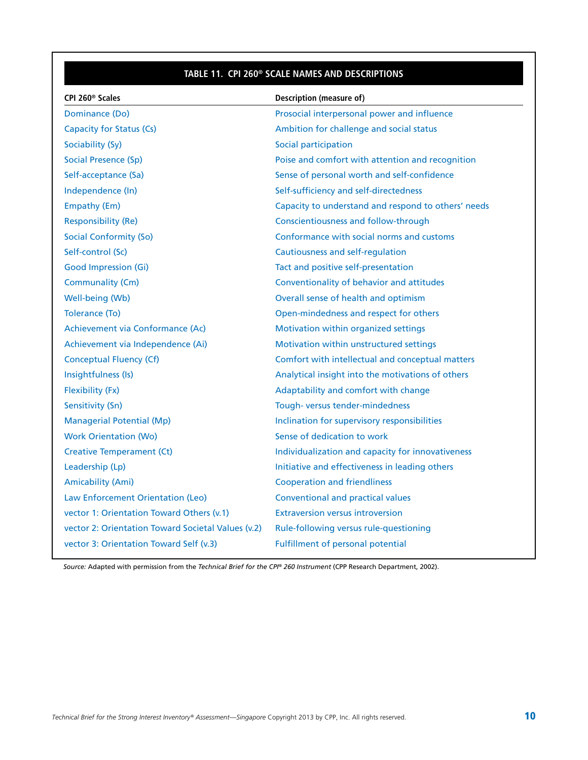**TABLE 11. CPI 260® SCALE NAMES AND DESCRIPTIONS**

| CPI 260® Scales | Description (measure of) |
|---|---|
| Dominance (Do) | Prosocial interpersonal power and influence |
| Capacity for Status (Cs) | Ambition for challenge and social status |
| Sociability (Sy) | Social participation |
| Social Presence (Sp) | Poise and comfort with attention and recognition |
| Self-acceptance (Sa) | Sense of personal worth and self-confidence |
| Independence (In) | Self-sufficiency and self-directedness |
| Empathy (Em) | Capacity to understand and respond to others' needs |
| Responsibility (Re) | Conscientiousness and follow-through |
| Social Conformity (So) | Conformance with social norms and customs |
| Self-control (Sc) | Cautiousness and self-regulation |
| Good Impression (Gi) | Tact and positive self-presentation |
| Communality (Cm) | Conventionality of behavior and attitudes |
| Well-being (Wb) | Overall sense of health and optimism |
| Tolerance (To) | Open-mindedness and respect for others |
| Achievement via Conformance (Ac) | Motivation within organized settings |
| Achievement via Independence (Ai) | Motivation within unstructured settings |
| Conceptual Fluency (Cf) | Comfort with intellectual and conceptual matters |
| Insightfulness (Is) | Analytical insight into the motivations of others |
| Flexibility (Fx) | Adaptability and comfort with change |
| Sensitivity (Sn) | Tough- versus tender-mindedness |
| Managerial Potential (Mp) | Inclination for supervisory responsibilities |
| Work Orientation (Wo) | Sense of dedication to work |
| Creative Temperament (Ct) | Individualization and capacity for innovativeness |
| Leadership (Lp) | Initiative and effectiveness in leading others |
| Amicability (Ami) | Cooperation and friendliness |
| Law Enforcement Orientation (Leo) | Conventional and practical values |
| vector 1: Orientation Toward Others (v.1) | Extraversion versus introversion |
| vector 2: Orientation Toward Societal Values (v.2) | Rule-following versus rule-questioning |
| vector 3: Orientation Toward Self (v.3) | Fulfillment of personal potential |

*Source:* Adapted with permission from the *Technical Brief for the CPI® 260 Instrument* (CPP Research Department, 2002).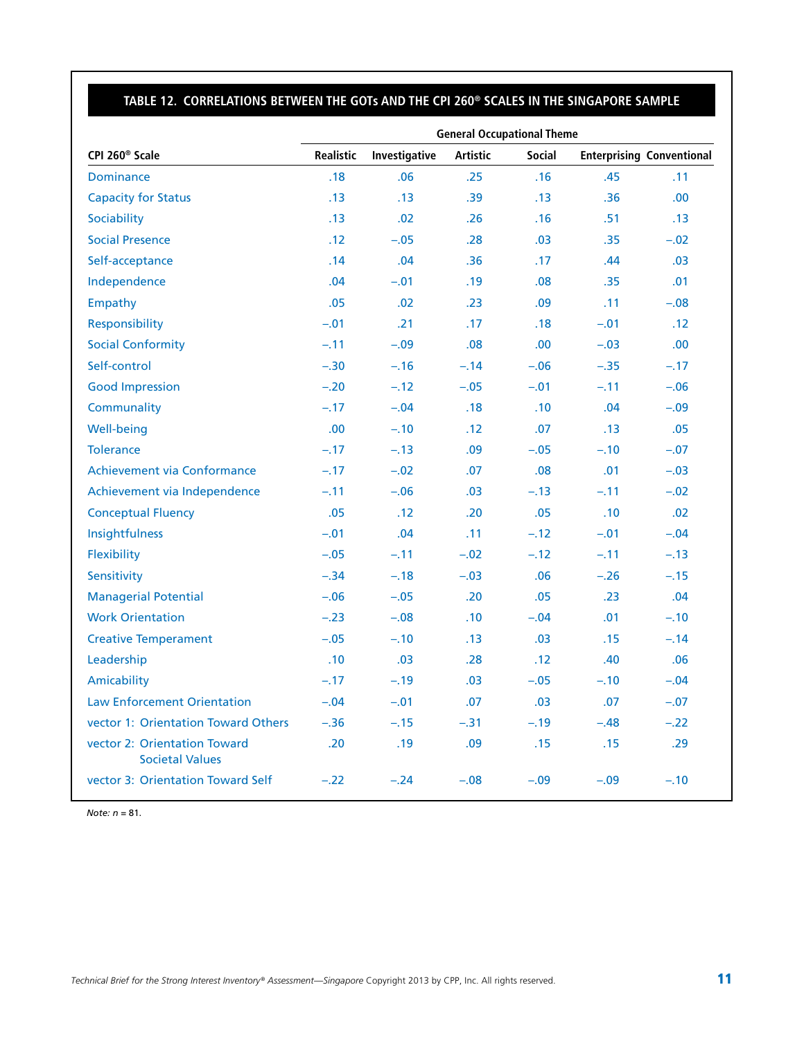**TABLE 12. CORRELATIONS BETWEEN THE GOTs AND THE CPI 260® SCALES IN THE SINGAPORE SAMPLE**

| | General Occupational Theme | | | | | |
|---|---|---|---|---|---|---|
| CPI 260® Scale | Realistic | Investigative | Artistic | Social | Enterprising | Conventional |
| Dominance | .18 | .06 | .25 | .16 | .45 | .11 |
| Capacity for Status | .13 | .13 | .39 | .13 | .36 | .00 |
| Sociability | .13 | .02 | .26 | .16 | .51 | .13 |
| Social Presence | .12 | –.05 | .28 | .03 | .35 | –.02 |
| Self-acceptance | .14 | .04 | .36 | .17 | .44 | .03 |
| Independence | .04 | –.01 | .19 | .08 | .35 | .01 |
| Empathy | .05 | .02 | .23 | .09 | .11 | –.08 |
| Responsibility | –.01 | .21 | .17 | .18 | –.01 | .12 |
| Social Conformity | –.11 | –.09 | .08 | .00 | –.03 | .00 |
| Self-control | –.30 | –.16 | –.14 | –.06 | –.35 | –.17 |
| Good Impression | –.20 | –.12 | –.05 | –.01 | –.11 | –.06 |
| Communality | –.17 | –.04 | .18 | .10 | .04 | –.09 |
| Well-being | .00 | –.10 | .12 | .07 | .13 | .05 |
| Tolerance | –.17 | –.13 | .09 | –.05 | –.10 | –.07 |
| Achievement via Conformance | –.17 | –.02 | .07 | .08 | .01 | –.03 |
| Achievement via Independence | –.11 | –.06 | .03 | –.13 | –.11 | –.02 |
| Conceptual Fluency | .05 | .12 | .20 | .05 | .10 | .02 |
| Insightfulness | –.01 | .04 | .11 | –.12 | –.01 | –.04 |
| Flexibility | –.05 | –.11 | –.02 | –.12 | –.11 | –.13 |
| Sensitivity | –.34 | –.18 | –.03 | .06 | –.26 | –.15 |
| Managerial Potential | –.06 | –.05 | .20 | .05 | .23 | .04 |
| Work Orientation | –.23 | –.08 | .10 | –.04 | .01 | –.10 |
| Creative Temperament | –.05 | –.10 | .13 | .03 | .15 | –.14 |
| Leadership | .10 | .03 | .28 | .12 | .40 | .06 |
| Amicability | –.17 | –.19 | .03 | –.05 | –.10 | –.04 |
| Law Enforcement Orientation | –.04 | –.01 | .07 | .03 | .07 | –.07 |
| vector 1: Orientation Toward Others | –.36 | –.15 | –.31 | –.19 | –.48 | –.22 |
| vector 2: Orientation Toward Societal Values | .20 | .19 | .09 | .15 | .15 | .29 |
| vector 3: Orientation Toward Self | –.22 | –.24 | –.08 | –.09 | –.09 | –.10 |

*Note: n* = 81.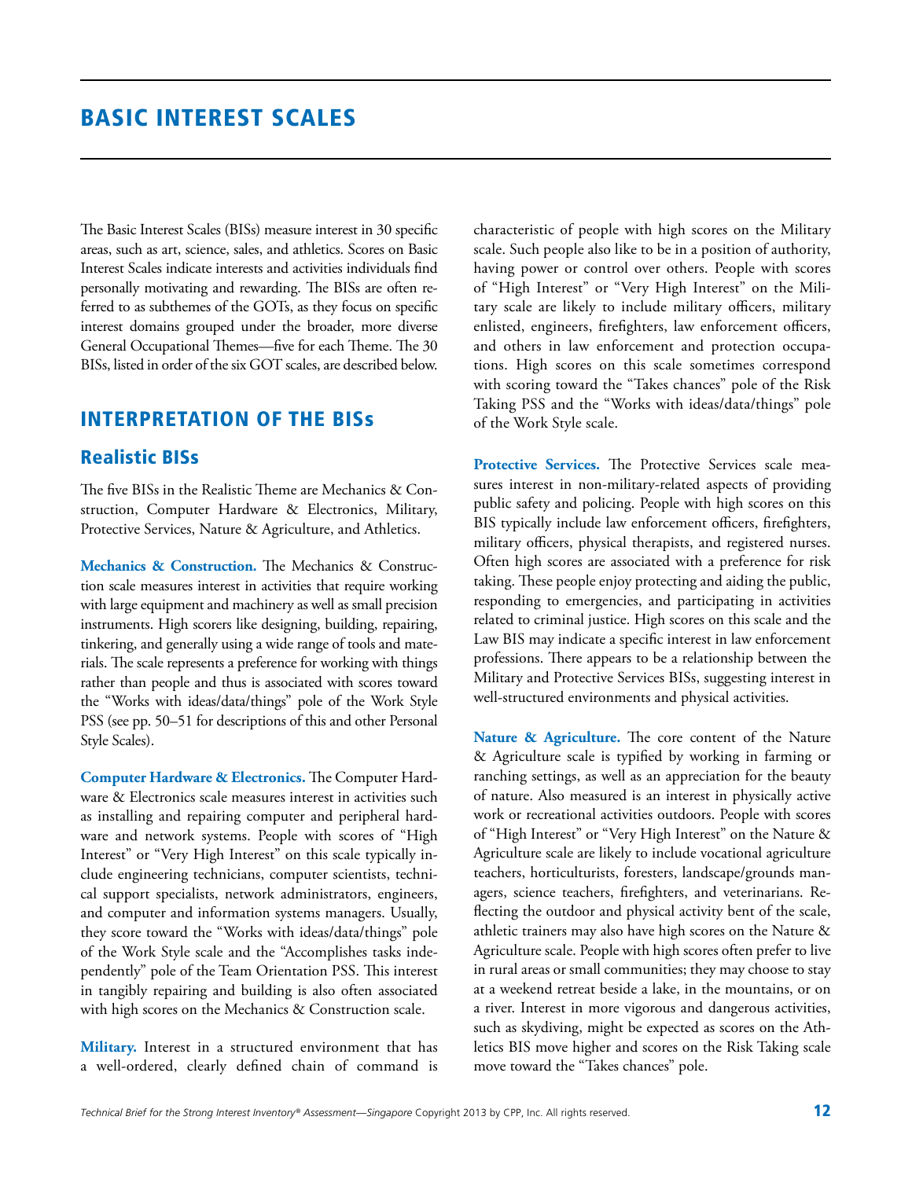# BASIC INTEREST SCALES

The Basic Interest Scales (BISs) measure interest in 30 specific areas, such as art, science, sales, and athletics. Scores on Basic Interest Scales indicate interests and activities individuals find personally motivating and rewarding. The BISs are often referred to as subthemes of the GOTs, as they focus on specific interest domains grouped under the broader, more diverse General Occupational Themes—five for each Theme. The 30 BISs, listed in order of the six GOT scales, are described below.

## INTERPRETATION OF THE BISs

### Realistic BISs

The five BISs in the Realistic Theme are Mechanics & Construction, Computer Hardware & Electronics, Military, Protective Services, Nature & Agriculture, and Athletics.

**Mechanics & Construction.** The Mechanics & Construction scale measures interest in activities that require working with large equipment and machinery as well as small precision instruments. High scorers like designing, building, repairing, tinkering, and generally using a wide range of tools and materials. The scale represents a preference for working with things rather than people and thus is associated with scores toward the "Works with ideas/data/things" pole of the Work Style PSS (see pp. 50–51 for descriptions of this and other Personal Style Scales).

**Computer Hardware & Electronics.** The Computer Hardware & Electronics scale measures interest in activities such as installing and repairing computer and peripheral hardware and network systems. People with scores of "High Interest" or "Very High Interest" on this scale typically include engineering technicians, computer scientists, technical support specialists, network administrators, engineers, and computer and information systems managers. Usually, they score toward the "Works with ideas/data/things" pole of the Work Style scale and the "Accomplishes tasks independently" pole of the Team Orientation PSS. This interest in tangibly repairing and building is also often associated with high scores on the Mechanics & Construction scale.

**Military.** Interest in a structured environment that has a well-ordered, clearly defined chain of command is characteristic of people with high scores on the Military scale. Such people also like to be in a position of authority, having power or control over others. People with scores of "High Interest" or "Very High Interest" on the Military scale are likely to include military officers, military enlisted, engineers, firefighters, law enforcement officers, and others in law enforcement and protection occupations. High scores on this scale sometimes correspond with scoring toward the "Takes chances" pole of the Risk Taking PSS and the "Works with ideas/data/things" pole of the Work Style scale.

**Protective Services.** The Protective Services scale measures interest in non-military-related aspects of providing public safety and policing. People with high scores on this BIS typically include law enforcement officers, firefighters, military officers, physical therapists, and registered nurses. Often high scores are associated with a preference for risk taking. These people enjoy protecting and aiding the public, responding to emergencies, and participating in activities related to criminal justice. High scores on this scale and the Law BIS may indicate a specific interest in law enforcement professions. There appears to be a relationship between the Military and Protective Services BISs, suggesting interest in well-structured environments and physical activities.

**Nature & Agriculture.** The core content of the Nature & Agriculture scale is typified by working in farming or ranching settings, as well as an appreciation for the beauty of nature. Also measured is an interest in physically active work or recreational activities outdoors. People with scores of "High Interest" or "Very High Interest" on the Nature & Agriculture scale are likely to include vocational agriculture teachers, horticulturists, foresters, landscape/grounds managers, science teachers, firefighters, and veterinarians. Reflecting the outdoor and physical activity bent of the scale, athletic trainers may also have high scores on the Nature & Agriculture scale. People with high scores often prefer to live in rural areas or small communities; they may choose to stay at a weekend retreat beside a lake, in the mountains, or on a river. Interest in more vigorous and dangerous activities, such as skydiving, might be expected as scores on the Athletics BIS move higher and scores on the Risk Taking scale move toward the "Takes chances" pole.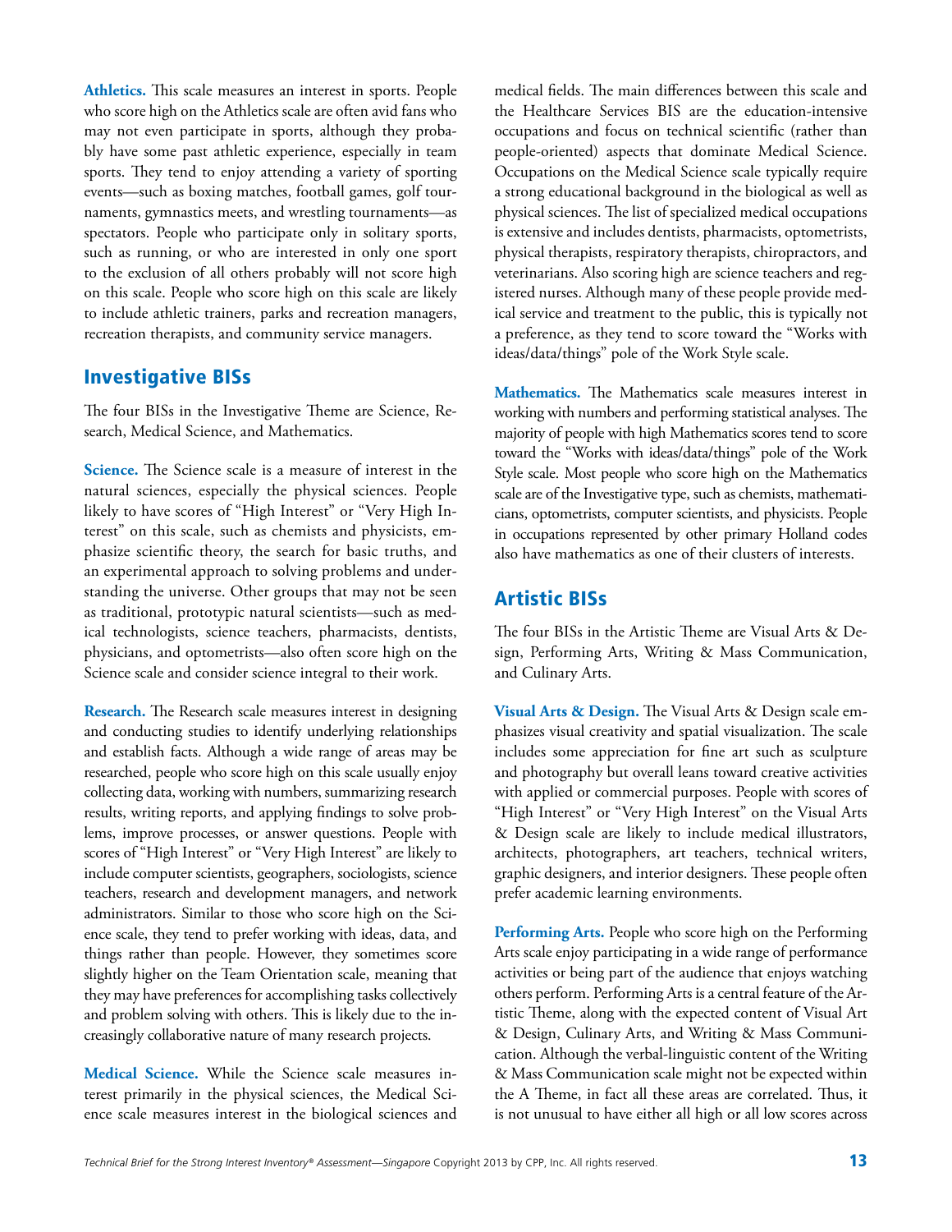**Athletics.** This scale measures an interest in sports. People who score high on the Athletics scale are often avid fans who may not even participate in sports, although they probably have some past athletic experience, especially in team sports. They tend to enjoy attending a variety of sporting events—such as boxing matches, football games, golf tournaments, gymnastics meets, and wrestling tournaments—as spectators. People who participate only in solitary sports, such as running, or who are interested in only one sport to the exclusion of all others probably will not score high on this scale. People who score high on this scale are likely to include athletic trainers, parks and recreation managers, recreation therapists, and community service managers.

## Investigative BISs

The four BISs in the Investigative Theme are Science, Research, Medical Science, and Mathematics.

**Science.** The Science scale is a measure of interest in the natural sciences, especially the physical sciences. People likely to have scores of "High Interest" or "Very High Interest" on this scale, such as chemists and physicists, emphasize scientific theory, the search for basic truths, and an experimental approach to solving problems and understanding the universe. Other groups that may not be seen as traditional, prototypic natural scientists—such as medical technologists, science teachers, pharmacists, dentists, physicians, and optometrists—also often score high on the Science scale and consider science integral to their work.

**Research.** The Research scale measures interest in designing and conducting studies to identify underlying relationships and establish facts. Although a wide range of areas may be researched, people who score high on this scale usually enjoy collecting data, working with numbers, summarizing research results, writing reports, and applying findings to solve problems, improve processes, or answer questions. People with scores of "High Interest" or "Very High Interest" are likely to include computer scientists, geographers, sociologists, science teachers, research and development managers, and network administrators. Similar to those who score high on the Science scale, they tend to prefer working with ideas, data, and things rather than people. However, they sometimes score slightly higher on the Team Orientation scale, meaning that they may have preferences for accomplishing tasks collectively and problem solving with others. This is likely due to the increasingly collaborative nature of many research projects.

**Medical Science.** While the Science scale measures interest primarily in the physical sciences, the Medical Science scale measures interest in the biological sciences and medical fields. The main differences between this scale and the Healthcare Services BIS are the education-intensive occupations and focus on technical scientific (rather than people-oriented) aspects that dominate Medical Science. Occupations on the Medical Science scale typically require a strong educational background in the biological as well as physical sciences. The list of specialized medical occupations is extensive and includes dentists, pharmacists, optometrists, physical therapists, respiratory therapists, chiropractors, and veterinarians. Also scoring high are science teachers and registered nurses. Although many of these people provide medical service and treatment to the public, this is typically not a preference, as they tend to score toward the "Works with ideas/data/things" pole of the Work Style scale.

**Mathematics.** The Mathematics scale measures interest in working with numbers and performing statistical analyses. The majority of people with high Mathematics scores tend to score toward the "Works with ideas/data/things" pole of the Work Style scale. Most people who score high on the Mathematics scale are of the Investigative type, such as chemists, mathematicians, optometrists, computer scientists, and physicists. People in occupations represented by other primary Holland codes also have mathematics as one of their clusters of interests.

## Artistic BISs

The four BISs in the Artistic Theme are Visual Arts & Design, Performing Arts, Writing & Mass Communication, and Culinary Arts.

**Visual Arts & Design.** The Visual Arts & Design scale emphasizes visual creativity and spatial visualization. The scale includes some appreciation for fine art such as sculpture and photography but overall leans toward creative activities with applied or commercial purposes. People with scores of "High Interest" or "Very High Interest" on the Visual Arts & Design scale are likely to include medical illustrators, architects, photographers, art teachers, technical writers, graphic designers, and interior designers. These people often prefer academic learning environments.

**Performing Arts.** People who score high on the Performing Arts scale enjoy participating in a wide range of performance activities or being part of the audience that enjoys watching others perform. Performing Arts is a central feature of the Artistic Theme, along with the expected content of Visual Art & Design, Culinary Arts, and Writing & Mass Communication. Although the verbal-linguistic content of the Writing & Mass Communication scale might not be expected within the A Theme, in fact all these areas are correlated. Thus, it is not unusual to have either all high or all low scores across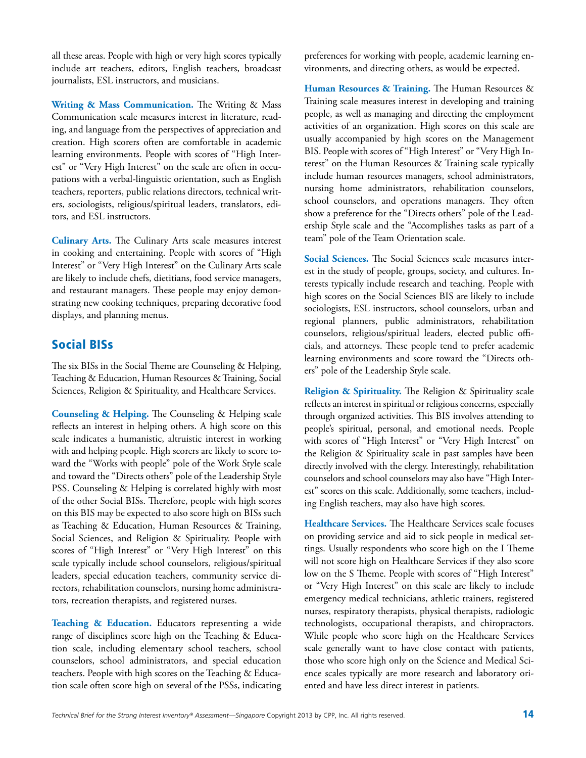all these areas. People with high or very high scores typically include art teachers, editors, English teachers, broadcast journalists, ESL instructors, and musicians.

**Writing & Mass Communication.** The Writing & Mass Communication scale measures interest in literature, reading, and language from the perspectives of appreciation and creation. High scorers often are comfortable in academic learning environments. People with scores of "High Interest" or "Very High Interest" on the scale are often in occupations with a verbal-linguistic orientation, such as English teachers, reporters, public relations directors, technical writers, sociologists, religious/spiritual leaders, translators, editors, and ESL instructors.

**Culinary Arts.** The Culinary Arts scale measures interest in cooking and entertaining. People with scores of "High Interest" or "Very High Interest" on the Culinary Arts scale are likely to include chefs, dietitians, food service managers, and restaurant managers. These people may enjoy demonstrating new cooking techniques, preparing decorative food displays, and planning menus.

## Social BISs

The six BISs in the Social Theme are Counseling & Helping, Teaching & Education, Human Resources & Training, Social Sciences, Religion & Spirituality, and Healthcare Services.

**Counseling & Helping.** The Counseling & Helping scale reflects an interest in helping others. A high score on this scale indicates a humanistic, altruistic interest in working with and helping people. High scorers are likely to score toward the "Works with people" pole of the Work Style scale and toward the "Directs others" pole of the Leadership Style PSS. Counseling & Helping is correlated highly with most of the other Social BISs. Therefore, people with high scores on this BIS may be expected to also score high on BISs such as Teaching & Education, Human Resources & Training, Social Sciences, and Religion & Spirituality. People with scores of "High Interest" or "Very High Interest" on this scale typically include school counselors, religious/spiritual leaders, special education teachers, community service directors, rehabilitation counselors, nursing home administrators, recreation therapists, and registered nurses.

**Teaching & Education.** Educators representing a wide range of disciplines score high on the Teaching & Education scale, including elementary school teachers, school counselors, school administrators, and special education teachers. People with high scores on the Teaching & Education scale often score high on several of the PSSs, indicating preferences for working with people, academic learning environments, and directing others, as would be expected.

**Human Resources & Training.** The Human Resources & Training scale measures interest in developing and training people, as well as managing and directing the employment activities of an organization. High scores on this scale are usually accompanied by high scores on the Management BIS. People with scores of "High Interest" or "Very High Interest" on the Human Resources & Training scale typically include human resources managers, school administrators, nursing home administrators, rehabilitation counselors, school counselors, and operations managers. They often show a preference for the "Directs others" pole of the Leadership Style scale and the "Accomplishes tasks as part of a team" pole of the Team Orientation scale.

**Social Sciences.** The Social Sciences scale measures interest in the study of people, groups, society, and cultures. Interests typically include research and teaching. People with high scores on the Social Sciences BIS are likely to include sociologists, ESL instructors, school counselors, urban and regional planners, public administrators, rehabilitation counselors, religious/spiritual leaders, elected public officials, and attorneys. These people tend to prefer academic learning environments and score toward the "Directs others" pole of the Leadership Style scale.

**Religion & Spirituality.** The Religion & Spirituality scale reflects an interest in spiritual or religious concerns, especially through organized activities. This BIS involves attending to people's spiritual, personal, and emotional needs. People with scores of "High Interest" or "Very High Interest" on the Religion & Spirituality scale in past samples have been directly involved with the clergy. Interestingly, rehabilitation counselors and school counselors may also have "High Interest" scores on this scale. Additionally, some teachers, including English teachers, may also have high scores.

**Healthcare Services.** The Healthcare Services scale focuses on providing service and aid to sick people in medical settings. Usually respondents who score high on the I Theme will not score high on Healthcare Services if they also score low on the S Theme. People with scores of "High Interest" or "Very High Interest" on this scale are likely to include emergency medical technicians, athletic trainers, registered nurses, respiratory therapists, physical therapists, radiologic technologists, occupational therapists, and chiropractors. While people who score high on the Healthcare Services scale generally want to have close contact with patients, those who score high only on the Science and Medical Science scales typically are more research and laboratory oriented and have less direct interest in patients.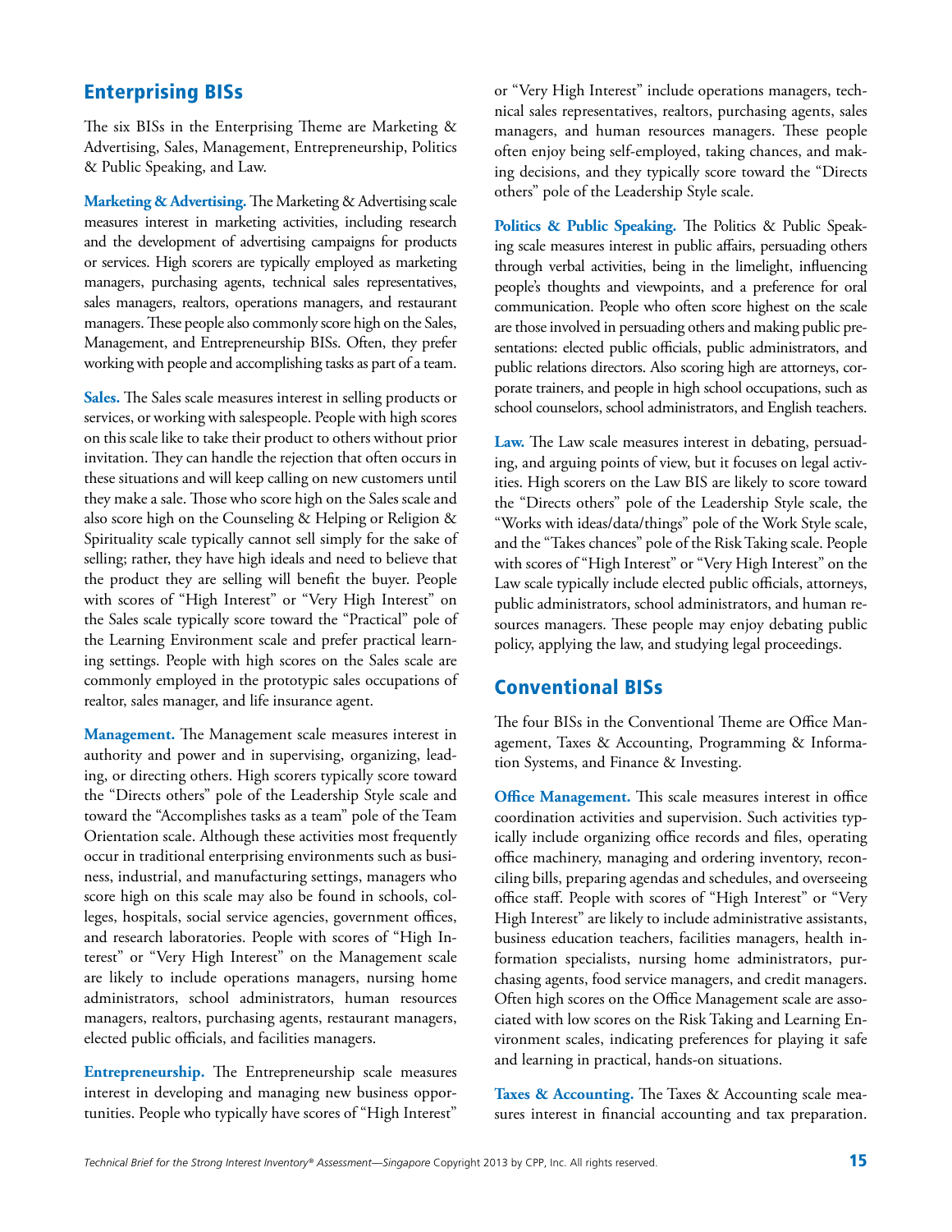## Enterprising BISs

The six BISs in the Enterprising Theme are Marketing & Advertising, Sales, Management, Entrepreneurship, Politics & Public Speaking, and Law.

**Marketing & Advertising.** The Marketing & Advertising scale measures interest in marketing activities, including research and the development of advertising campaigns for products or services. High scorers are typically employed as marketing managers, purchasing agents, technical sales representatives, sales managers, realtors, operations managers, and restaurant managers. These people also commonly score high on the Sales, Management, and Entrepreneurship BISs. Often, they prefer working with people and accomplishing tasks as part of a team.

**Sales.** The Sales scale measures interest in selling products or services, or working with salespeople. People with high scores on this scale like to take their product to others without prior invitation. They can handle the rejection that often occurs in these situations and will keep calling on new customers until they make a sale. Those who score high on the Sales scale and also score high on the Counseling & Helping or Religion & Spirituality scale typically cannot sell simply for the sake of selling; rather, they have high ideals and need to believe that the product they are selling will benefit the buyer. People with scores of "High Interest" or "Very High Interest" on the Sales scale typically score toward the "Practical" pole of the Learning Environment scale and prefer practical learning settings. People with high scores on the Sales scale are commonly employed in the prototypic sales occupations of realtor, sales manager, and life insurance agent.

**Management.** The Management scale measures interest in authority and power and in supervising, organizing, leading, or directing others. High scorers typically score toward the "Directs others" pole of the Leadership Style scale and toward the "Accomplishes tasks as a team" pole of the Team Orientation scale. Although these activities most frequently occur in traditional enterprising environments such as business, industrial, and manufacturing settings, managers who score high on this scale may also be found in schools, colleges, hospitals, social service agencies, government offices, and research laboratories. People with scores of "High Interest" or "Very High Interest" on the Management scale are likely to include operations managers, nursing home administrators, school administrators, human resources managers, realtors, purchasing agents, restaurant managers, elected public officials, and facilities managers.

**Entrepreneurship.** The Entrepreneurship scale measures interest in developing and managing new business opportunities. People who typically have scores of "High Interest" or "Very High Interest" include operations managers, technical sales representatives, realtors, purchasing agents, sales managers, and human resources managers. These people often enjoy being self-employed, taking chances, and making decisions, and they typically score toward the "Directs others" pole of the Leadership Style scale.

**Politics & Public Speaking.** The Politics & Public Speaking scale measures interest in public affairs, persuading others through verbal activities, being in the limelight, influencing people's thoughts and viewpoints, and a preference for oral communication. People who often score highest on the scale are those involved in persuading others and making public presentations: elected public officials, public administrators, and public relations directors. Also scoring high are attorneys, corporate trainers, and people in high school occupations, such as school counselors, school administrators, and English teachers.

**Law.** The Law scale measures interest in debating, persuading, and arguing points of view, but it focuses on legal activities. High scorers on the Law BIS are likely to score toward the "Directs others" pole of the Leadership Style scale, the "Works with ideas/data/things" pole of the Work Style scale, and the "Takes chances" pole of the Risk Taking scale. People with scores of "High Interest" or "Very High Interest" on the Law scale typically include elected public officials, attorneys, public administrators, school administrators, and human resources managers. These people may enjoy debating public policy, applying the law, and studying legal proceedings.

## Conventional BISs

The four BISs in the Conventional Theme are Office Management, Taxes & Accounting, Programming & Information Systems, and Finance & Investing.

**Office Management.** This scale measures interest in office coordination activities and supervision. Such activities typically include organizing office records and files, operating office machinery, managing and ordering inventory, reconciling bills, preparing agendas and schedules, and overseeing office staff. People with scores of "High Interest" or "Very High Interest" are likely to include administrative assistants, business education teachers, facilities managers, health information specialists, nursing home administrators, purchasing agents, food service managers, and credit managers. Often high scores on the Office Management scale are associated with low scores on the Risk Taking and Learning Environment scales, indicating preferences for playing it safe and learning in practical, hands-on situations.

**Taxes & Accounting.** The Taxes & Accounting scale measures interest in financial accounting and tax preparation.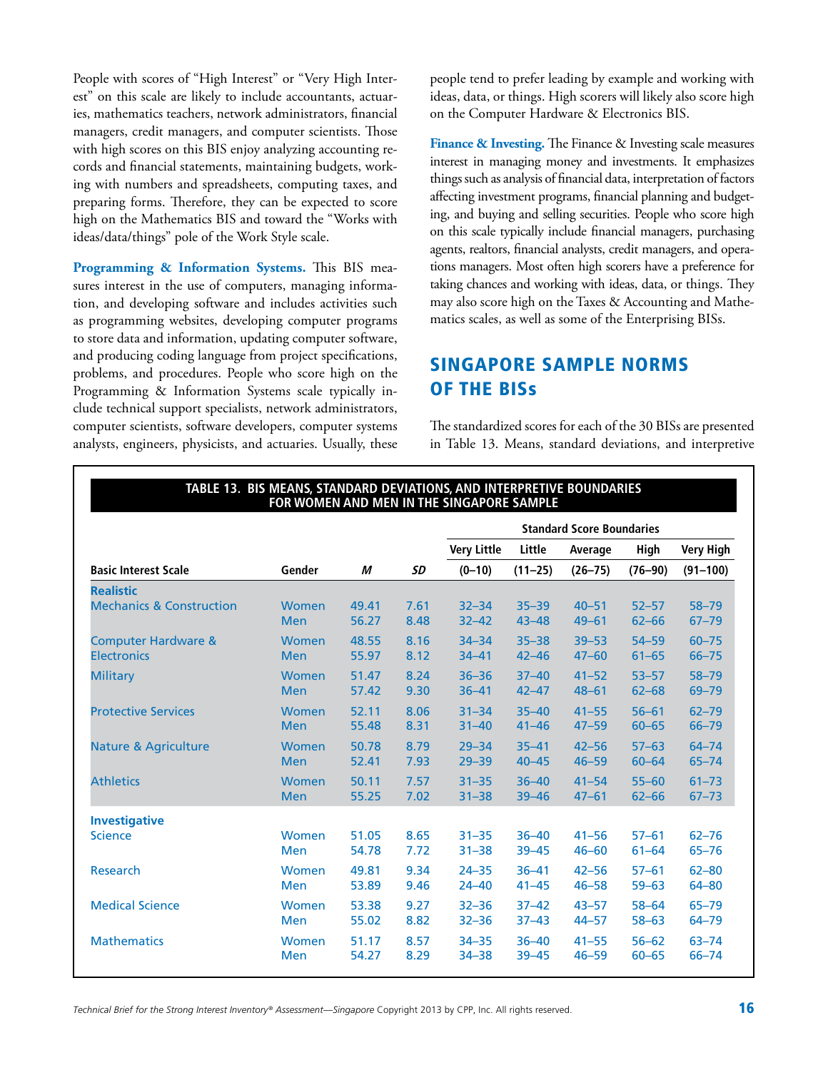People with scores of "High Interest" or "Very High Interest" on this scale are likely to include accountants, actuaries, mathematics teachers, network administrators, financial managers, credit managers, and computer scientists. Those with high scores on this BIS enjoy analyzing accounting records and financial statements, maintaining budgets, working with numbers and spreadsheets, computing taxes, and preparing forms. Therefore, they can be expected to score high on the Mathematics BIS and toward the "Works with ideas/data/things" pole of the Work Style scale.

**Programming & Information Systems.** This BIS measures interest in the use of computers, managing information, and developing software and includes activities such as programming websites, developing computer programs to store data and information, updating computer software, and producing coding language from project specifications, problems, and procedures. People who score high on the Programming & Information Systems scale typically include technical support specialists, network administrators, computer scientists, software developers, computer systems analysts, engineers, physicists, and actuaries. Usually, these people tend to prefer leading by example and working with ideas, data, or things. High scorers will likely also score high on the Computer Hardware & Electronics BIS.

**Finance & Investing.** The Finance & Investing scale measures interest in managing money and investments. It emphasizes things such as analysis of financial data, interpretation of factors affecting investment programs, financial planning and budgeting, and buying and selling securities. People who score high on this scale typically include financial managers, purchasing agents, realtors, financial analysts, credit managers, and operations managers. Most often high scorers have a preference for taking chances and working with ideas, data, or things. They may also score high on the Taxes & Accounting and Mathematics scales, as well as some of the Enterprising BISs.

## SINGAPORE SAMPLE NORMS OF THE BISs

The standardized scores for each of the 30 BISs are presented in Table 13. Means, standard deviations, and interpretive

**TABLE 13. BIS MEANS, STANDARD DEVIATIONS, AND INTERPRETIVE BOUNDARIES FOR WOMEN AND MEN IN THE SINGAPORE SAMPLE**

| | | | | Standard Score Boundaries | | | | |
|---|---|---|---|---|---|---|---|---|
| | | | | Very Little | Little | Average | High | Very High |
| Basic Interest Scale | Gender | *M* | *SD* | (0–10) | (11–25) | (26–75) | (76–90) | (91–100) |
| **Realistic** | | | | | | | | |
| Mechanics & Construction | Women | 49.41 | 7.61 | 32–34 | 35–39 | 40–51 | 52–57 | 58–79 |
| | Men | 56.27 | 8.48 | 32–42 | 43–48 | 49–61 | 62–66 | 67–79 |
| Computer Hardware & Electronics | Women | 48.55 | 8.16 | 34–34 | 35–38 | 39–53 | 54–59 | 60–75 |
| | Men | 55.97 | 8.12 | 34–41 | 42–46 | 47–60 | 61–65 | 66–75 |
| Military | Women | 51.47 | 8.24 | 36–36 | 37–40 | 41–52 | 53–57 | 58–79 |
| | Men | 57.42 | 9.30 | 36–41 | 42–47 | 48–61 | 62–68 | 69–79 |
| Protective Services | Women | 52.11 | 8.06 | 31–34 | 35–40 | 41–55 | 56–61 | 62–79 |
| | Men | 55.48 | 8.31 | 31–40 | 41–46 | 47–59 | 60–65 | 66–79 |
| Nature & Agriculture | Women | 50.78 | 8.79 | 29–34 | 35–41 | 42–56 | 57–63 | 64–74 |
| | Men | 52.41 | 7.93 | 29–39 | 40–45 | 46–59 | 60–64 | 65–74 |
| Athletics | Women | 50.11 | 7.57 | 31–35 | 36–40 | 41–54 | 55–60 | 61–73 |
| | Men | 55.25 | 7.02 | 31–38 | 39–46 | 47–61 | 62–66 | 67–73 |
| **Investigative** | | | | | | | | |
| Science | Women | 51.05 | 8.65 | 31–35 | 36–40 | 41–56 | 57–61 | 62–76 |
| | Men | 54.78 | 7.72 | 31–38 | 39–45 | 46–60 | 61–64 | 65–76 |
| Research | Women | 49.81 | 9.34 | 24–35 | 36–41 | 42–56 | 57–61 | 62–80 |
| | Men | 53.89 | 9.46 | 24–40 | 41–45 | 46–58 | 59–63 | 64–80 |
| Medical Science | Women | 53.38 | 9.27 | 32–36 | 37–42 | 43–57 | 58–64 | 65–79 |
| | Men | 55.02 | 8.82 | 32–36 | 37–43 | 44–57 | 58–63 | 64–79 |
| Mathematics | Women | 51.17 | 8.57 | 34–35 | 36–40 | 41–55 | 56–62 | 63–74 |
| | Men | 54.27 | 8.29 | 34–38 | 39–45 | 46–59 | 60–65 | 66–74 |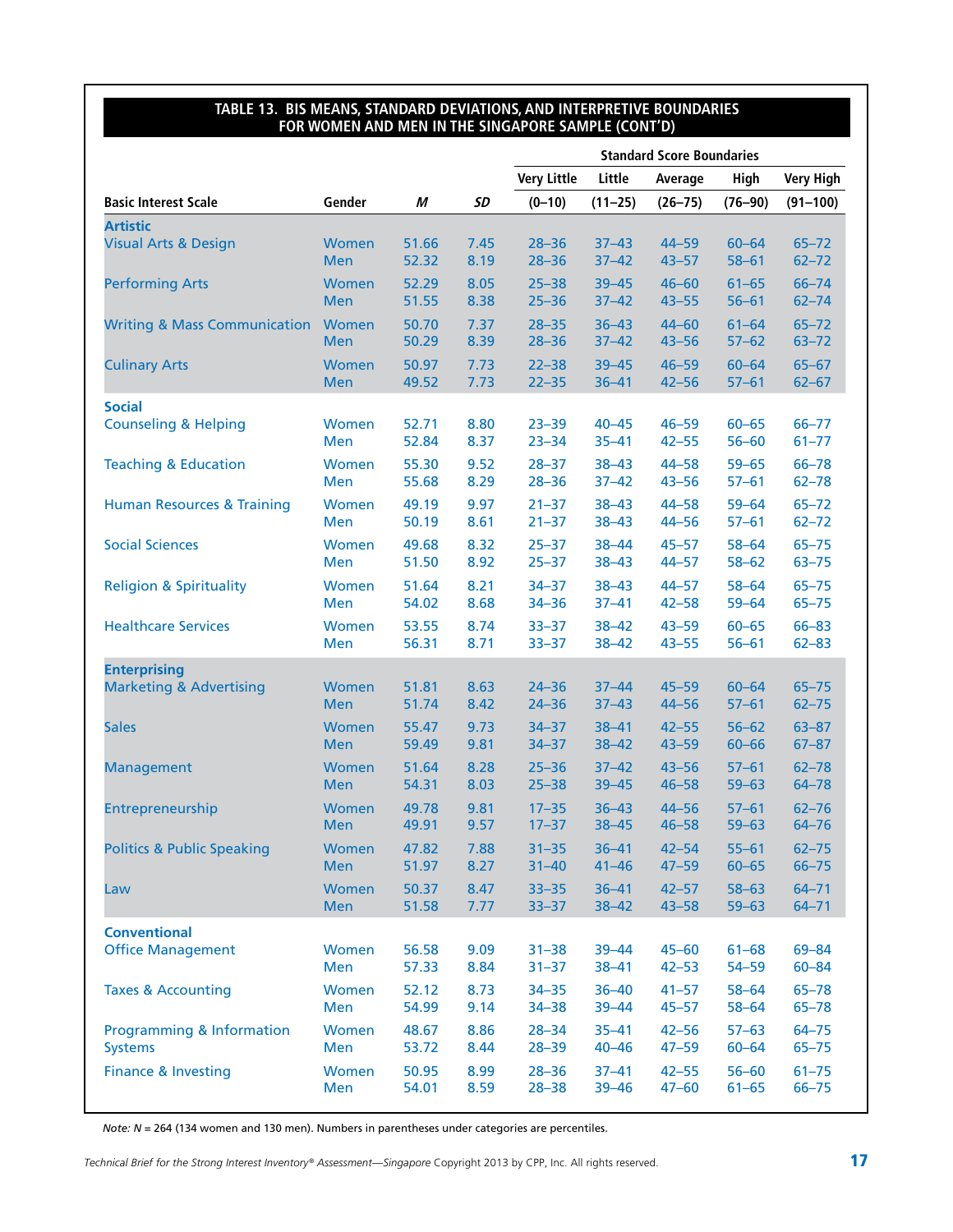**TABLE 13. BIS MEANS, STANDARD DEVIATIONS, AND INTERPRETIVE BOUNDARIES FOR WOMEN AND MEN IN THE SINGAPORE SAMPLE (CONT'D)**

| | | | | Standard Score Boundaries | | | | |
|---|---|---|---|---|---|---|---|---|
| | | | | Very Little | Little | Average | High | Very High |
| Basic Interest Scale | Gender | *M* | *SD* | (0–10) | (11–25) | (26–75) | (76–90) | (91–100) |
| **Artistic** | | | | | | | | |
| Visual Arts & Design | Women | 51.66 | 7.45 | 28–36 | 37–43 | 44–59 | 60–64 | 65–72 |
| | Men | 52.32 | 8.19 | 28–36 | 37–42 | 43–57 | 58–61 | 62–72 |
| Performing Arts | Women | 52.29 | 8.05 | 25–38 | 39–45 | 46–60 | 61–65 | 66–74 |
| | Men | 51.55 | 8.38 | 25–36 | 37–42 | 43–55 | 56–61 | 62–74 |
| Writing & Mass Communication | Women | 50.70 | 7.37 | 28–35 | 36–43 | 44–60 | 61–64 | 65–72 |
| | Men | 50.29 | 8.39 | 28–36 | 37–42 | 43–56 | 57–62 | 63–72 |
| Culinary Arts | Women | 50.97 | 7.73 | 22–38 | 39–45 | 46–59 | 60–64 | 65–67 |
| | Men | 49.52 | 7.73 | 22–35 | 36–41 | 42–56 | 57–61 | 62–67 |
| **Social** | | | | | | | | |
| Counseling & Helping | Women | 52.71 | 8.80 | 23–39 | 40–45 | 46–59 | 60–65 | 66–77 |
| | Men | 52.84 | 8.37 | 23–34 | 35–41 | 42–55 | 56–60 | 61–77 |
| Teaching & Education | Women | 55.30 | 9.52 | 28–37 | 38–43 | 44–58 | 59–65 | 66–78 |
| | Men | 55.68 | 8.29 | 28–36 | 37–42 | 43–56 | 57–61 | 62–78 |
| Human Resources & Training | Women | 49.19 | 9.97 | 21–37 | 38–43 | 44–58 | 59–64 | 65–72 |
| | Men | 50.19 | 8.61 | 21–37 | 38–43 | 44–56 | 57–61 | 62–72 |
| Social Sciences | Women | 49.68 | 8.32 | 25–37 | 38–44 | 45–57 | 58–64 | 65–75 |
| | Men | 51.50 | 8.92 | 25–37 | 38–43 | 44–57 | 58–62 | 63–75 |
| Religion & Spirituality | Women | 51.64 | 8.21 | 34–37 | 38–43 | 44–57 | 58–64 | 65–75 |
| | Men | 54.02 | 8.68 | 34–36 | 37–41 | 42–58 | 59–64 | 65–75 |
| Healthcare Services | Women | 53.55 | 8.74 | 33–37 | 38–42 | 43–59 | 60–65 | 66–83 |
| | Men | 56.31 | 8.71 | 33–37 | 38–42 | 43–55 | 56–61 | 62–83 |
| **Enterprising** | | | | | | | | |
| Marketing & Advertising | Women | 51.81 | 8.63 | 24–36 | 37–44 | 45–59 | 60–64 | 65–75 |
| | Men | 51.74 | 8.42 | 24–36 | 37–43 | 44–56 | 57–61 | 62–75 |
| Sales | Women | 55.47 | 9.73 | 34–37 | 38–41 | 42–55 | 56–62 | 63–87 |
| | Men | 59.49 | 9.81 | 34–37 | 38–42 | 43–59 | 60–66 | 67–87 |
| Management | Women | 51.64 | 8.28 | 25–36 | 37–42 | 43–56 | 57–61 | 62–78 |
| | Men | 54.31 | 8.03 | 25–38 | 39–45 | 46–58 | 59–63 | 64–78 |
| Entrepreneurship | Women | 49.78 | 9.81 | 17–35 | 36–43 | 44–56 | 57–61 | 62–76 |
| | Men | 49.91 | 9.57 | 17–37 | 38–45 | 46–58 | 59–63 | 64–76 |
| Politics & Public Speaking | Women | 47.82 | 7.88 | 31–35 | 36–41 | 42–54 | 55–61 | 62–75 |
| | Men | 51.97 | 8.27 | 31–40 | 41–46 | 47–59 | 60–65 | 66–75 |
| Law | Women | 50.37 | 8.47 | 33–35 | 36–41 | 42–57 | 58–63 | 64–71 |
| | Men | 51.58 | 7.77 | 33–37 | 38–42 | 43–58 | 59–63 | 64–71 |
| **Conventional** | | | | | | | | |
| Office Management | Women | 56.58 | 9.09 | 31–38 | 39–44 | 45–60 | 61–68 | 69–84 |
| | Men | 57.33 | 8.84 | 31–37 | 38–41 | 42–53 | 54–59 | 60–84 |
| Taxes & Accounting | Women | 52.12 | 8.73 | 34–35 | 36–40 | 41–57 | 58–64 | 65–78 |
| | Men | 54.99 | 9.14 | 34–38 | 39–44 | 45–57 | 58–64 | 65–78 |
| Programming & Information Systems | Women | 48.67 | 8.86 | 28–34 | 35–41 | 42–56 | 57–63 | 64–75 |
| | Men | 53.72 | 8.44 | 28–39 | 40–46 | 47–59 | 60–64 | 65–75 |
| Finance & Investing | Women | 50.95 | 8.99 | 28–36 | 37–41 | 42–55 | 56–60 | 61–75 |
| | Men | 54.01 | 8.59 | 28–38 | 39–46 | 47–60 | 61–65 | 66–75 |

*Note: N* = 264 (134 women and 130 men). Numbers in parentheses under categories are percentiles.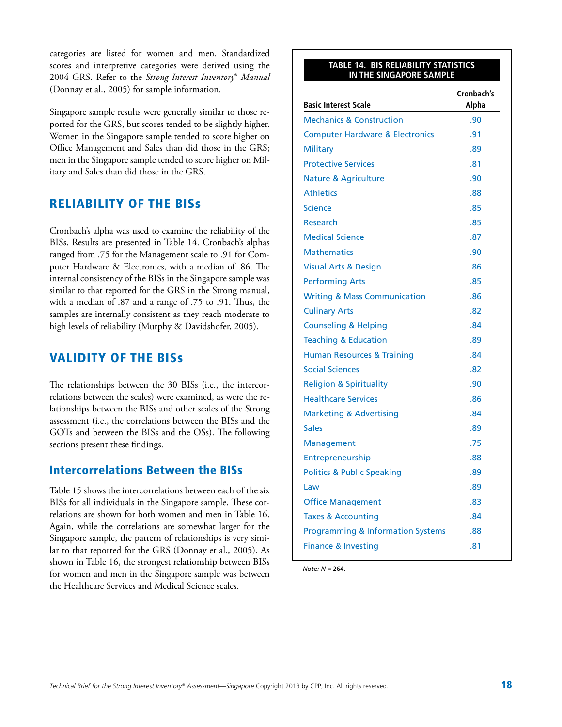categories are listed for women and men. Standardized scores and interpretive categories were derived using the 2004 GRS. Refer to the *Strong Interest Inventory® Manual* (Donnay et al., 2005) for sample information.

Singapore sample results were generally similar to those reported for the GRS, but scores tended to be slightly higher. Women in the Singapore sample tended to score higher on Office Management and Sales than did those in the GRS; men in the Singapore sample tended to score higher on Military and Sales than did those in the GRS.

## RELIABILITY OF THE BISs

Cronbach's alpha was used to examine the reliability of the BISs. Results are presented in Table 14. Cronbach's alphas ranged from .75 for the Management scale to .91 for Computer Hardware & Electronics, with a median of .86. The internal consistency of the BISs in the Singapore sample was similar to that reported for the GRS in the Strong manual, with a median of .87 and a range of .75 to .91. Thus, the samples are internally consistent as they reach moderate to high levels of reliability (Murphy & Davidshofer, 2005).

## VALIDITY OF THE BISs

The relationships between the 30 BISs (i.e., the intercorrelations between the scales) were examined, as were the relationships between the BISs and other scales of the Strong assessment (i.e., the correlations between the BISs and the GOTs and between the BISs and the OSs). The following sections present these findings.

### Intercorrelations Between the BISs

Table 15 shows the intercorrelations between each of the six BISs for all individuals in the Singapore sample. These correlations are shown for both women and men in Table 16. Again, while the correlations are somewhat larger for the Singapore sample, the pattern of relationships is very similar to that reported for the GRS (Donnay et al., 2005). As shown in Table 16, the strongest relationship between BISs for women and men in the Singapore sample was between the Healthcare Services and Medical Science scales.

**TABLE 14. BIS RELIABILITY STATISTICS IN THE SINGAPORE SAMPLE**

| Basic Interest Scale | Cronbach's Alpha |
|---|---|
| Mechanics & Construction | .90 |
| Computer Hardware & Electronics | .91 |
| Military | .89 |
| Protective Services | .81 |
| Nature & Agriculture | .90 |
| Athletics | .88 |
| Science | .85 |
| Research | .85 |
| Medical Science | .87 |
| Mathematics | .90 |
| Visual Arts & Design | .86 |
| Performing Arts | .85 |
| Writing & Mass Communication | .86 |
| Culinary Arts | .82 |
| Counseling & Helping | .84 |
| Teaching & Education | .89 |
| Human Resources & Training | .84 |
| Social Sciences | .82 |
| Religion & Spirituality | .90 |
| Healthcare Services | .86 |
| Marketing & Advertising | .84 |
| Sales | .89 |
| Management | .75 |
| Entrepreneurship | .88 |
| Politics & Public Speaking | .89 |
| Law | .89 |
| Office Management | .83 |
| Taxes & Accounting | .84 |
| Programming & Information Systems | .88 |
| Finance & Investing | .81 |

*Note: N* = 264.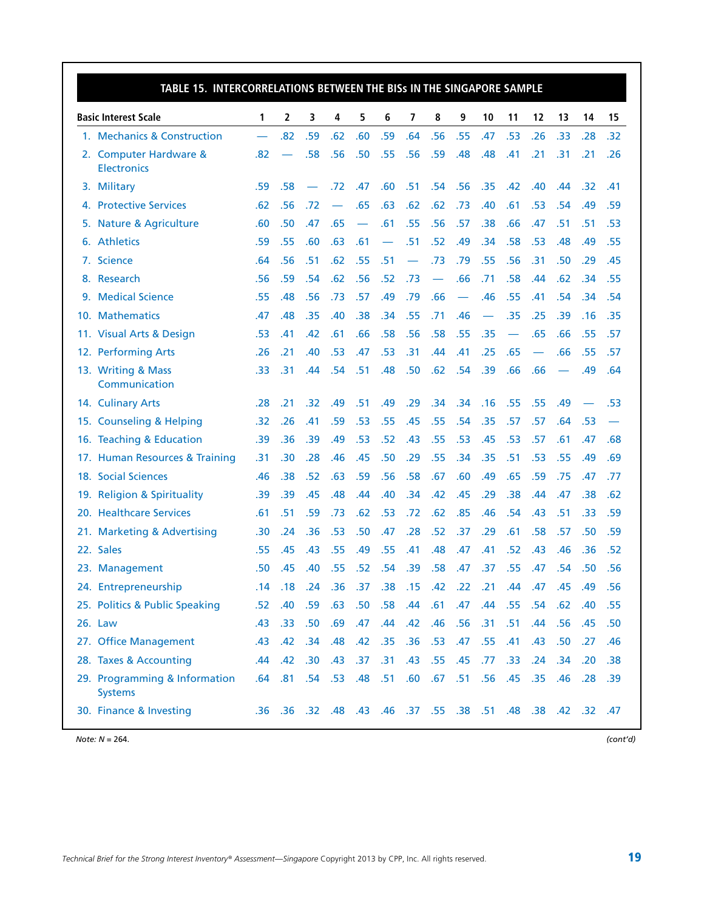**TABLE 15. INTERCORRELATIONS BETWEEN THE BISs IN THE SINGAPORE SAMPLE**

| Basic Interest Scale | 1 | 2 | 3 | 4 | 5 | 6 | 7 | 8 | 9 | 10 | 11 | 12 | 13 | 14 | 15 |
|---|---|---|---|---|---|---|---|---|---|---|---|---|---|---|---|
| 1. Mechanics & Construction | — | .82 | .59 | .62 | .60 | .59 | .64 | .56 | .55 | .47 | .53 | .26 | .33 | .28 | .32 |
| 2. Computer Hardware & Electronics | .82 | — | .58 | .56 | .50 | .55 | .56 | .59 | .48 | .48 | .41 | .21 | .31 | .21 | .26 |
| 3. Military | .59 | .58 | — | .72 | .47 | .60 | .51 | .54 | .56 | .35 | .42 | .40 | .44 | .32 | .41 |
| 4. Protective Services | .62 | .56 | .72 | — | .65 | .63 | .62 | .62 | .73 | .40 | .61 | .53 | .54 | .49 | .59 |
| 5. Nature & Agriculture | .60 | .50 | .47 | .65 | — | .61 | .55 | .56 | .57 | .38 | .66 | .47 | .51 | .51 | .53 |
| 6. Athletics | .59 | .55 | .60 | .63 | .61 | — | .51 | .52 | .49 | .34 | .58 | .53 | .48 | .49 | .55 |
| 7. Science | .64 | .56 | .51 | .62 | .55 | .51 | — | .73 | .79 | .55 | .56 | .31 | .50 | .29 | .45 |
| 8. Research | .56 | .59 | .54 | .62 | .56 | .52 | .73 | — | .66 | .71 | .58 | .44 | .62 | .34 | .55 |
| 9. Medical Science | .55 | .48 | .56 | .73 | .57 | .49 | .79 | .66 | — | .46 | .55 | .41 | .54 | .34 | .54 |
| 10. Mathematics | .47 | .48 | .35 | .40 | .38 | .34 | .55 | .71 | .46 | — | .35 | .25 | .39 | .16 | .35 |
| 11. Visual Arts & Design | .53 | .41 | .42 | .61 | .66 | .58 | .56 | .58 | .55 | .35 | — | .65 | .66 | .55 | .57 |
| 12. Performing Arts | .26 | .21 | .40 | .53 | .47 | .53 | .31 | .44 | .41 | .25 | .65 | — | .66 | .55 | .57 |
| 13. Writing & Mass Communication | .33 | .31 | .44 | .54 | .51 | .48 | .50 | .62 | .54 | .39 | .66 | .66 | — | .49 | .64 |
| 14. Culinary Arts | .28 | .21 | .32 | .49 | .51 | .49 | .29 | .34 | .34 | .16 | .55 | .55 | .49 | — | .53 |
| 15. Counseling & Helping | .32 | .26 | .41 | .59 | .53 | .55 | .45 | .55 | .54 | .35 | .57 | .57 | .64 | .53 | — |
| 16. Teaching & Education | .39 | .36 | .39 | .49 | .53 | .52 | .43 | .55 | .53 | .45 | .53 | .57 | .61 | .47 | .68 |
| 17. Human Resources & Training | .31 | .30 | .28 | .46 | .45 | .50 | .29 | .55 | .34 | .35 | .51 | .53 | .55 | .49 | .69 |
| 18. Social Sciences | .46 | .38 | .52 | .63 | .59 | .56 | .58 | .67 | .60 | .49 | .65 | .59 | .75 | .47 | .77 |
| 19. Religion & Spirituality | .39 | .39 | .45 | .48 | .44 | .40 | .34 | .42 | .45 | .29 | .38 | .44 | .47 | .38 | .62 |
| 20. Healthcare Services | .61 | .51 | .59 | .73 | .62 | .53 | .72 | .62 | .85 | .46 | .54 | .43 | .51 | .33 | .59 |
| 21. Marketing & Advertising | .30 | .24 | .36 | .53 | .50 | .47 | .28 | .52 | .37 | .29 | .61 | .58 | .57 | .50 | .59 |
| 22. Sales | .55 | .45 | .43 | .55 | .49 | .55 | .41 | .48 | .47 | .41 | .52 | .43 | .46 | .36 | .52 |
| 23. Management | .50 | .45 | .40 | .55 | .52 | .54 | .39 | .58 | .47 | .37 | .55 | .47 | .54 | .50 | .56 |
| 24. Entrepreneurship | .14 | .18 | .24 | .36 | .37 | .38 | .15 | .42 | .22 | .21 | .44 | .47 | .45 | .49 | .56 |
| 25. Politics & Public Speaking | .52 | .40 | .59 | .63 | .50 | .58 | .44 | .61 | .47 | .44 | .55 | .54 | .62 | .40 | .55 |
| 26. Law | .43 | .33 | .50 | .69 | .47 | .44 | .42 | .46 | .56 | .31 | .51 | .44 | .56 | .45 | .50 |
| 27. Office Management | .43 | .42 | .34 | .48 | .42 | .35 | .36 | .53 | .47 | .55 | .41 | .43 | .50 | .27 | .46 |
| 28. Taxes & Accounting | .44 | .42 | .30 | .43 | .37 | .31 | .43 | .55 | .45 | .77 | .33 | .24 | .34 | .20 | .38 |
| 29. Programming & Information Systems | .64 | .81 | .54 | .53 | .48 | .51 | .60 | .67 | .51 | .56 | .45 | .35 | .46 | .28 | .39 |
| 30. Finance & Investing | .36 | .36 | .32 | .48 | .43 | .46 | .37 | .55 | .38 | .51 | .48 | .38 | .42 | .32 | .47 |

*Note:* $N = 264$.

*(cont'd)*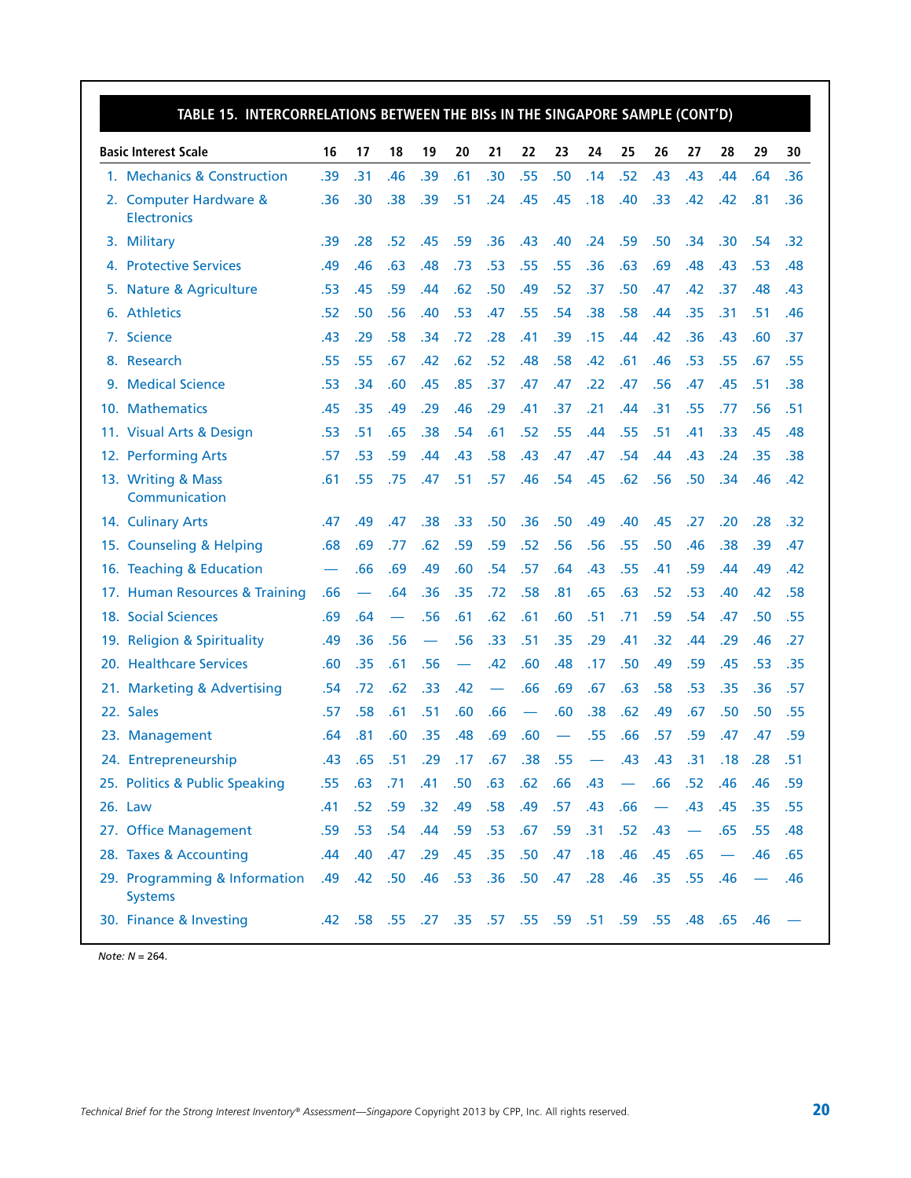## TABLE 15. INTERCORRELATIONS BETWEEN THE BISs IN THE SINGAPORE SAMPLE (CONT'D)

| Basic Interest Scale | 16 | 17 | 18 | 19 | 20 | 21 | 22 | 23 | 24 | 25 | 26 | 27 | 28 | 29 | 30 |
|---|---|---|---|---|---|---|---|---|---|---|---|---|---|---|---|
| 1. Mechanics & Construction | .39 | .31 | .46 | .39 | .61 | .30 | .55 | .50 | .14 | .52 | .43 | .43 | .44 | .64 | .36 |
| 2. Computer Hardware & Electronics | .36 | .30 | .38 | .39 | .51 | .24 | .45 | .45 | .18 | .40 | .33 | .42 | .42 | .81 | .36 |
| 3. Military | .39 | .28 | .52 | .45 | .59 | .36 | .43 | .40 | .24 | .59 | .50 | .34 | .30 | .54 | .32 |
| 4. Protective Services | .49 | .46 | .63 | .48 | .73 | .53 | .55 | .55 | .36 | .63 | .69 | .48 | .43 | .53 | .48 |
| 5. Nature & Agriculture | .53 | .45 | .59 | .44 | .62 | .50 | .49 | .52 | .37 | .50 | .47 | .42 | .37 | .48 | .43 |
| 6. Athletics | .52 | .50 | .56 | .40 | .53 | .47 | .55 | .54 | .38 | .58 | .44 | .35 | .31 | .51 | .46 |
| 7. Science | .43 | .29 | .58 | .34 | .72 | .28 | .41 | .39 | .15 | .44 | .42 | .36 | .43 | .60 | .37 |
| 8. Research | .55 | .55 | .67 | .42 | .62 | .52 | .48 | .58 | .42 | .61 | .46 | .53 | .55 | .67 | .55 |
| 9. Medical Science | .53 | .34 | .60 | .45 | .85 | .37 | .47 | .47 | .22 | .47 | .56 | .47 | .45 | .51 | .38 |
| 10. Mathematics | .45 | .35 | .49 | .29 | .46 | .29 | .41 | .37 | .21 | .44 | .31 | .55 | .77 | .56 | .51 |
| 11. Visual Arts & Design | .53 | .51 | .65 | .38 | .54 | .61 | .52 | .55 | .44 | .55 | .51 | .41 | .33 | .45 | .48 |
| 12. Performing Arts | .57 | .53 | .59 | .44 | .43 | .58 | .43 | .47 | .47 | .54 | .44 | .43 | .24 | .35 | .38 |
| 13. Writing & Mass Communication | .61 | .55 | .75 | .47 | .51 | .57 | .46 | .54 | .45 | .62 | .56 | .50 | .34 | .46 | .42 |
| 14. Culinary Arts | .47 | .49 | .47 | .38 | .33 | .50 | .36 | .50 | .49 | .40 | .45 | .27 | .20 | .28 | .32 |
| 15. Counseling & Helping | .68 | .69 | .77 | .62 | .59 | .59 | .52 | .56 | .56 | .55 | .50 | .46 | .38 | .39 | .47 |
| 16. Teaching & Education | — | .66 | .69 | .49 | .60 | .54 | .57 | .64 | .43 | .55 | .41 | .59 | .44 | .49 | .42 |
| 17. Human Resources & Training | .66 | — | .64 | .36 | .35 | .72 | .58 | .81 | .65 | .63 | .52 | .53 | .40 | .42 | .58 |
| 18. Social Sciences | .69 | .64 | — | .56 | .61 | .62 | .61 | .60 | .51 | .71 | .59 | .54 | .47 | .50 | .55 |
| 19. Religion & Spirituality | .49 | .36 | .56 | — | .56 | .33 | .51 | .35 | .29 | .41 | .32 | .44 | .29 | .46 | .27 |
| 20. Healthcare Services | .60 | .35 | .61 | .56 | — | .42 | .60 | .48 | .17 | .50 | .49 | .59 | .45 | .53 | .35 |
| 21. Marketing & Advertising | .54 | .72 | .62 | .33 | .42 | — | .66 | .69 | .67 | .63 | .58 | .53 | .35 | .36 | .57 |
| 22. Sales | .57 | .58 | .61 | .51 | .60 | .66 | — | .60 | .38 | .62 | .49 | .67 | .50 | .50 | .55 |
| 23. Management | .64 | .81 | .60 | .35 | .48 | .69 | .60 | — | .55 | .66 | .57 | .59 | .47 | .47 | .59 |
| 24. Entrepreneurship | .43 | .65 | .51 | .29 | .17 | .67 | .38 | .55 | — | .43 | .43 | .31 | .18 | .28 | .51 |
| 25. Politics & Public Speaking | .55 | .63 | .71 | .41 | .50 | .63 | .62 | .66 | .43 | — | .66 | .52 | .46 | .46 | .59 |
| 26. Law | .41 | .52 | .59 | .32 | .49 | .58 | .49 | .57 | .43 | .66 | — | .43 | .45 | .35 | .55 |
| 27. Office Management | .59 | .53 | .54 | .44 | .59 | .53 | .67 | .59 | .31 | .52 | .43 | — | .65 | .55 | .48 |
| 28. Taxes & Accounting | .44 | .40 | .47 | .29 | .45 | .35 | .50 | .47 | .18 | .46 | .45 | .65 | — | .46 | .65 |
| 29. Programming & Information Systems | .49 | .42 | .50 | .46 | .53 | .36 | .50 | .47 | .28 | .46 | .35 | .55 | .46 | — | .46 |
| 30. Finance & Investing | .42 | .58 | .55 | .27 | .35 | .57 | .55 | .59 | .51 | .59 | .55 | .48 | .65 | .46 | — |

*Note: N* = 264.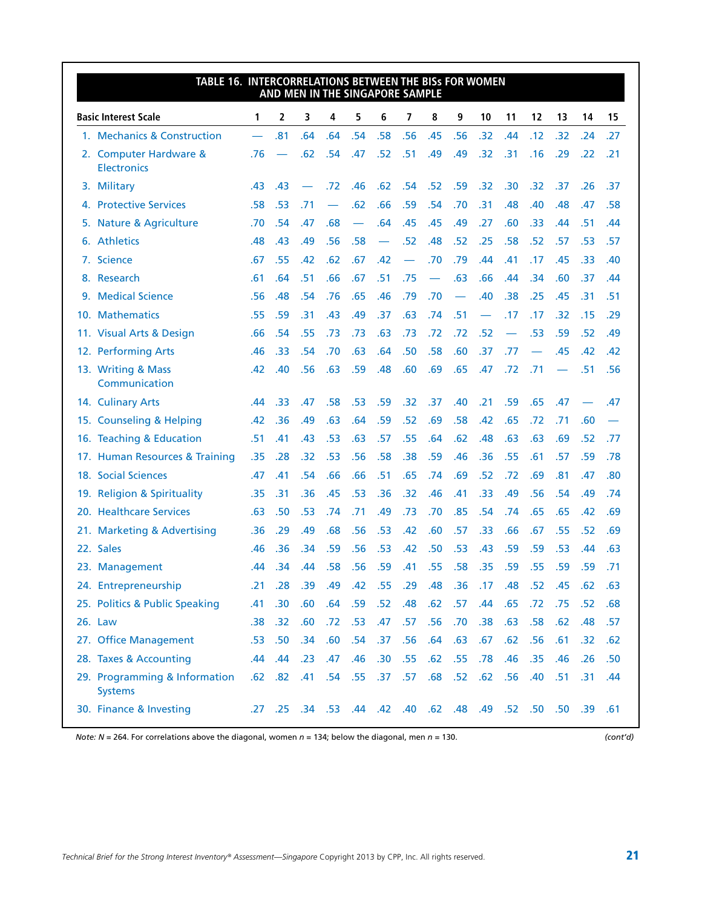**TABLE 16. INTERCORRELATIONS BETWEEN THE BISs FOR WOMEN AND MEN IN THE SINGAPORE SAMPLE**

| Basic Interest Scale | 1 | 2 | 3 | 4 | 5 | 6 | 7 | 8 | 9 | 10 | 11 | 12 | 13 | 14 | 15 |
|---|---|---|---|---|---|---|---|---|---|---|---|---|---|---|---|
| 1. Mechanics & Construction | — | .81 | .64 | .64 | .54 | .58 | .56 | .45 | .56 | .32 | .44 | .12 | .32 | .24 | .27 |
| 2. Computer Hardware & Electronics | .76 | — | .62 | .54 | .47 | .52 | .51 | .49 | .49 | .32 | .31 | .16 | .29 | .22 | .21 |
| 3. Military | .43 | .43 | — | .72 | .46 | .62 | .54 | .52 | .59 | .32 | .30 | .32 | .37 | .26 | .37 |
| 4. Protective Services | .58 | .53 | .71 | — | .62 | .66 | .59 | .54 | .70 | .31 | .48 | .40 | .48 | .47 | .58 |
| 5. Nature & Agriculture | .70 | .54 | .47 | .68 | — | .64 | .45 | .45 | .49 | .27 | .60 | .33 | .44 | .51 | .44 |
| 6. Athletics | .48 | .43 | .49 | .56 | .58 | — | .52 | .48 | .52 | .25 | .58 | .52 | .57 | .53 | .57 |
| 7. Science | .67 | .55 | .42 | .62 | .67 | .42 | — | .70 | .79 | .44 | .41 | .17 | .45 | .33 | .40 |
| 8. Research | .61 | .64 | .51 | .66 | .67 | .51 | .75 | — | .63 | .66 | .44 | .34 | .60 | .37 | .44 |
| 9. Medical Science | .56 | .48 | .54 | .76 | .65 | .46 | .79 | .70 | — | .40 | .38 | .25 | .45 | .31 | .51 |
| 10. Mathematics | .55 | .59 | .31 | .43 | .49 | .37 | .63 | .74 | .51 | — | .17 | .17 | .32 | .15 | .29 |
| 11. Visual Arts & Design | .66 | .54 | .55 | .73 | .73 | .63 | .73 | .72 | .72 | .52 | — | .53 | .59 | .52 | .49 |
| 12. Performing Arts | .46 | .33 | .54 | .70 | .63 | .64 | .50 | .58 | .60 | .37 | .77 | — | .45 | .42 | .42 |
| 13. Writing & Mass Communication | .42 | .40 | .56 | .63 | .59 | .48 | .60 | .69 | .65 | .47 | .72 | .71 | — | .51 | .56 |
| 14. Culinary Arts | .44 | .33 | .47 | .58 | .53 | .59 | .32 | .37 | .40 | .21 | .59 | .65 | .47 | — | .47 |
| 15. Counseling & Helping | .42 | .36 | .49 | .63 | .64 | .59 | .52 | .69 | .58 | .42 | .65 | .72 | .71 | .60 | — |
| 16. Teaching & Education | .51 | .41 | .43 | .53 | .63 | .57 | .55 | .64 | .62 | .48 | .63 | .63 | .69 | .52 | .77 |
| 17. Human Resources & Training | .35 | .28 | .32 | .53 | .56 | .58 | .38 | .59 | .46 | .36 | .55 | .61 | .57 | .59 | .78 |
| 18. Social Sciences | .47 | .41 | .54 | .66 | .66 | .51 | .65 | .74 | .69 | .52 | .72 | .69 | .81 | .47 | .80 |
| 19. Religion & Spirituality | .35 | .31 | .36 | .45 | .53 | .36 | .32 | .46 | .41 | .33 | .49 | .56 | .54 | .49 | .74 |
| 20. Healthcare Services | .63 | .50 | .53 | .74 | .71 | .49 | .73 | .70 | .85 | .54 | .74 | .65 | .65 | .42 | .69 |
| 21. Marketing & Advertising | .36 | .29 | .49 | .68 | .56 | .53 | .42 | .60 | .57 | .33 | .66 | .67 | .55 | .52 | .69 |
| 22. Sales | .46 | .36 | .34 | .59 | .56 | .53 | .42 | .50 | .53 | .43 | .59 | .59 | .53 | .44 | .63 |
| 23. Management | .44 | .34 | .44 | .58 | .56 | .59 | .41 | .55 | .58 | .35 | .59 | .55 | .59 | .59 | .71 |
| 24. Entrepreneurship | .21 | .28 | .39 | .49 | .42 | .55 | .29 | .48 | .36 | .17 | .48 | .52 | .45 | .62 | .63 |
| 25. Politics & Public Speaking | .41 | .30 | .60 | .64 | .59 | .52 | .48 | .62 | .57 | .44 | .65 | .72 | .75 | .52 | .68 |
| 26. Law | .38 | .32 | .60 | .72 | .53 | .47 | .57 | .56 | .70 | .38 | .63 | .58 | .62 | .48 | .57 |
| 27. Office Management | .53 | .50 | .34 | .60 | .54 | .37 | .56 | .64 | .63 | .67 | .62 | .56 | .61 | .32 | .62 |
| 28. Taxes & Accounting | .44 | .44 | .23 | .47 | .46 | .30 | .55 | .62 | .55 | .78 | .46 | .35 | .46 | .26 | .50 |
| 29. Programming & Information Systems | .62 | .82 | .41 | .54 | .55 | .37 | .57 | .68 | .52 | .62 | .56 | .40 | .51 | .31 | .44 |
| 30. Finance & Investing | .27 | .25 | .34 | .53 | .44 | .42 | .40 | .62 | .48 | .49 | .52 | .50 | .50 | .39 | .61 |

*Note:* $N$ = 264. For correlations above the diagonal, women $n$ = 134; below the diagonal, men $n$ = 130.

*(cont'd)*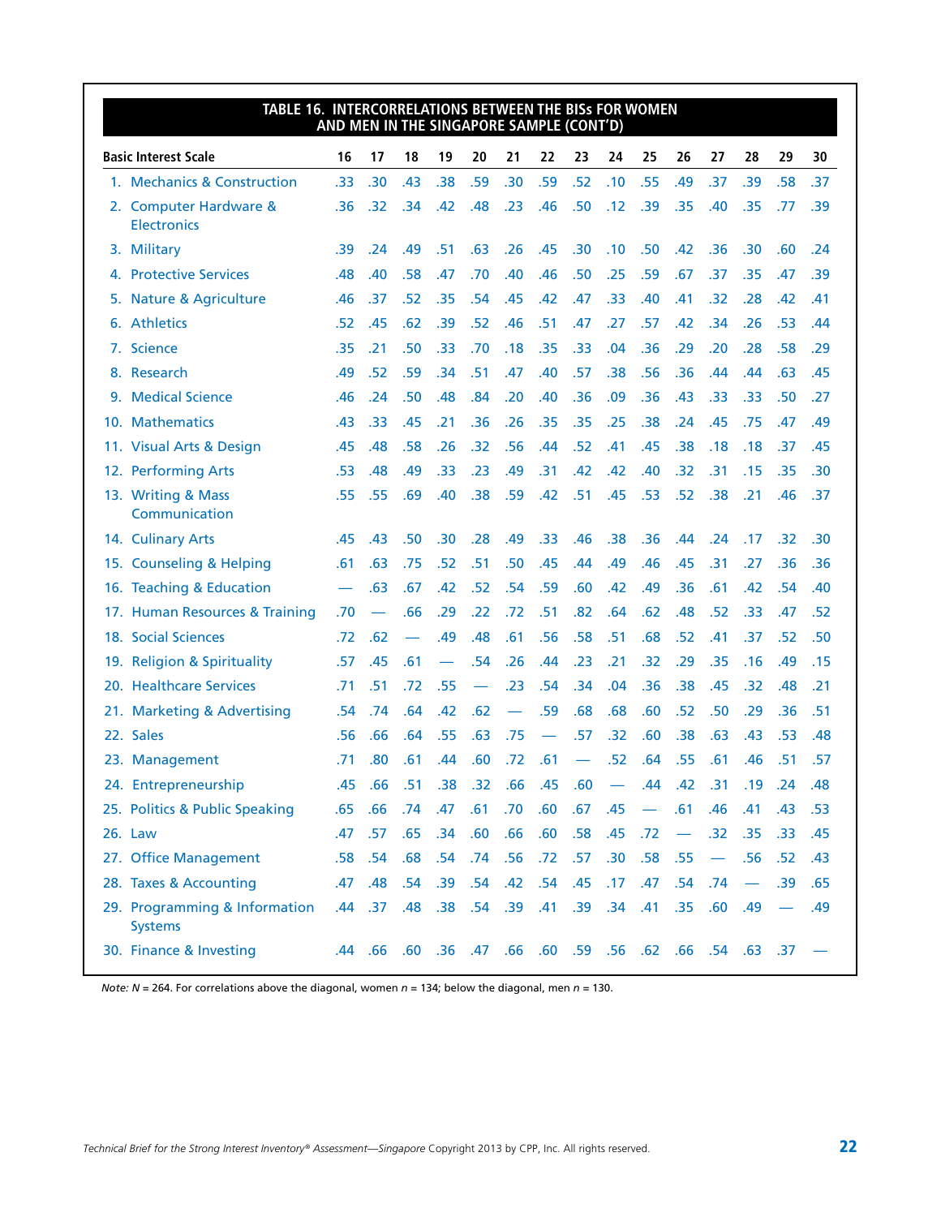**TABLE 16. INTERCORRELATIONS BETWEEN THE BISs FOR WOMEN AND MEN IN THE SINGAPORE SAMPLE (CONT'D)**

| Basic Interest Scale | 16 | 17 | 18 | 19 | 20 | 21 | 22 | 23 | 24 | 25 | 26 | 27 | 28 | 29 | 30 |
|---|---|---|---|---|---|---|---|---|---|---|---|---|---|---|---|
| 1. Mechanics & Construction | .33 | .30 | .43 | .38 | .59 | .30 | .59 | .52 | .10 | .55 | .49 | .37 | .39 | .58 | .37 |
| 2. Computer Hardware & Electronics | .36 | .32 | .34 | .42 | .48 | .23 | .46 | .50 | .12 | .39 | .35 | .40 | .35 | .77 | .39 |
| 3. Military | .39 | .24 | .49 | .51 | .63 | .26 | .45 | .30 | .10 | .50 | .42 | .36 | .30 | .60 | .24 |
| 4. Protective Services | .48 | .40 | .58 | .47 | .70 | .40 | .46 | .50 | .25 | .59 | .67 | .37 | .35 | .47 | .39 |
| 5. Nature & Agriculture | .46 | .37 | .52 | .35 | .54 | .45 | .42 | .47 | .33 | .40 | .41 | .32 | .28 | .42 | .41 |
| 6. Athletics | .52 | .45 | .62 | .39 | .52 | .46 | .51 | .47 | .27 | .57 | .42 | .34 | .26 | .53 | .44 |
| 7. Science | .35 | .21 | .50 | .33 | .70 | .18 | .35 | .33 | .04 | .36 | .29 | .20 | .28 | .58 | .29 |
| 8. Research | .49 | .52 | .59 | .34 | .51 | .47 | .40 | .57 | .38 | .56 | .36 | .44 | .44 | .63 | .45 |
| 9. Medical Science | .46 | .24 | .50 | .48 | .84 | .20 | .40 | .36 | .09 | .36 | .43 | .33 | .33 | .50 | .27 |
| 10. Mathematics | .43 | .33 | .45 | .21 | .36 | .26 | .35 | .35 | .25 | .38 | .24 | .45 | .75 | .47 | .49 |
| 11. Visual Arts & Design | .45 | .48 | .58 | .26 | .32 | .56 | .44 | .52 | .41 | .45 | .38 | .18 | .18 | .37 | .45 |
| 12. Performing Arts | .53 | .48 | .49 | .33 | .23 | .49 | .31 | .42 | .42 | .40 | .32 | .31 | .15 | .35 | .30 |
| 13. Writing & Mass Communication | .55 | .55 | .69 | .40 | .38 | .59 | .42 | .51 | .45 | .53 | .52 | .38 | .21 | .46 | .37 |
| 14. Culinary Arts | .45 | .43 | .50 | .30 | .28 | .49 | .33 | .46 | .38 | .36 | .44 | .24 | .17 | .32 | .30 |
| 15. Counseling & Helping | .61 | .63 | .75 | .52 | .51 | .50 | .45 | .44 | .49 | .46 | .45 | .31 | .27 | .36 | .36 |
| 16. Teaching & Education | — | .63 | .67 | .42 | .52 | .54 | .59 | .60 | .42 | .49 | .36 | .61 | .42 | .54 | .40 |
| 17. Human Resources & Training | .70 | — | .66 | .29 | .22 | .72 | .51 | .82 | .64 | .62 | .48 | .52 | .33 | .47 | .52 |
| 18. Social Sciences | .72 | .62 | — | .49 | .48 | .61 | .56 | .58 | .51 | .68 | .52 | .41 | .37 | .52 | .50 |
| 19. Religion & Spirituality | .57 | .45 | .61 | — | .54 | .26 | .44 | .23 | .21 | .32 | .29 | .35 | .16 | .49 | .15 |
| 20. Healthcare Services | .71 | .51 | .72 | .55 | — | .23 | .54 | .34 | .04 | .36 | .38 | .45 | .32 | .48 | .21 |
| 21. Marketing & Advertising | .54 | .74 | .64 | .42 | .62 | — | .59 | .68 | .68 | .60 | .52 | .50 | .29 | .36 | .51 |
| 22. Sales | .56 | .66 | .64 | .55 | .63 | .75 | — | .57 | .32 | .60 | .38 | .63 | .43 | .53 | .48 |
| 23. Management | .71 | .80 | .61 | .44 | .60 | .72 | .61 | — | .52 | .64 | .55 | .61 | .46 | .51 | .57 |
| 24. Entrepreneurship | .45 | .66 | .51 | .38 | .32 | .66 | .45 | .60 | — | .44 | .42 | .31 | .19 | .24 | .48 |
| 25. Politics & Public Speaking | .65 | .66 | .74 | .47 | .61 | .70 | .60 | .67 | .45 | — | .61 | .46 | .41 | .43 | .53 |
| 26. Law | .47 | .57 | .65 | .34 | .60 | .66 | .60 | .58 | .45 | .72 | — | .32 | .35 | .33 | .45 |
| 27. Office Management | .58 | .54 | .68 | .54 | .74 | .56 | .72 | .57 | .30 | .58 | .55 | — | .56 | .52 | .43 |
| 28. Taxes & Accounting | .47 | .48 | .54 | .39 | .54 | .42 | .54 | .45 | .17 | .47 | .54 | .74 | — | .39 | .65 |
| 29. Programming & Information Systems | .44 | .37 | .48 | .38 | .54 | .39 | .41 | .39 | .34 | .41 | .35 | .60 | .49 | — | .49 |
| 30. Finance & Investing | .44 | .66 | .60 | .36 | .47 | .66 | .60 | .59 | .56 | .62 | .66 | .54 | .63 | .37 | — |

*Note:* $N$ = 264. For correlations above the diagonal, women $n$ = 134; below the diagonal, men $n$ = 130.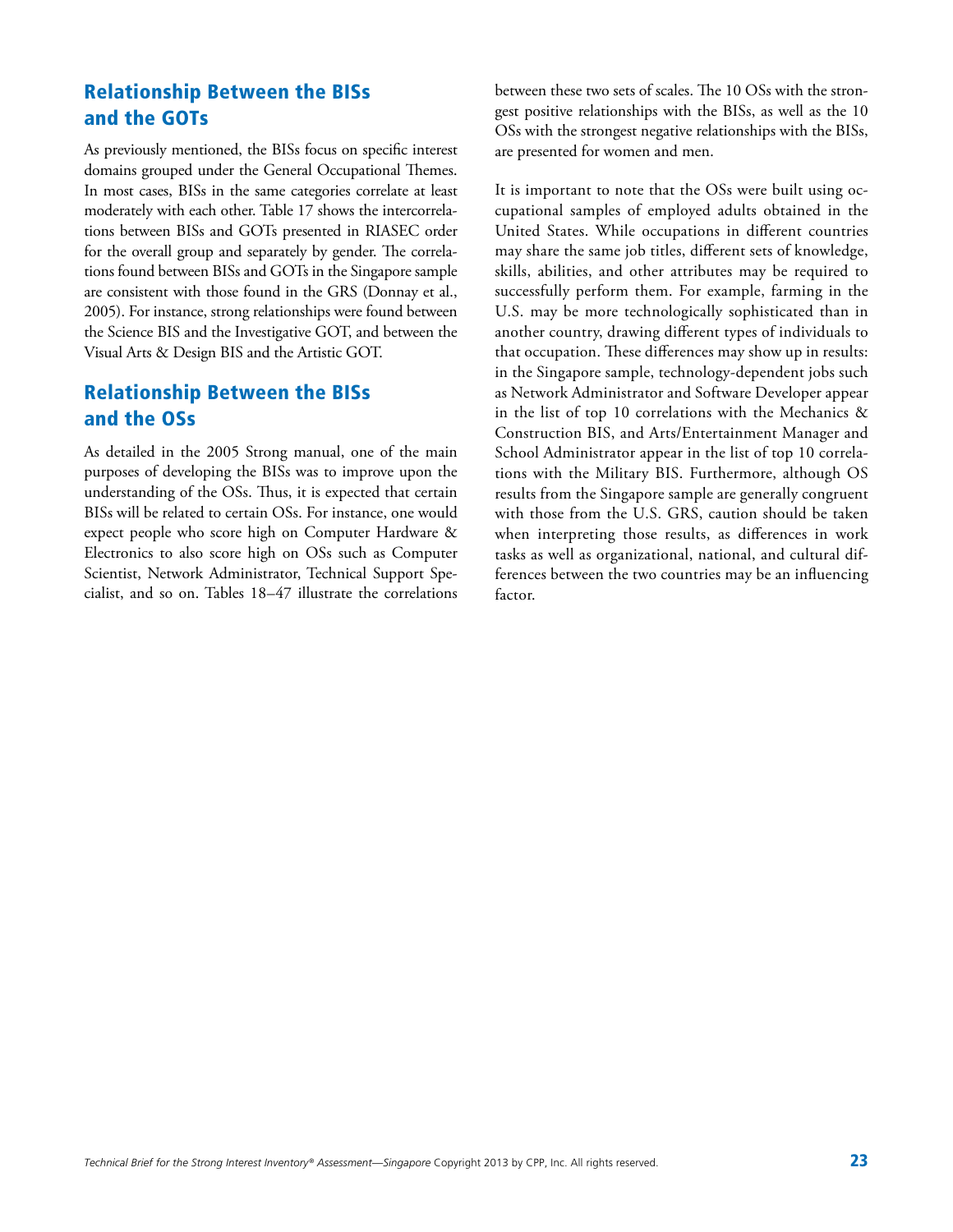## Relationship Between the BISs and the GOTs

As previously mentioned, the BISs focus on specific interest domains grouped under the General Occupational Themes. In most cases, BISs in the same categories correlate at least moderately with each other. Table 17 shows the intercorrelations between BISs and GOTs presented in RIASEC order for the overall group and separately by gender. The correlations found between BISs and GOTs in the Singapore sample are consistent with those found in the GRS (Donnay et al., 2005). For instance, strong relationships were found between the Science BIS and the Investigative GOT, and between the Visual Arts & Design BIS and the Artistic GOT.

## Relationship Between the BISs and the OSs

As detailed in the 2005 Strong manual, one of the main purposes of developing the BISs was to improve upon the understanding of the OSs. Thus, it is expected that certain BISs will be related to certain OSs. For instance, one would expect people who score high on Computer Hardware & Electronics to also score high on OSs such as Computer Scientist, Network Administrator, Technical Support Specialist, and so on. Tables 18–47 illustrate the correlations between these two sets of scales. The 10 OSs with the strongest positive relationships with the BISs, as well as the 10 OSs with the strongest negative relationships with the BISs, are presented for women and men.

It is important to note that the OSs were built using occupational samples of employed adults obtained in the United States. While occupations in different countries may share the same job titles, different sets of knowledge, skills, abilities, and other attributes may be required to successfully perform them. For example, farming in the U.S. may be more technologically sophisticated than in another country, drawing different types of individuals to that occupation. These differences may show up in results: in the Singapore sample, technology-dependent jobs such as Network Administrator and Software Developer appear in the list of top 10 correlations with the Mechanics & Construction BIS, and Arts/Entertainment Manager and School Administrator appear in the list of top 10 correlations with the Military BIS. Furthermore, although OS results from the Singapore sample are generally congruent with those from the U.S. GRS, caution should be taken when interpreting those results, as differences in work tasks as well as organizational, national, and cultural differences between the two countries may be an influencing factor.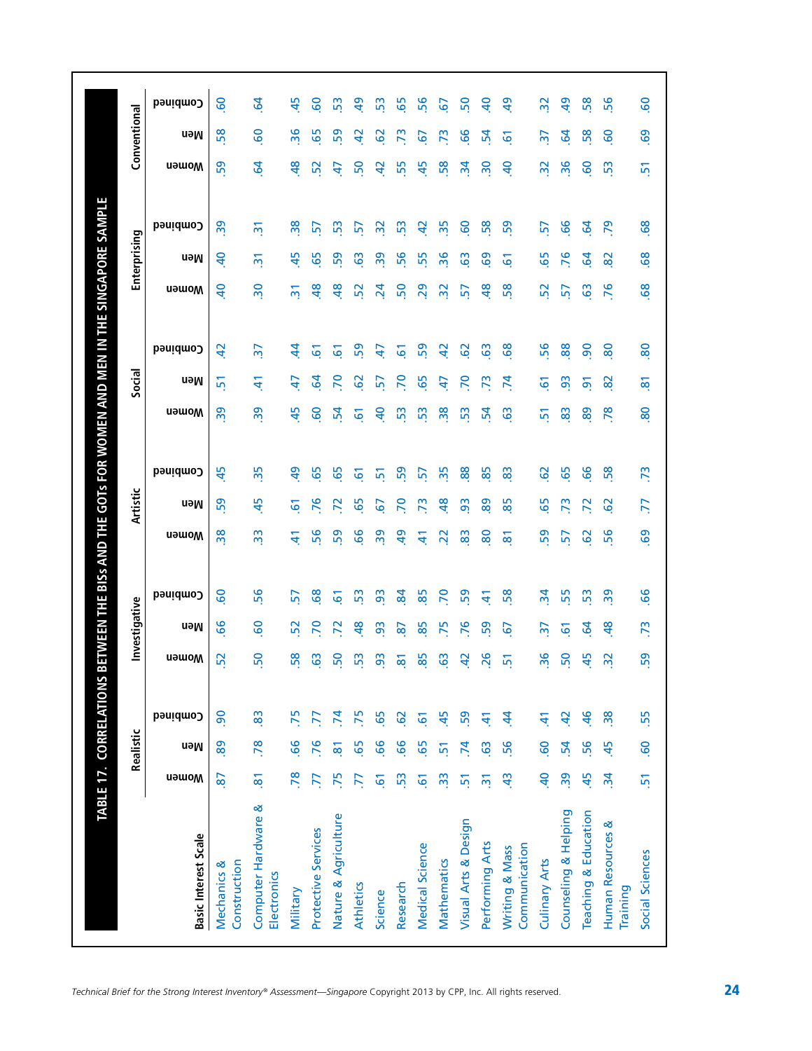## TABLE 17. CORRELATIONS BETWEEN THE BISs AND THE GOTs FOR WOMEN AND MEN IN THE SINGAPORE SAMPLE

| Basic Interest Scale | Realistic | | | Investigative | | | Artistic | | | Social | | | Enterprising | | | Conventional | | |
|---|---|---|---|---|---|---|---|---|---|---|---|---|---|---|---|---|---|---|
| | Women | Men | Combined | Women | Men | Combined | Women | Men | Combined | Women | Men | Combined | Women | Men | Combined | Women | Men | Combined |
| Mechanics & Construction | .87 | .89 | .90 | .52 | .66 | .60 | .38 | .59 | .45 | .39 | .51 | .42 | .40 | .40 | .39 | .59 | .58 | .60 |
| Computer Hardware & Electronics | .81 | .78 | .83 | .50 | .60 | .56 | .33 | .45 | .35 | .39 | .41 | .37 | .30 | .31 | .31 | .64 | .60 | .64 |
| Military | .78 | .66 | .75 | .58 | .52 | .57 | .41 | .61 | .49 | .45 | .47 | .44 | .31 | .45 | .38 | .48 | .36 | .45 |
| Protective Services | .77 | .76 | .77 | .63 | .70 | .68 | .56 | .76 | .65 | .60 | .64 | .61 | .48 | .65 | .57 | .52 | .65 | .60 |
| Nature & Agriculture | .75 | .81 | .74 | .50 | .72 | .61 | .59 | .72 | .65 | .54 | .70 | .61 | .48 | .59 | .53 | .47 | .59 | .53 |
| Athletics | .77 | .65 | .75 | .53 | .48 | .53 | .66 | .65 | .61 | .61 | .62 | .59 | .52 | .63 | .57 | .50 | .42 | .49 |
| Science | .61 | .66 | .65 | .93 | .93 | .93 | .39 | .67 | .51 | .40 | .57 | .47 | .24 | .39 | .32 | .42 | .62 | .53 |
| Research | .53 | .66 | .62 | .81 | .87 | .84 | .49 | .70 | .59 | .53 | .70 | .61 | .50 | .56 | .53 | .55 | .73 | .65 |
| Medical Science | .61 | .65 | .61 | .85 | .85 | .85 | .41 | .73 | .57 | .53 | .65 | .59 | .29 | .55 | .42 | .45 | .67 | .56 |
| Mathematics | .33 | .51 | .45 | .63 | .75 | .70 | .22 | .48 | .35 | .38 | .47 | .42 | .32 | .36 | .35 | .58 | .73 | .67 |
| Visual Arts & Design | .51 | .74 | .59 | .42 | .76 | .59 | .83 | .93 | .88 | .53 | .70 | .62 | .57 | .63 | .60 | .34 | .66 | .50 |
| Performing Arts | .31 | .63 | .41 | .26 | .59 | .41 | .80 | .89 | .85 | .54 | .73 | .63 | .48 | .69 | .58 | .30 | .54 | .40 |
| Writing & Mass Communication | .43 | .56 | .44 | .51 | .67 | .58 | .81 | .85 | .83 | .63 | .74 | .68 | .58 | .61 | .59 | .40 | .61 | .49 |
| Culinary Arts | .40 | .60 | .41 | .36 | .37 | .34 | .59 | .65 | .62 | .51 | .61 | .56 | .52 | .65 | .57 | .32 | .37 | .32 |
| Counseling & Helping | .39 | .54 | .42 | .50 | .61 | .55 | .57 | .73 | .65 | .83 | .93 | .88 | .57 | .76 | .66 | .36 | .64 | .49 |
| Teaching & Education | .45 | .56 | .46 | .45 | .64 | .53 | .62 | .72 | .66 | .89 | .91 | .90 | .63 | .64 | .64 | .60 | .58 | .58 |
| Human Resources & Training | .34 | .45 | .38 | .32 | .48 | .39 | .56 | .62 | .58 | .78 | .82 | .80 | .76 | .82 | .79 | .53 | .60 | .56 |
| Social Sciences | .51 | .60 | .55 | .59 | .73 | .66 | .69 | .77 | .73 | .80 | .81 | .80 | .68 | .68 | .68 | .51 | .69 | .60 |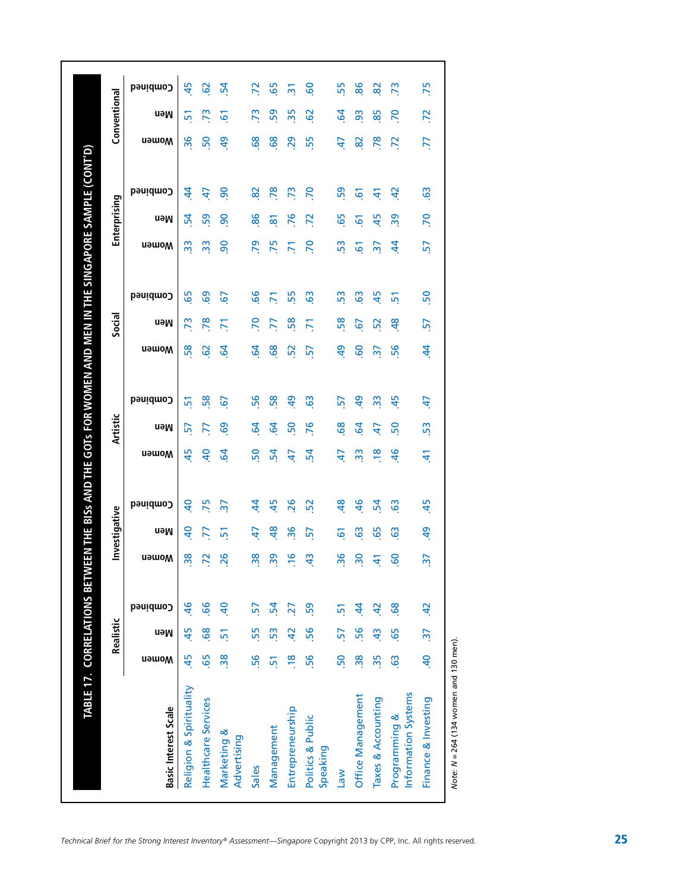**TABLE 17. CORRELATIONS BETWEEN THE BISs AND THE GOTs FOR WOMEN AND MEN IN THE SINGAPORE SAMPLE (CONT'D)**

| | Realistic | | | Investigative | | | Artistic | | | Social | | | Enterprising | | | Conventional | | |
|---|---|---|---|---|---|---|---|---|---|---|---|---|---|---|---|---|---|---|
| **Basic Interest Scale** | Women | Men | Combined | Women | Men | Combined | Women | Men | Combined | Women | Men | Combined | Women | Men | Combined | Women | Men | Combined |
| Religion & Spirituality | .45 | .45 | .46 | .38 | .40 | .40 | .45 | .57 | .51 | .58 | .73 | .65 | .33 | .54 | .44 | .36 | .51 | .45 |
| Healthcare Services | .65 | .68 | .66 | .72 | .77 | .75 | .40 | .77 | .58 | .62 | .78 | .69 | .33 | .59 | .47 | .50 | .73 | .62 |
| Marketing & Advertising | .38 | .51 | .40 | .26 | .51 | .37 | .64 | .69 | .67 | .64 | .71 | .67 | .90 | .90 | .90 | .49 | .61 | .54 |
| Sales | .56 | .55 | .57 | .38 | .47 | .44 | .50 | .64 | .56 | .64 | .70 | .66 | .79 | .86 | .82 | .68 | .73 | .72 |
| Management | .51 | .53 | .54 | .39 | .48 | .45 | .54 | .64 | .58 | .68 | .77 | .71 | .75 | .81 | .78 | .68 | .59 | .65 |
| Entrepreneurship | .18 | .42 | .27 | .16 | .36 | .26 | .47 | .50 | .49 | .52 | .58 | .55 | .71 | .76 | .73 | .29 | .35 | .31 |
| Politics & Public Speaking | .56 | .56 | .59 | .43 | .57 | .52 | .54 | .76 | .63 | .57 | .71 | .63 | .70 | .72 | .70 | .55 | .62 | .60 |
| Law | .50 | .57 | .51 | .36 | .61 | .48 | .47 | .68 | .57 | .49 | .58 | .53 | .53 | .65 | .59 | .47 | .64 | .55 |
| Office Management | .38 | .56 | .44 | .30 | .63 | .46 | .33 | .64 | .49 | .60 | .67 | .63 | .61 | .61 | .61 | .82 | .93 | .86 |
| Taxes & Accounting | .35 | .43 | .42 | .41 | .65 | .54 | .18 | .47 | .33 | .37 | .52 | .45 | .37 | .45 | .41 | .78 | .85 | .82 |
| Programming & Information Systems | .63 | .65 | .68 | .60 | .63 | .63 | .46 | .50 | .45 | .56 | .48 | .51 | .44 | .39 | .42 | .72 | .70 | .73 |
| Finance & Investing | .40 | .37 | .42 | .37 | .49 | .45 | .41 | .53 | .47 | .44 | .57 | .50 | .57 | .70 | .63 | .77 | .72 | .75 |

*Note: N* = 264 (134 women and 130 men).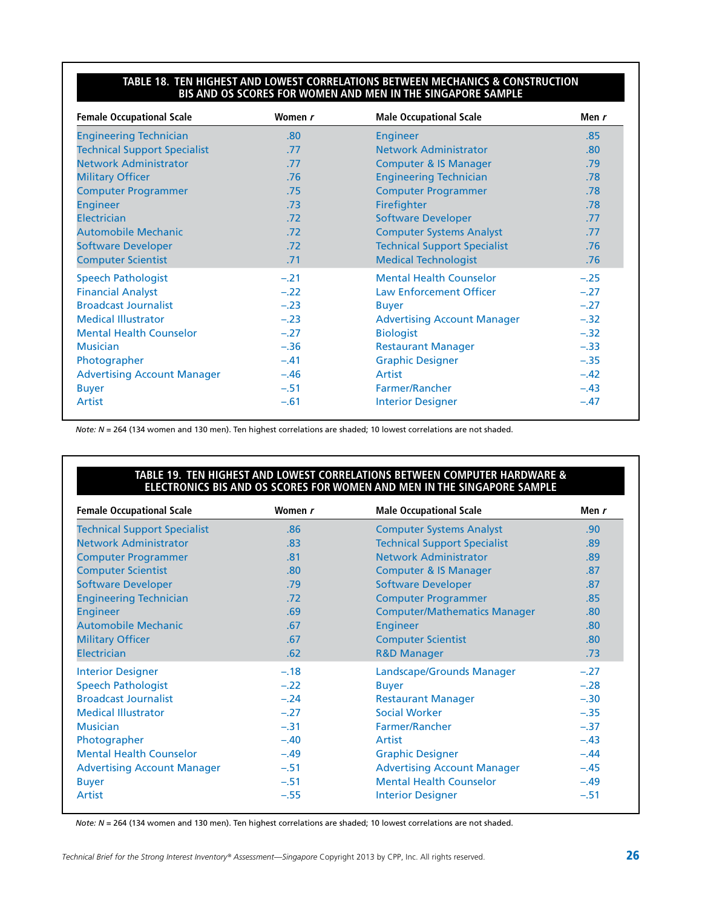**TABLE 18. TEN HIGHEST AND LOWEST CORRELATIONS BETWEEN MECHANICS & CONSTRUCTION BIS AND OS SCORES FOR WOMEN AND MEN IN THE SINGAPORE SAMPLE**

| Female Occupational Scale | Women *r* | Male Occupational Scale | Men *r* |
|---|---|---|---|
| Engineering Technician | .80 | Engineer | .85 |
| Technical Support Specialist | .77 | Network Administrator | .80 |
| Network Administrator | .77 | Computer & IS Manager | .79 |
| Military Officer | .76 | Engineering Technician | .78 |
| Computer Programmer | .75 | Computer Programmer | .78 |
| Engineer | .73 | Firefighter | .78 |
| Electrician | .72 | Software Developer | .77 |
| Automobile Mechanic | .72 | Computer Systems Analyst | .77 |
| Software Developer | .72 | Technical Support Specialist | .76 |
| Computer Scientist | .71 | Medical Technologist | .76 |
| Speech Pathologist | –.21 | Mental Health Counselor | –.25 |
| Financial Analyst | –.22 | Law Enforcement Officer | –.27 |
| Broadcast Journalist | –.23 | Buyer | –.27 |
| Medical Illustrator | –.23 | Advertising Account Manager | –.32 |
| Mental Health Counselor | –.27 | Biologist | –.32 |
| Musician | –.36 | Restaurant Manager | –.33 |
| Photographer | –.41 | Graphic Designer | –.35 |
| Advertising Account Manager | –.46 | Artist | –.42 |
| Buyer | –.51 | Farmer/Rancher | –.43 |
| Artist | –.61 | Interior Designer | –.47 |

*Note: N* = 264 (134 women and 130 men). Ten highest correlations are shaded; 10 lowest correlations are not shaded.

**TABLE 19. TEN HIGHEST AND LOWEST CORRELATIONS BETWEEN COMPUTER HARDWARE & ELECTRONICS BIS AND OS SCORES FOR WOMEN AND MEN IN THE SINGAPORE SAMPLE**

| Female Occupational Scale | Women *r* | Male Occupational Scale | Men *r* |
|---|---|---|---|
| Technical Support Specialist | .86 | Computer Systems Analyst | .90 |
| Network Administrator | .83 | Technical Support Specialist | .89 |
| Computer Programmer | .81 | Network Administrator | .89 |
| Computer Scientist | .80 | Computer & IS Manager | .87 |
| Software Developer | .79 | Software Developer | .87 |
| Engineering Technician | .72 | Computer Programmer | .85 |
| Engineer | .69 | Computer/Mathematics Manager | .80 |
| Automobile Mechanic | .67 | Engineer | .80 |
| Military Officer | .67 | Computer Scientist | .80 |
| Electrician | .62 | R&D Manager | .73 |
| Interior Designer | –.18 | Landscape/Grounds Manager | –.27 |
| Speech Pathologist | –.22 | Buyer | –.28 |
| Broadcast Journalist | –.24 | Restaurant Manager | –.30 |
| Medical Illustrator | –.27 | Social Worker | –.35 |
| Musician | –.31 | Farmer/Rancher | –.37 |
| Photographer | –.40 | Artist | –.43 |
| Mental Health Counselor | –.49 | Graphic Designer | –.44 |
| Advertising Account Manager | –.51 | Advertising Account Manager | –.45 |
| Buyer | –.51 | Mental Health Counselor | –.49 |
| Artist | –.55 | Interior Designer | –.51 |

*Note: N* = 264 (134 women and 130 men). Ten highest correlations are shaded; 10 lowest correlations are not shaded.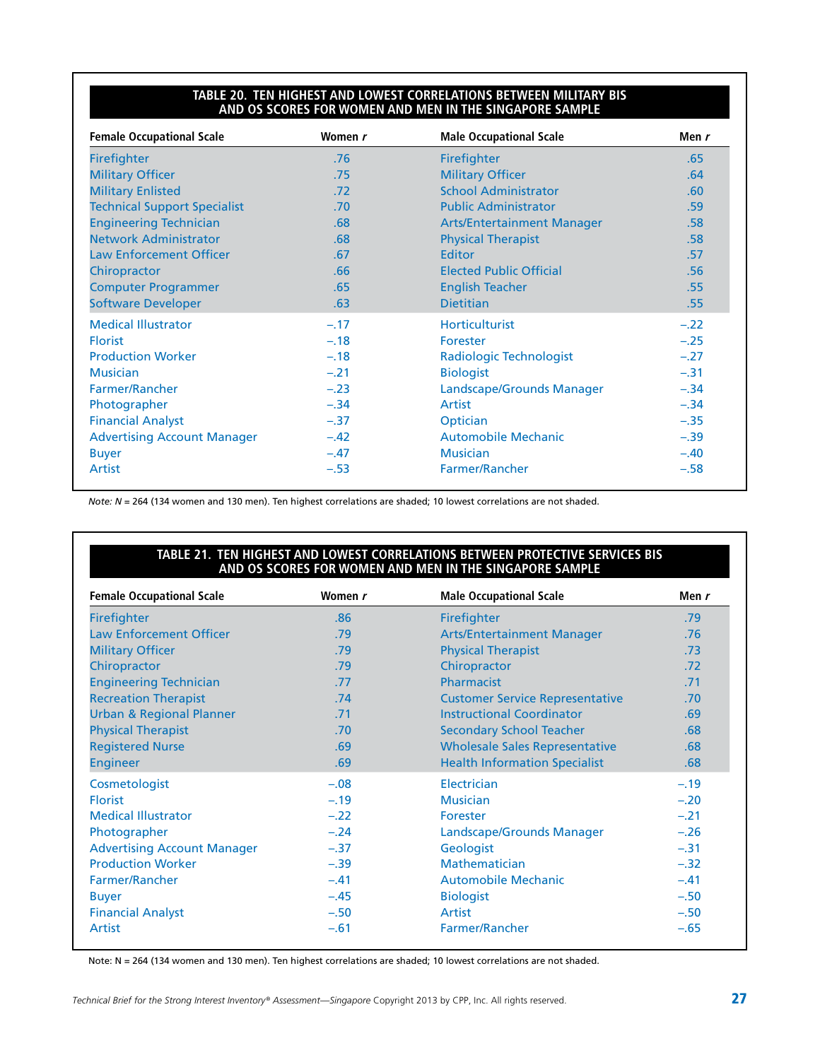**TABLE 20. TEN HIGHEST AND LOWEST CORRELATIONS BETWEEN MILITARY BIS AND OS SCORES FOR WOMEN AND MEN IN THE SINGAPORE SAMPLE**

| Female Occupational Scale | Women $r$ | Male Occupational Scale | Men $r$ |
|---|---|---|---|
| Firefighter | .76 | Firefighter | .65 |
| Military Officer | .75 | Military Officer | .64 |
| Military Enlisted | .72 | School Administrator | .60 |
| Technical Support Specialist | .70 | Public Administrator | .59 |
| Engineering Technician | .68 | Arts/Entertainment Manager | .58 |
| Network Administrator | .68 | Physical Therapist | .58 |
| Law Enforcement Officer | .67 | Editor | .57 |
| Chiropractor | .66 | Elected Public Official | .56 |
| Computer Programmer | .65 | English Teacher | .55 |
| Software Developer | .63 | Dietitian | .55 |
| Medical Illustrator | –.17 | Horticulturist | –.22 |
| Florist | –.18 | Forester | –.25 |
| Production Worker | –.18 | Radiologic Technologist | –.27 |
| Musician | –.21 | Biologist | –.31 |
| Farmer/Rancher | –.23 | Landscape/Grounds Manager | –.34 |
| Photographer | –.34 | Artist | –.34 |
| Financial Analyst | –.37 | Optician | –.35 |
| Advertising Account Manager | –.42 | Automobile Mechanic | –.39 |
| Buyer | –.47 | Musician | –.40 |
| Artist | –.53 | Farmer/Rancher | –.58 |

*Note: N* = 264 (134 women and 130 men). Ten highest correlations are shaded; 10 lowest correlations are not shaded.

**TABLE 21. TEN HIGHEST AND LOWEST CORRELATIONS BETWEEN PROTECTIVE SERVICES BIS AND OS SCORES FOR WOMEN AND MEN IN THE SINGAPORE SAMPLE**

| Female Occupational Scale | Women $r$ | Male Occupational Scale | Men $r$ |
|---|---|---|---|
| Firefighter | .86 | Firefighter | .79 |
| Law Enforcement Officer | .79 | Arts/Entertainment Manager | .76 |
| Military Officer | .79 | Physical Therapist | .73 |
| Chiropractor | .79 | Chiropractor | .72 |
| Engineering Technician | .77 | Pharmacist | .71 |
| Recreation Therapist | .74 | Customer Service Representative | .70 |
| Urban & Regional Planner | .71 | Instructional Coordinator | .69 |
| Physical Therapist | .70 | Secondary School Teacher | .68 |
| Registered Nurse | .69 | Wholesale Sales Representative | .68 |
| Engineer | .69 | Health Information Specialist | .68 |
| Cosmetologist | –.08 | Electrician | –.19 |
| Florist | –.19 | Musician | –.20 |
| Medical Illustrator | –.22 | Forester | –.21 |
| Photographer | –.24 | Landscape/Grounds Manager | –.26 |
| Advertising Account Manager | –.37 | Geologist | –.31 |
| Production Worker | –.39 | Mathematician | –.32 |
| Farmer/Rancher | –.41 | Automobile Mechanic | –.41 |
| Buyer | –.45 | Biologist | –.50 |
| Financial Analyst | –.50 | Artist | –.50 |
| Artist | –.61 | Farmer/Rancher | –.65 |

Note: N = 264 (134 women and 130 men). Ten highest correlations are shaded; 10 lowest correlations are not shaded.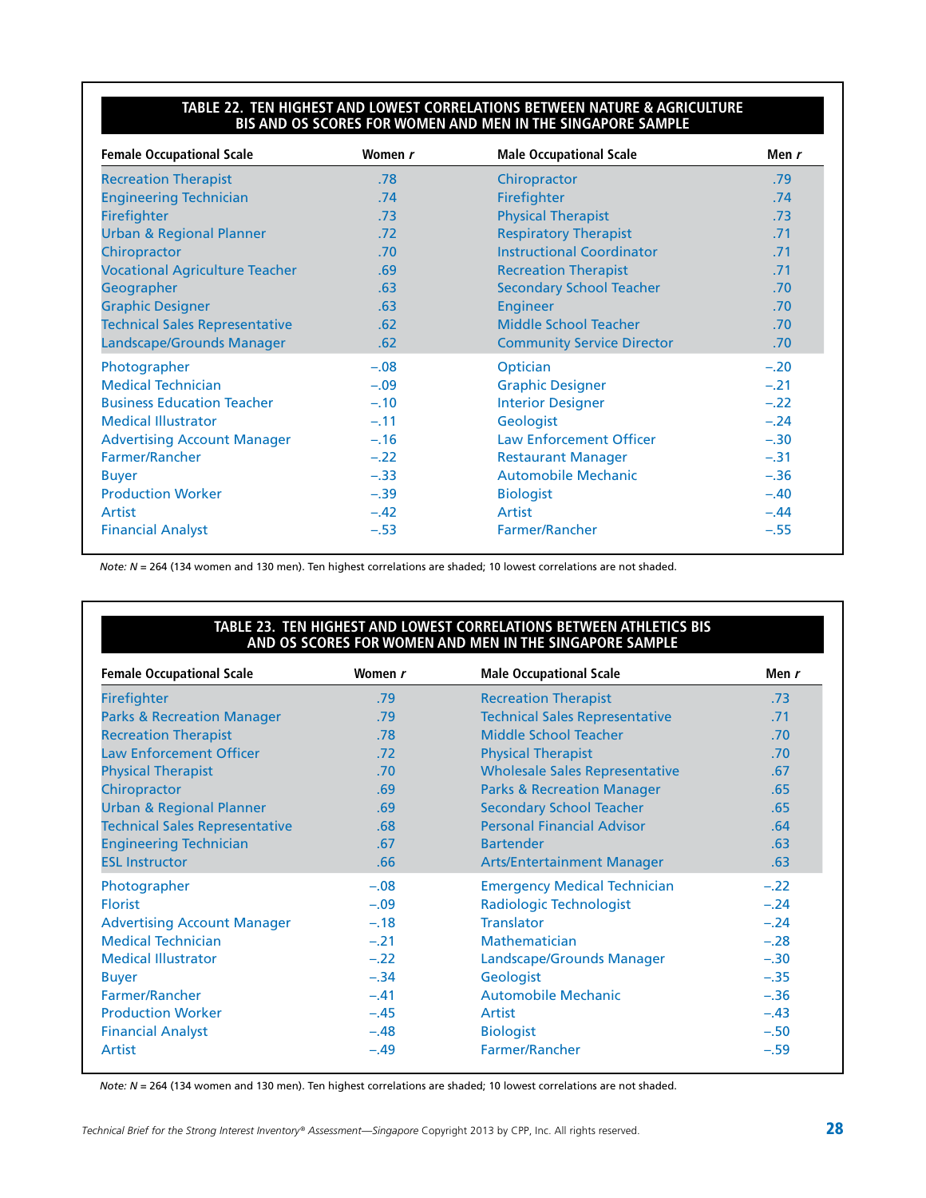**TABLE 22. TEN HIGHEST AND LOWEST CORRELATIONS BETWEEN NATURE & AGRICULTURE BIS AND OS SCORES FOR WOMEN AND MEN IN THE SINGAPORE SAMPLE**

| Female Occupational Scale | Women *r* | Male Occupational Scale | Men *r* |
|---|---|---|---|
| Recreation Therapist | .78 | Chiropractor | .79 |
| Engineering Technician | .74 | Firefighter | .74 |
| Firefighter | .73 | Physical Therapist | .73 |
| Urban & Regional Planner | .72 | Respiratory Therapist | .71 |
| Chiropractor | .70 | Instructional Coordinator | .71 |
| Vocational Agriculture Teacher | .69 | Recreation Therapist | .71 |
| Geographer | .63 | Secondary School Teacher | .70 |
| Graphic Designer | .63 | Engineer | .70 |
| Technical Sales Representative | .62 | Middle School Teacher | .70 |
| Landscape/Grounds Manager | .62 | Community Service Director | .70 |
| Photographer | –.08 | Optician | –.20 |
| Medical Technician | –.09 | Graphic Designer | –.21 |
| Business Education Teacher | –.10 | Interior Designer | –.22 |
| Medical Illustrator | –.11 | Geologist | –.24 |
| Advertising Account Manager | –.16 | Law Enforcement Officer | –.30 |
| Farmer/Rancher | –.22 | Restaurant Manager | –.31 |
| Buyer | –.33 | Automobile Mechanic | –.36 |
| Production Worker | –.39 | Biologist | –.40 |
| Artist | –.42 | Artist | –.44 |
| Financial Analyst | –.53 | Farmer/Rancher | –.55 |

*Note: N* = 264 (134 women and 130 men). Ten highest correlations are shaded; 10 lowest correlations are not shaded.

**TABLE 23. TEN HIGHEST AND LOWEST CORRELATIONS BETWEEN ATHLETICS BIS AND OS SCORES FOR WOMEN AND MEN IN THE SINGAPORE SAMPLE**

| Female Occupational Scale | Women *r* | Male Occupational Scale | Men *r* |
|---|---|---|---|
| Firefighter | .79 | Recreation Therapist | .73 |
| Parks & Recreation Manager | .79 | Technical Sales Representative | .71 |
| Recreation Therapist | .78 | Middle School Teacher | .70 |
| Law Enforcement Officer | .72 | Physical Therapist | .70 |
| Physical Therapist | .70 | Wholesale Sales Representative | .67 |
| Chiropractor | .69 | Parks & Recreation Manager | .65 |
| Urban & Regional Planner | .69 | Secondary School Teacher | .65 |
| Technical Sales Representative | .68 | Personal Financial Advisor | .64 |
| Engineering Technician | .67 | Bartender | .63 |
| ESL Instructor | .66 | Arts/Entertainment Manager | .63 |
| Photographer | –.08 | Emergency Medical Technician | –.22 |
| Florist | –.09 | Radiologic Technologist | –.24 |
| Advertising Account Manager | –.18 | Translator | –.24 |
| Medical Technician | –.21 | Mathematician | –.28 |
| Medical Illustrator | –.22 | Landscape/Grounds Manager | –.30 |
| Buyer | –.34 | Geologist | –.35 |
| Farmer/Rancher | –.41 | Automobile Mechanic | –.36 |
| Production Worker | –.45 | Artist | –.43 |
| Financial Analyst | –.48 | Biologist | –.50 |
| Artist | –.49 | Farmer/Rancher | –.59 |

*Note: N* = 264 (134 women and 130 men). Ten highest correlations are shaded; 10 lowest correlations are not shaded.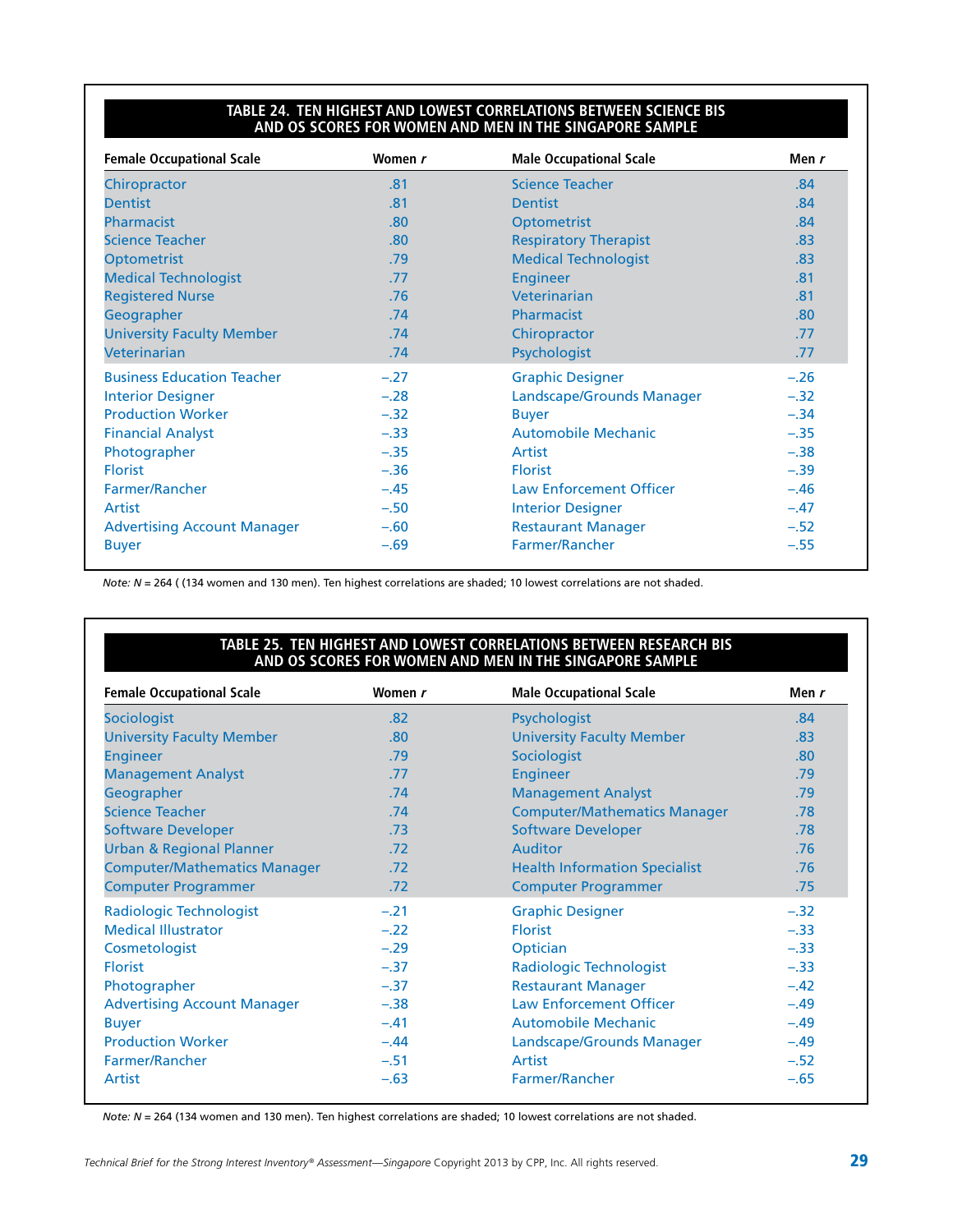**TABLE 24. TEN HIGHEST AND LOWEST CORRELATIONS BETWEEN SCIENCE BIS AND OS SCORES FOR WOMEN AND MEN IN THE SINGAPORE SAMPLE**

| Female Occupational Scale | Women *r* | Male Occupational Scale | Men *r* |
|---|---|---|---|
| Chiropractor | .81 | Science Teacher | .84 |
| Dentist | .81 | Dentist | .84 |
| Pharmacist | .80 | Optometrist | .84 |
| Science Teacher | .80 | Respiratory Therapist | .83 |
| Optometrist | .79 | Medical Technologist | .83 |
| Medical Technologist | .77 | Engineer | .81 |
| Registered Nurse | .76 | Veterinarian | .81 |
| Geographer | .74 | Pharmacist | .80 |
| University Faculty Member | .74 | Chiropractor | .77 |
| Veterinarian | .74 | Psychologist | .77 |
| Business Education Teacher | −.27 | Graphic Designer | −.26 |
| Interior Designer | −.28 | Landscape/Grounds Manager | −.32 |
| Production Worker | −.32 | Buyer | −.34 |
| Financial Analyst | −.33 | Automobile Mechanic | −.35 |
| Photographer | −.35 | Artist | −.38 |
| Florist | −.36 | Florist | −.39 |
| Farmer/Rancher | −.45 | Law Enforcement Officer | −.46 |
| Artist | −.50 | Interior Designer | −.47 |
| Advertising Account Manager | −.60 | Restaurant Manager | −.52 |
| Buyer | −.69 | Farmer/Rancher | −.55 |

*Note: N* = 264 ( (134 women and 130 men). Ten highest correlations are shaded; 10 lowest correlations are not shaded.

**TABLE 25. TEN HIGHEST AND LOWEST CORRELATIONS BETWEEN RESEARCH BIS AND OS SCORES FOR WOMEN AND MEN IN THE SINGAPORE SAMPLE**

| Female Occupational Scale | Women *r* | Male Occupational Scale | Men *r* |
|---|---|---|---|
| Sociologist | .82 | Psychologist | .84 |
| University Faculty Member | .80 | University Faculty Member | .83 |
| Engineer | .79 | Sociologist | .80 |
| Management Analyst | .77 | Engineer | .79 |
| Geographer | .74 | Management Analyst | .79 |
| Science Teacher | .74 | Computer/Mathematics Manager | .78 |
| Software Developer | .73 | Software Developer | .78 |
| Urban & Regional Planner | .72 | Auditor | .76 |
| Computer/Mathematics Manager | .72 | Health Information Specialist | .76 |
| Computer Programmer | .72 | Computer Programmer | .75 |
| Radiologic Technologist | −.21 | Graphic Designer | −.32 |
| Medical Illustrator | −.22 | Florist | −.33 |
| Cosmetologist | −.29 | Optician | −.33 |
| Florist | −.37 | Radiologic Technologist | −.33 |
| Photographer | −.37 | Restaurant Manager | −.42 |
| Advertising Account Manager | −.38 | Law Enforcement Officer | −.49 |
| Buyer | −.41 | Automobile Mechanic | −.49 |
| Production Worker | −.44 | Landscape/Grounds Manager | −.49 |
| Farmer/Rancher | −.51 | Artist | −.52 |
| Artist | −.63 | Farmer/Rancher | −.65 |

*Note: N* = 264 (134 women and 130 men). Ten highest correlations are shaded; 10 lowest correlations are not shaded.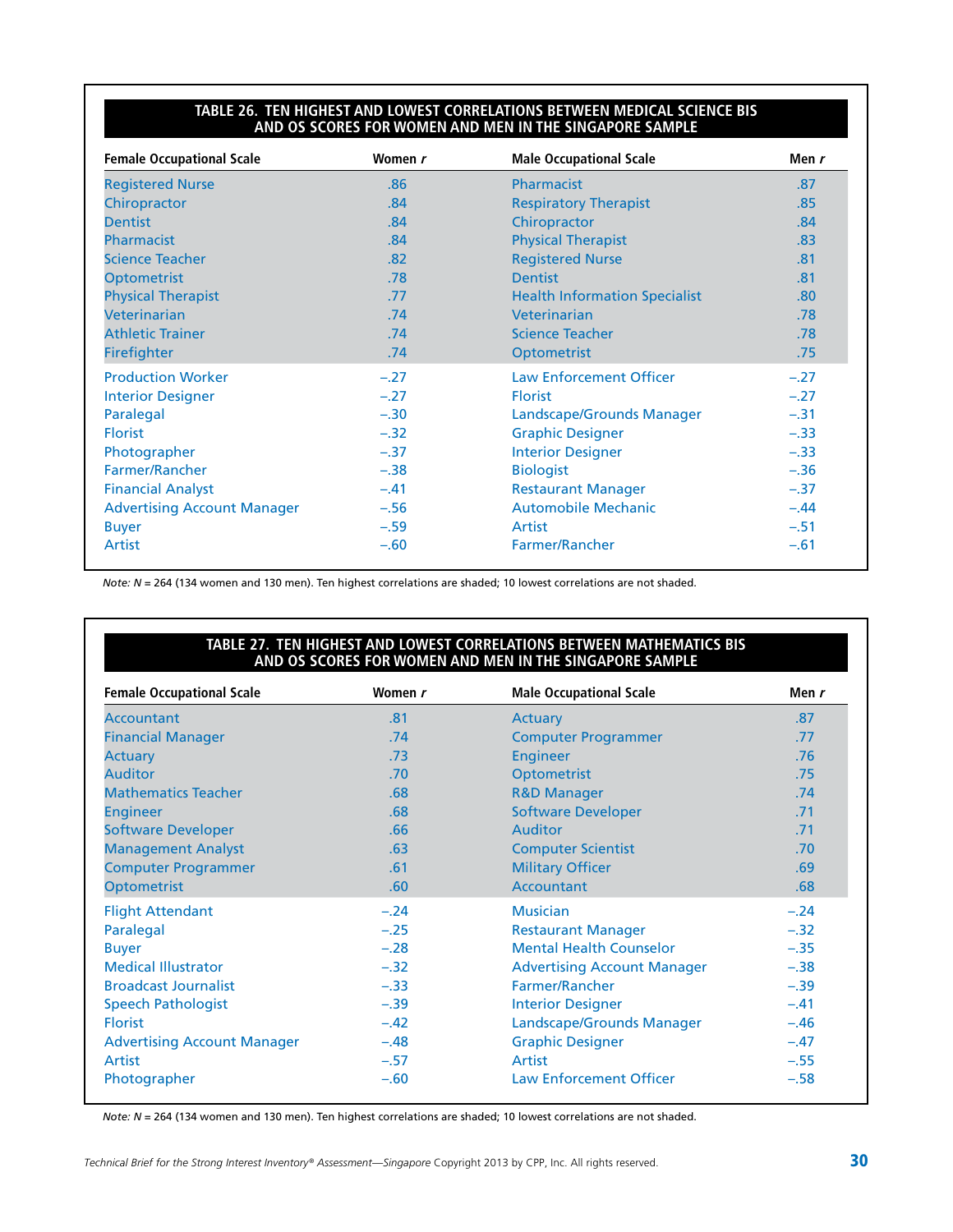**TABLE 26. TEN HIGHEST AND LOWEST CORRELATIONS BETWEEN MEDICAL SCIENCE BIS AND OS SCORES FOR WOMEN AND MEN IN THE SINGAPORE SAMPLE**

| Female Occupational Scale | Women *r* | Male Occupational Scale | Men *r* |
|---|---|---|---|
| Registered Nurse | .86 | Pharmacist | .87 |
| Chiropractor | .84 | Respiratory Therapist | .85 |
| Dentist | .84 | Chiropractor | .84 |
| Pharmacist | .84 | Physical Therapist | .83 |
| Science Teacher | .82 | Registered Nurse | .81 |
| Optometrist | .78 | Dentist | .81 |
| Physical Therapist | .77 | Health Information Specialist | .80 |
| Veterinarian | .74 | Veterinarian | .78 |
| Athletic Trainer | .74 | Science Teacher | .78 |
| Firefighter | .74 | Optometrist | .75 |
| Production Worker | –.27 | Law Enforcement Officer | –.27 |
| Interior Designer | –.27 | Florist | –.27 |
| Paralegal | –.30 | Landscape/Grounds Manager | –.31 |
| Florist | –.32 | Graphic Designer | –.33 |
| Photographer | –.37 | Interior Designer | –.33 |
| Farmer/Rancher | –.38 | Biologist | –.36 |
| Financial Analyst | –.41 | Restaurant Manager | –.37 |
| Advertising Account Manager | –.56 | Automobile Mechanic | –.44 |
| Buyer | –.59 | Artist | –.51 |
| Artist | –.60 | Farmer/Rancher | –.61 |

*Note: N* = 264 (134 women and 130 men). Ten highest correlations are shaded; 10 lowest correlations are not shaded.

**TABLE 27. TEN HIGHEST AND LOWEST CORRELATIONS BETWEEN MATHEMATICS BIS AND OS SCORES FOR WOMEN AND MEN IN THE SINGAPORE SAMPLE**

| Female Occupational Scale | Women *r* | Male Occupational Scale | Men *r* |
|---|---|---|---|
| Accountant | .81 | Actuary | .87 |
| Financial Manager | .74 | Computer Programmer | .77 |
| Actuary | .73 | Engineer | .76 |
| Auditor | .70 | Optometrist | .75 |
| Mathematics Teacher | .68 | R&D Manager | .74 |
| Engineer | .68 | Software Developer | .71 |
| Software Developer | .66 | Auditor | .71 |
| Management Analyst | .63 | Computer Scientist | .70 |
| Computer Programmer | .61 | Military Officer | .69 |
| Optometrist | .60 | Accountant | .68 |
| Flight Attendant | –.24 | Musician | –.24 |
| Paralegal | –.25 | Restaurant Manager | –.32 |
| Buyer | –.28 | Mental Health Counselor | –.35 |
| Medical Illustrator | –.32 | Advertising Account Manager | –.38 |
| Broadcast Journalist | –.33 | Farmer/Rancher | –.39 |
| Speech Pathologist | –.39 | Interior Designer | –.41 |
| Florist | –.42 | Landscape/Grounds Manager | –.46 |
| Advertising Account Manager | –.48 | Graphic Designer | –.47 |
| Artist | –.57 | Artist | –.55 |
| Photographer | –.60 | Law Enforcement Officer | –.58 |

*Note: N* = 264 (134 women and 130 men). Ten highest correlations are shaded; 10 lowest correlations are not shaded.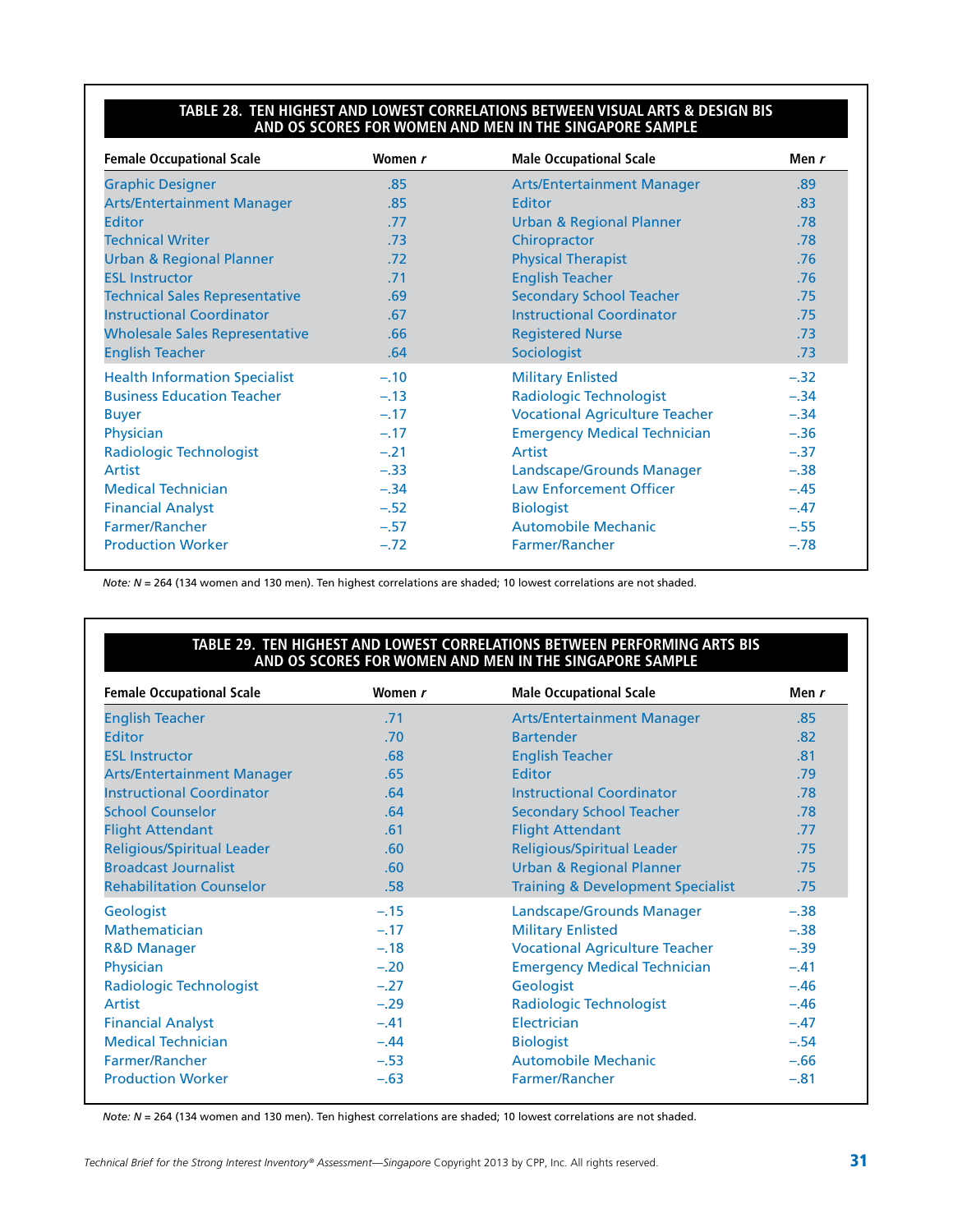**TABLE 28. TEN HIGHEST AND LOWEST CORRELATIONS BETWEEN VISUAL ARTS & DESIGN BIS AND OS SCORES FOR WOMEN AND MEN IN THE SINGAPORE SAMPLE**

| Female Occupational Scale | Women *r* | Male Occupational Scale | Men *r* |
|---|---|---|---|
| Graphic Designer | .85 | Arts/Entertainment Manager | .89 |
| Arts/Entertainment Manager | .85 | Editor | .83 |
| Editor | .77 | Urban & Regional Planner | .78 |
| Technical Writer | .73 | Chiropractor | .78 |
| Urban & Regional Planner | .72 | Physical Therapist | .76 |
| ESL Instructor | .71 | English Teacher | .76 |
| Technical Sales Representative | .69 | Secondary School Teacher | .75 |
| Instructional Coordinator | .67 | Instructional Coordinator | .75 |
| Wholesale Sales Representative | .66 | Registered Nurse | .73 |
| English Teacher | .64 | Sociologist | .73 |
| Health Information Specialist | –.10 | Military Enlisted | –.32 |
| Business Education Teacher | –.13 | Radiologic Technologist | –.34 |
| Buyer | –.17 | Vocational Agriculture Teacher | –.34 |
| Physician | –.17 | Emergency Medical Technician | –.36 |
| Radiologic Technologist | –.21 | Artist | –.37 |
| Artist | –.33 | Landscape/Grounds Manager | –.38 |
| Medical Technician | –.34 | Law Enforcement Officer | –.45 |
| Financial Analyst | –.52 | Biologist | –.47 |
| Farmer/Rancher | –.57 | Automobile Mechanic | –.55 |
| Production Worker | –.72 | Farmer/Rancher | –.78 |

*Note: N* = 264 (134 women and 130 men). Ten highest correlations are shaded; 10 lowest correlations are not shaded.

**TABLE 29. TEN HIGHEST AND LOWEST CORRELATIONS BETWEEN PERFORMING ARTS BIS AND OS SCORES FOR WOMEN AND MEN IN THE SINGAPORE SAMPLE**

| Female Occupational Scale | Women *r* | Male Occupational Scale | Men *r* |
|---|---|---|---|
| English Teacher | .71 | Arts/Entertainment Manager | .85 |
| Editor | .70 | Bartender | .82 |
| ESL Instructor | .68 | English Teacher | .81 |
| Arts/Entertainment Manager | .65 | Editor | .79 |
| Instructional Coordinator | .64 | Instructional Coordinator | .78 |
| School Counselor | .64 | Secondary School Teacher | .78 |
| Flight Attendant | .61 | Flight Attendant | .77 |
| Religious/Spiritual Leader | .60 | Religious/Spiritual Leader | .75 |
| Broadcast Journalist | .60 | Urban & Regional Planner | .75 |
| Rehabilitation Counselor | .58 | Training & Development Specialist | .75 |
| Geologist | –.15 | Landscape/Grounds Manager | –.38 |
| Mathematician | –.17 | Military Enlisted | –.38 |
| R&D Manager | –.18 | Vocational Agriculture Teacher | –.39 |
| Physician | –.20 | Emergency Medical Technician | –.41 |
| Radiologic Technologist | –.27 | Geologist | –.46 |
| Artist | –.29 | Radiologic Technologist | –.46 |
| Financial Analyst | –.41 | Electrician | –.47 |
| Medical Technician | –.44 | Biologist | –.54 |
| Farmer/Rancher | –.53 | Automobile Mechanic | –.66 |
| Production Worker | –.63 | Farmer/Rancher | –.81 |

*Note: N* = 264 (134 women and 130 men). Ten highest correlations are shaded; 10 lowest correlations are not shaded.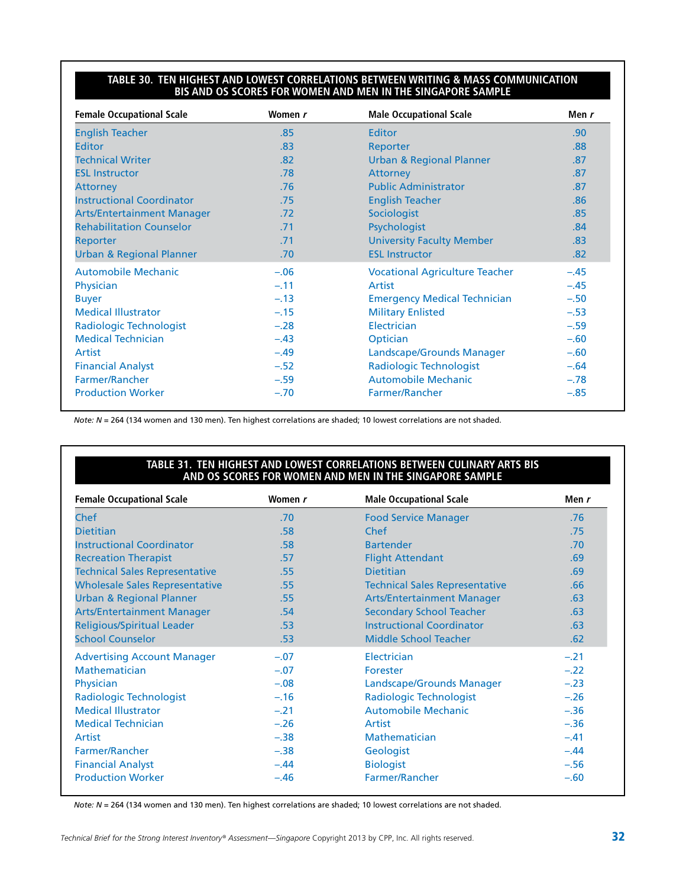**TABLE 30. TEN HIGHEST AND LOWEST CORRELATIONS BETWEEN WRITING & MASS COMMUNICATION BIS AND OS SCORES FOR WOMEN AND MEN IN THE SINGAPORE SAMPLE**

| Female Occupational Scale | Women *r* | Male Occupational Scale | Men *r* |
|---|---|---|---|
| English Teacher | .85 | Editor | .90 |
| Editor | .83 | Reporter | .88 |
| Technical Writer | .82 | Urban & Regional Planner | .87 |
| ESL Instructor | .78 | Attorney | .87 |
| Attorney | .76 | Public Administrator | .87 |
| Instructional Coordinator | .75 | English Teacher | .86 |
| Arts/Entertainment Manager | .72 | Sociologist | .85 |
| Rehabilitation Counselor | .71 | Psychologist | .84 |
| Reporter | .71 | University Faculty Member | .83 |
| Urban & Regional Planner | .70 | ESL Instructor | .82 |
| Automobile Mechanic | –.06 | Vocational Agriculture Teacher | –.45 |
| Physician | –.11 | Artist | –.45 |
| Buyer | –.13 | Emergency Medical Technician | –.50 |
| Medical Illustrator | –.15 | Military Enlisted | –.53 |
| Radiologic Technologist | –.28 | Electrician | –.59 |
| Medical Technician | –.43 | Optician | –.60 |
| Artist | –.49 | Landscape/Grounds Manager | –.60 |
| Financial Analyst | –.52 | Radiologic Technologist | –.64 |
| Farmer/Rancher | –.59 | Automobile Mechanic | –.78 |
| Production Worker | –.70 | Farmer/Rancher | –.85 |

*Note: N* = 264 (134 women and 130 men). Ten highest correlations are shaded; 10 lowest correlations are not shaded.

**TABLE 31. TEN HIGHEST AND LOWEST CORRELATIONS BETWEEN CULINARY ARTS BIS AND OS SCORES FOR WOMEN AND MEN IN THE SINGAPORE SAMPLE**

| Female Occupational Scale | Women *r* | Male Occupational Scale | Men *r* |
|---|---|---|---|
| Chef | .70 | Food Service Manager | .76 |
| Dietitian | .58 | Chef | .75 |
| Instructional Coordinator | .58 | Bartender | .70 |
| Recreation Therapist | .57 | Flight Attendant | .69 |
| Technical Sales Representative | .55 | Dietitian | .69 |
| Wholesale Sales Representative | .55 | Technical Sales Representative | .66 |
| Urban & Regional Planner | .55 | Arts/Entertainment Manager | .63 |
| Arts/Entertainment Manager | .54 | Secondary School Teacher | .63 |
| Religious/Spiritual Leader | .53 | Instructional Coordinator | .63 |
| School Counselor | .53 | Middle School Teacher | .62 |
| Advertising Account Manager | –.07 | Electrician | –.21 |
| Mathematician | –.07 | Forester | –.22 |
| Physician | –.08 | Landscape/Grounds Manager | –.23 |
| Radiologic Technologist | –.16 | Radiologic Technologist | –.26 |
| Medical Illustrator | –.21 | Automobile Mechanic | –.36 |
| Medical Technician | –.26 | Artist | –.36 |
| Artist | –.38 | Mathematician | –.41 |
| Farmer/Rancher | –.38 | Geologist | –.44 |
| Financial Analyst | –.44 | Biologist | –.56 |
| Production Worker | –.46 | Farmer/Rancher | –.60 |

*Note: N* = 264 (134 women and 130 men). Ten highest correlations are shaded; 10 lowest correlations are not shaded.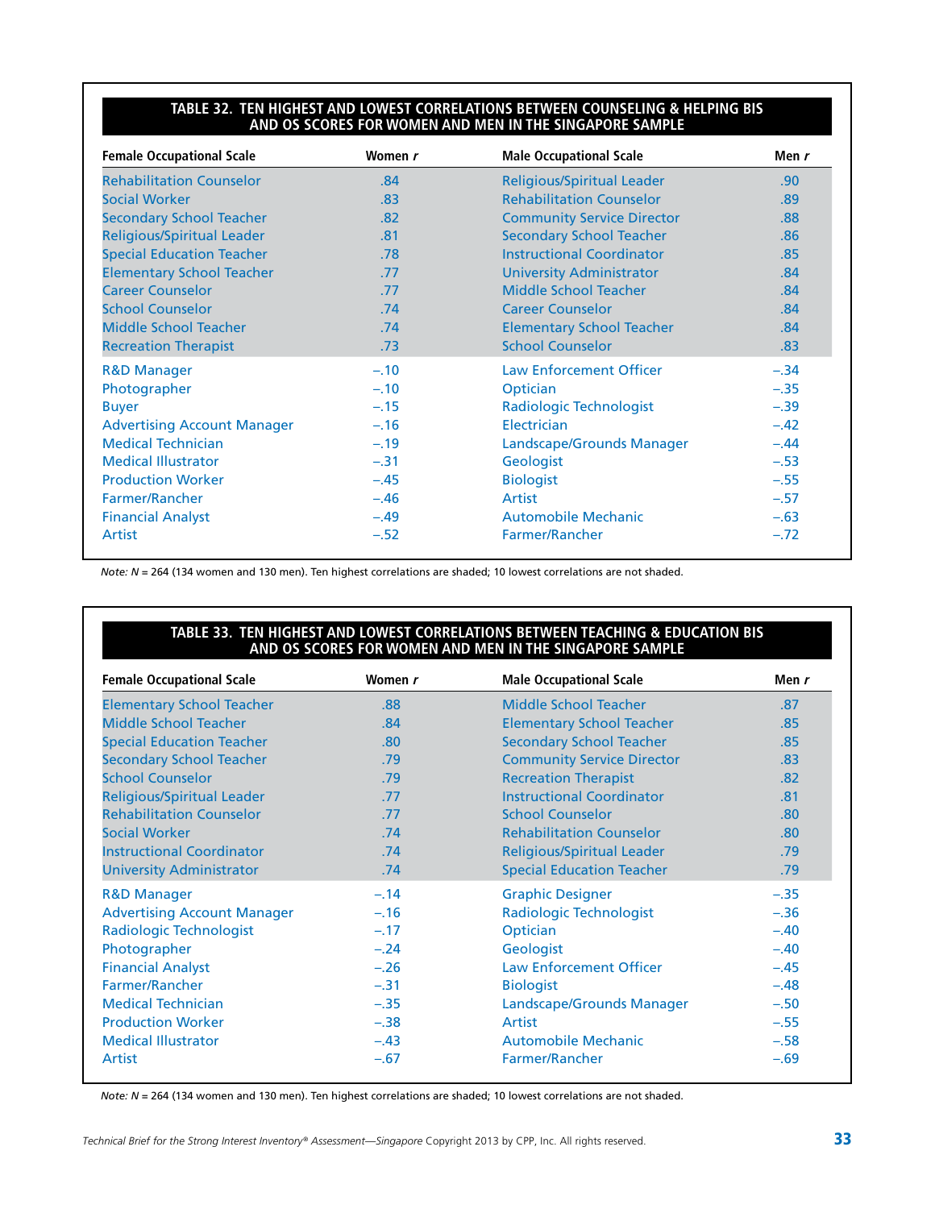**TABLE 32. TEN HIGHEST AND LOWEST CORRELATIONS BETWEEN COUNSELING & HELPING BIS AND OS SCORES FOR WOMEN AND MEN IN THE SINGAPORE SAMPLE**

| Female Occupational Scale | Women *r* | Male Occupational Scale | Men *r* |
|---|---|---|---|
| Rehabilitation Counselor | .84 | Religious/Spiritual Leader | .90 |
| Social Worker | .83 | Rehabilitation Counselor | .89 |
| Secondary School Teacher | .82 | Community Service Director | .88 |
| Religious/Spiritual Leader | .81 | Secondary School Teacher | .86 |
| Special Education Teacher | .78 | Instructional Coordinator | .85 |
| Elementary School Teacher | .77 | University Administrator | .84 |
| Career Counselor | .77 | Middle School Teacher | .84 |
| School Counselor | .74 | Career Counselor | .84 |
| Middle School Teacher | .74 | Elementary School Teacher | .84 |
| Recreation Therapist | .73 | School Counselor | .83 |
| R&D Manager | −.10 | Law Enforcement Officer | −.34 |
| Photographer | −.10 | Optician | −.35 |
| Buyer | −.15 | Radiologic Technologist | −.39 |
| Advertising Account Manager | −.16 | Electrician | −.42 |
| Medical Technician | −.19 | Landscape/Grounds Manager | −.44 |
| Medical Illustrator | −.31 | Geologist | −.53 |
| Production Worker | −.45 | Biologist | −.55 |
| Farmer/Rancher | −.46 | Artist | −.57 |
| Financial Analyst | −.49 | Automobile Mechanic | −.63 |
| Artist | −.52 | Farmer/Rancher | −.72 |

*Note: N* = 264 (134 women and 130 men). Ten highest correlations are shaded; 10 lowest correlations are not shaded.

**TABLE 33. TEN HIGHEST AND LOWEST CORRELATIONS BETWEEN TEACHING & EDUCATION BIS AND OS SCORES FOR WOMEN AND MEN IN THE SINGAPORE SAMPLE**

| Female Occupational Scale | Women *r* | Male Occupational Scale | Men *r* |
|---|---|---|---|
| Elementary School Teacher | .88 | Middle School Teacher | .87 |
| Middle School Teacher | .84 | Elementary School Teacher | .85 |
| Special Education Teacher | .80 | Secondary School Teacher | .85 |
| Secondary School Teacher | .79 | Community Service Director | .83 |
| School Counselor | .79 | Recreation Therapist | .82 |
| Religious/Spiritual Leader | .77 | Instructional Coordinator | .81 |
| Rehabilitation Counselor | .77 | School Counselor | .80 |
| Social Worker | .74 | Rehabilitation Counselor | .80 |
| Instructional Coordinator | .74 | Religious/Spiritual Leader | .79 |
| University Administrator | .74 | Special Education Teacher | .79 |
| R&D Manager | −.14 | Graphic Designer | −.35 |
| Advertising Account Manager | −.16 | Radiologic Technologist | −.36 |
| Radiologic Technologist | −.17 | Optician | −.40 |
| Photographer | −.24 | Geologist | −.40 |
| Financial Analyst | −.26 | Law Enforcement Officer | −.45 |
| Farmer/Rancher | −.31 | Biologist | −.48 |
| Medical Technician | −.35 | Landscape/Grounds Manager | −.50 |
| Production Worker | −.38 | Artist | −.55 |
| Medical Illustrator | −.43 | Automobile Mechanic | −.58 |
| Artist | −.67 | Farmer/Rancher | −.69 |

*Note: N* = 264 (134 women and 130 men). Ten highest correlations are shaded; 10 lowest correlations are not shaded.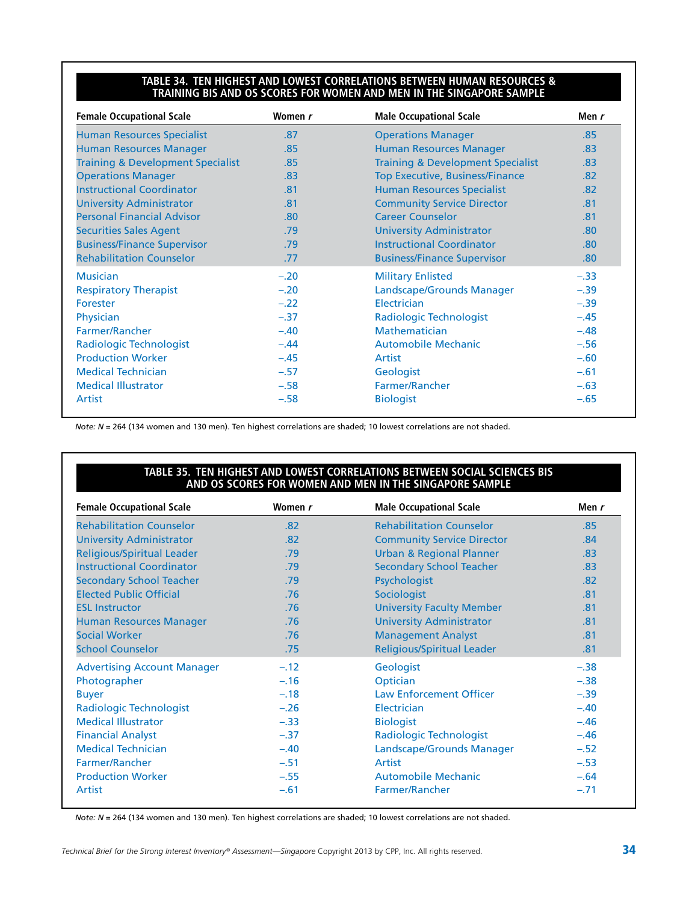## TABLE 34. TEN HIGHEST AND LOWEST CORRELATIONS BETWEEN HUMAN RESOURCES & TRAINING BIS AND OS SCORES FOR WOMEN AND MEN IN THE SINGAPORE SAMPLE

| Female Occupational Scale | Women *r* | Male Occupational Scale | Men *r* |
|---|---|---|---|
| Human Resources Specialist | .87 | Operations Manager | .85 |
| Human Resources Manager | .85 | Human Resources Manager | .83 |
| Training & Development Specialist | .85 | Training & Development Specialist | .83 |
| Operations Manager | .83 | Top Executive, Business/Finance | .82 |
| Instructional Coordinator | .81 | Human Resources Specialist | .82 |
| University Administrator | .81 | Community Service Director | .81 |
| Personal Financial Advisor | .80 | Career Counselor | .81 |
| Securities Sales Agent | .79 | University Administrator | .80 |
| Business/Finance Supervisor | .79 | Instructional Coordinator | .80 |
| Rehabilitation Counselor | .77 | Business/Finance Supervisor | .80 |
| Musician | –.20 | Military Enlisted | –.33 |
| Respiratory Therapist | –.20 | Landscape/Grounds Manager | –.39 |
| Forester | –.22 | Electrician | –.39 |
| Physician | –.37 | Radiologic Technologist | –.45 |
| Farmer/Rancher | –.40 | Mathematician | –.48 |
| Radiologic Technologist | –.44 | Automobile Mechanic | –.56 |
| Production Worker | –.45 | Artist | –.60 |
| Medical Technician | –.57 | Geologist | –.61 |
| Medical Illustrator | –.58 | Farmer/Rancher | –.63 |
| Artist | –.58 | Biologist | –.65 |

*Note: N* = 264 (134 women and 130 men). Ten highest correlations are shaded; 10 lowest correlations are not shaded.

## TABLE 35. TEN HIGHEST AND LOWEST CORRELATIONS BETWEEN SOCIAL SCIENCES BIS AND OS SCORES FOR WOMEN AND MEN IN THE SINGAPORE SAMPLE

| Female Occupational Scale | Women *r* | Male Occupational Scale | Men *r* |
|---|---|---|---|
| Rehabilitation Counselor | .82 | Rehabilitation Counselor | .85 |
| University Administrator | .82 | Community Service Director | .84 |
| Religious/Spiritual Leader | .79 | Urban & Regional Planner | .83 |
| Instructional Coordinator | .79 | Secondary School Teacher | .83 |
| Secondary School Teacher | .79 | Psychologist | .82 |
| Elected Public Official | .76 | Sociologist | .81 |
| ESL Instructor | .76 | University Faculty Member | .81 |
| Human Resources Manager | .76 | University Administrator | .81 |
| Social Worker | .76 | Management Analyst | .81 |
| School Counselor | .75 | Religious/Spiritual Leader | .81 |
| Advertising Account Manager | –.12 | Geologist | –.38 |
| Photographer | –.16 | Optician | –.38 |
| Buyer | –.18 | Law Enforcement Officer | –.39 |
| Radiologic Technologist | –.26 | Electrician | –.40 |
| Medical Illustrator | –.33 | Biologist | –.46 |
| Financial Analyst | –.37 | Radiologic Technologist | –.46 |
| Medical Technician | –.40 | Landscape/Grounds Manager | –.52 |
| Farmer/Rancher | –.51 | Artist | –.53 |
| Production Worker | –.55 | Automobile Mechanic | –.64 |
| Artist | –.61 | Farmer/Rancher | –.71 |

*Note: N* = 264 (134 women and 130 men). Ten highest correlations are shaded; 10 lowest correlations are not shaded.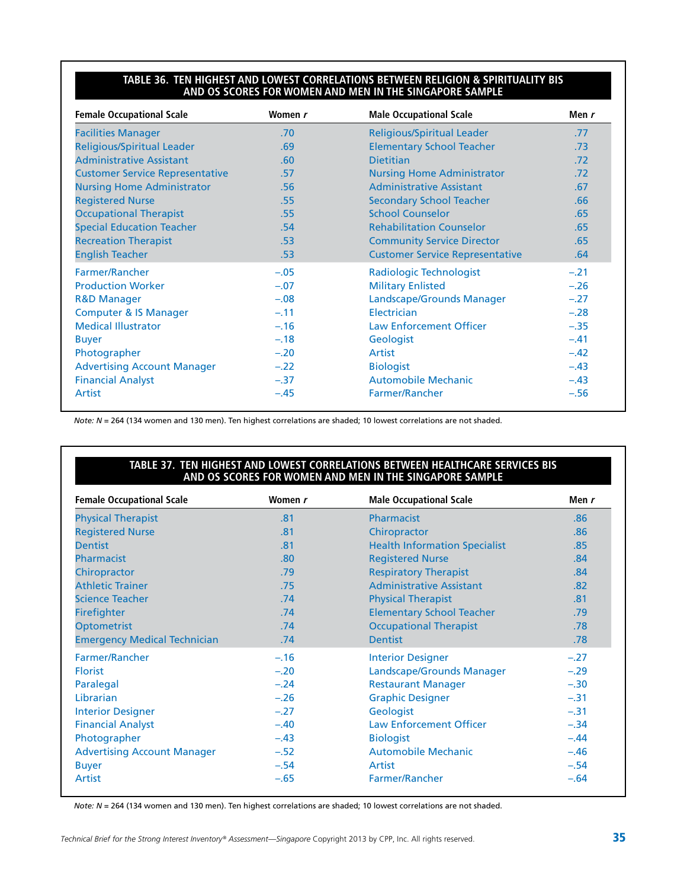**TABLE 36. TEN HIGHEST AND LOWEST CORRELATIONS BETWEEN RELIGION & SPIRITUALITY BIS AND OS SCORES FOR WOMEN AND MEN IN THE SINGAPORE SAMPLE**

| Female Occupational Scale | Women *r* | Male Occupational Scale | Men *r* |
|---|---|---|---|
| Facilities Manager | .70 | Religious/Spiritual Leader | .77 |
| Religious/Spiritual Leader | .69 | Elementary School Teacher | .73 |
| Administrative Assistant | .60 | Dietitian | .72 |
| Customer Service Representative | .57 | Nursing Home Administrator | .72 |
| Nursing Home Administrator | .56 | Administrative Assistant | .67 |
| Registered Nurse | .55 | Secondary School Teacher | .66 |
| Occupational Therapist | .55 | School Counselor | .65 |
| Special Education Teacher | .54 | Rehabilitation Counselor | .65 |
| Recreation Therapist | .53 | Community Service Director | .65 |
| English Teacher | .53 | Customer Service Representative | .64 |
| Farmer/Rancher | −.05 | Radiologic Technologist | −.21 |
| Production Worker | −.07 | Military Enlisted | −.26 |
| R&D Manager | −.08 | Landscape/Grounds Manager | −.27 |
| Computer & IS Manager | −.11 | Electrician | −.28 |
| Medical Illustrator | −.16 | Law Enforcement Officer | −.35 |
| Buyer | −.18 | Geologist | −.41 |
| Photographer | −.20 | Artist | −.42 |
| Advertising Account Manager | −.22 | Biologist | −.43 |
| Financial Analyst | −.37 | Automobile Mechanic | −.43 |
| Artist | −.45 | Farmer/Rancher | −.56 |

*Note: N* = 264 (134 women and 130 men). Ten highest correlations are shaded; 10 lowest correlations are not shaded.

**TABLE 37. TEN HIGHEST AND LOWEST CORRELATIONS BETWEEN HEALTHCARE SERVICES BIS AND OS SCORES FOR WOMEN AND MEN IN THE SINGAPORE SAMPLE**

| Female Occupational Scale | Women *r* | Male Occupational Scale | Men *r* |
|---|---|---|---|
| Physical Therapist | .81 | Pharmacist | .86 |
| Registered Nurse | .81 | Chiropractor | .86 |
| Dentist | .81 | Health Information Specialist | .85 |
| Pharmacist | .80 | Registered Nurse | .84 |
| Chiropractor | .79 | Respiratory Therapist | .84 |
| Athletic Trainer | .75 | Administrative Assistant | .82 |
| Science Teacher | .74 | Physical Therapist | .81 |
| Firefighter | .74 | Elementary School Teacher | .79 |
| Optometrist | .74 | Occupational Therapist | .78 |
| Emergency Medical Technician | .74 | Dentist | .78 |
| Farmer/Rancher | −.16 | Interior Designer | −.27 |
| Florist | −.20 | Landscape/Grounds Manager | −.29 |
| Paralegal | −.24 | Restaurant Manager | −.30 |
| Librarian | −.26 | Graphic Designer | −.31 |
| Interior Designer | −.27 | Geologist | −.31 |
| Financial Analyst | −.40 | Law Enforcement Officer | −.34 |
| Photographer | −.43 | Biologist | −.44 |
| Advertising Account Manager | −.52 | Automobile Mechanic | −.46 |
| Buyer | −.54 | Artist | −.54 |
| Artist | −.65 | Farmer/Rancher | −.64 |

*Note: N* = 264 (134 women and 130 men). Ten highest correlations are shaded; 10 lowest correlations are not shaded.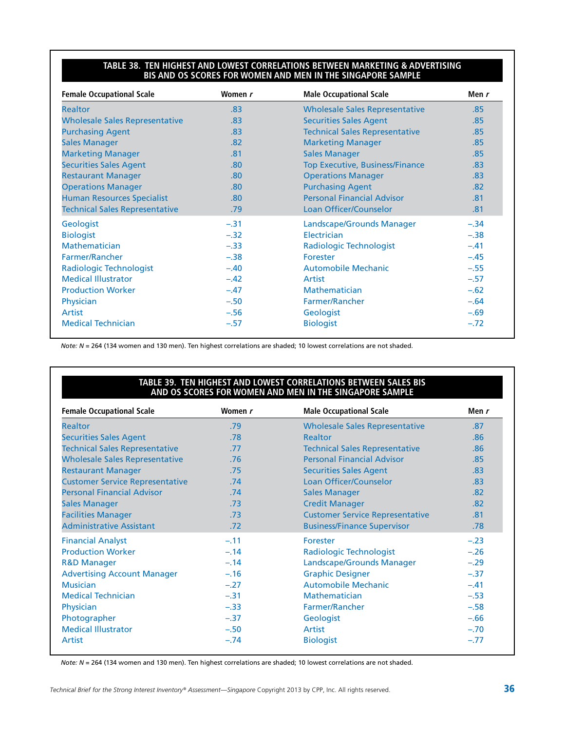**TABLE 38. TEN HIGHEST AND LOWEST CORRELATIONS BETWEEN MARKETING & ADVERTISING BIS AND OS SCORES FOR WOMEN AND MEN IN THE SINGAPORE SAMPLE**

| Female Occupational Scale | Women *r* | Male Occupational Scale | Men *r* |
|---|---|---|---|
| Realtor | .83 | Wholesale Sales Representative | .85 |
| Wholesale Sales Representative | .83 | Securities Sales Agent | .85 |
| Purchasing Agent | .83 | Technical Sales Representative | .85 |
| Sales Manager | .82 | Marketing Manager | .85 |
| Marketing Manager | .81 | Sales Manager | .85 |
| Securities Sales Agent | .80 | Top Executive, Business/Finance | .83 |
| Restaurant Manager | .80 | Operations Manager | .83 |
| Operations Manager | .80 | Purchasing Agent | .82 |
| Human Resources Specialist | .80 | Personal Financial Advisor | .81 |
| Technical Sales Representative | .79 | Loan Officer/Counselor | .81 |
| Geologist | −.31 | Landscape/Grounds Manager | −.34 |
| Biologist | −.32 | Electrician | −.38 |
| Mathematician | −.33 | Radiologic Technologist | −.41 |
| Farmer/Rancher | −.38 | Forester | −.45 |
| Radiologic Technologist | −.40 | Automobile Mechanic | −.55 |
| Medical Illustrator | −.42 | Artist | −.57 |
| Production Worker | −.47 | Mathematician | −.62 |
| Physician | −.50 | Farmer/Rancher | −.64 |
| Artist | −.56 | Geologist | −.69 |
| Medical Technician | −.57 | Biologist | −.72 |

*Note: N* = 264 (134 women and 130 men). Ten highest correlations are shaded; 10 lowest correlations are not shaded.

**TABLE 39. TEN HIGHEST AND LOWEST CORRELATIONS BETWEEN SALES BIS AND OS SCORES FOR WOMEN AND MEN IN THE SINGAPORE SAMPLE**

| Female Occupational Scale | Women *r* | Male Occupational Scale | Men *r* |
|---|---|---|---|
| Realtor | .79 | Wholesale Sales Representative | .87 |
| Securities Sales Agent | .78 | Realtor | .86 |
| Technical Sales Representative | .77 | Technical Sales Representative | .86 |
| Wholesale Sales Representative | .76 | Personal Financial Advisor | .85 |
| Restaurant Manager | .75 | Securities Sales Agent | .83 |
| Customer Service Representative | .74 | Loan Officer/Counselor | .83 |
| Personal Financial Advisor | .74 | Sales Manager | .82 |
| Sales Manager | .73 | Credit Manager | .82 |
| Facilities Manager | .73 | Customer Service Representative | .81 |
| Administrative Assistant | .72 | Business/Finance Supervisor | .78 |
| Financial Analyst | −.11 | Forester | −.23 |
| Production Worker | −.14 | Radiologic Technologist | −.26 |
| R&D Manager | −.14 | Landscape/Grounds Manager | −.29 |
| Advertising Account Manager | −.16 | Graphic Designer | −.37 |
| Musician | −.27 | Automobile Mechanic | −.41 |
| Medical Technician | −.31 | Mathematician | −.53 |
| Physician | −.33 | Farmer/Rancher | −.58 |
| Photographer | −.37 | Geologist | −.66 |
| Medical Illustrator | −.50 | Artist | −.70 |
| Artist | −.74 | Biologist | −.77 |

*Note: N* = 264 (134 women and 130 men). Ten highest correlations are shaded; 10 lowest correlations are not shaded.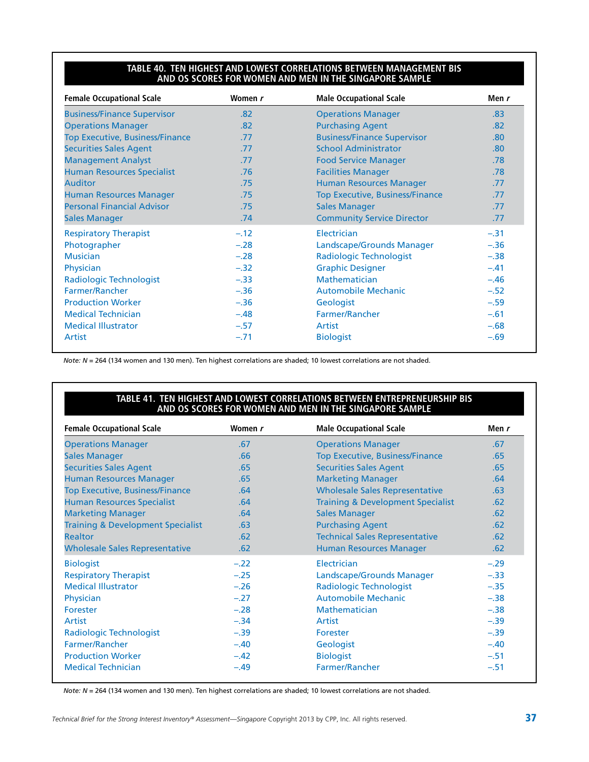### TABLE 40. TEN HIGHEST AND LOWEST CORRELATIONS BETWEEN MANAGEMENT BIS AND OS SCORES FOR WOMEN AND MEN IN THE SINGAPORE SAMPLE

| Female Occupational Scale | Women *r* | Male Occupational Scale | Men *r* |
|---|---|---|---|
| Business/Finance Supervisor | .82 | Operations Manager | .83 |
| Operations Manager | .82 | Purchasing Agent | .82 |
| Top Executive, Business/Finance | .77 | Business/Finance Supervisor | .80 |
| Securities Sales Agent | .77 | School Administrator | .80 |
| Management Analyst | .77 | Food Service Manager | .78 |
| Human Resources Specialist | .76 | Facilities Manager | .78 |
| Auditor | .75 | Human Resources Manager | .77 |
| Human Resources Manager | .75 | Top Executive, Business/Finance | .77 |
| Personal Financial Advisor | .75 | Sales Manager | .77 |
| Sales Manager | .74 | Community Service Director | .77 |
| Respiratory Therapist | –.12 | Electrician | –.31 |
| Photographer | –.28 | Landscape/Grounds Manager | –.36 |
| Musician | –.28 | Radiologic Technologist | –.38 |
| Physician | –.32 | Graphic Designer | –.41 |
| Radiologic Technologist | –.33 | Mathematician | –.46 |
| Farmer/Rancher | –.36 | Automobile Mechanic | –.52 |
| Production Worker | –.36 | Geologist | –.59 |
| Medical Technician | –.48 | Farmer/Rancher | –.61 |
| Medical Illustrator | –.57 | Artist | –.68 |
| Artist | –.71 | Biologist | –.69 |

*Note: N* = 264 (134 women and 130 men). Ten highest correlations are shaded; 10 lowest correlations are not shaded.

### TABLE 41. TEN HIGHEST AND LOWEST CORRELATIONS BETWEEN ENTREPRENEURSHIP BIS AND OS SCORES FOR WOMEN AND MEN IN THE SINGAPORE SAMPLE

| Female Occupational Scale | Women *r* | Male Occupational Scale | Men *r* |
|---|---|---|---|
| Operations Manager | .67 | Operations Manager | .67 |
| Sales Manager | .66 | Top Executive, Business/Finance | .65 |
| Securities Sales Agent | .65 | Securities Sales Agent | .65 |
| Human Resources Manager | .65 | Marketing Manager | .64 |
| Top Executive, Business/Finance | .64 | Wholesale Sales Representative | .63 |
| Human Resources Specialist | .64 | Training & Development Specialist | .62 |
| Marketing Manager | .64 | Sales Manager | .62 |
| Training & Development Specialist | .63 | Purchasing Agent | .62 |
| Realtor | .62 | Technical Sales Representative | .62 |
| Wholesale Sales Representative | .62 | Human Resources Manager | .62 |
| Biologist | –.22 | Electrician | –.29 |
| Respiratory Therapist | –.25 | Landscape/Grounds Manager | –.33 |
| Medical Illustrator | –.26 | Radiologic Technologist | –.35 |
| Physician | –.27 | Automobile Mechanic | –.38 |
| Forester | –.28 | Mathematician | –.38 |
| Artist | –.34 | Artist | –.39 |
| Radiologic Technologist | –.39 | Forester | –.39 |
| Farmer/Rancher | –.40 | Geologist | –.40 |
| Production Worker | –.42 | Biologist | –.51 |
| Medical Technician | –.49 | Farmer/Rancher | –.51 |

*Note: N* = 264 (134 women and 130 men). Ten highest correlations are shaded; 10 lowest correlations are not shaded.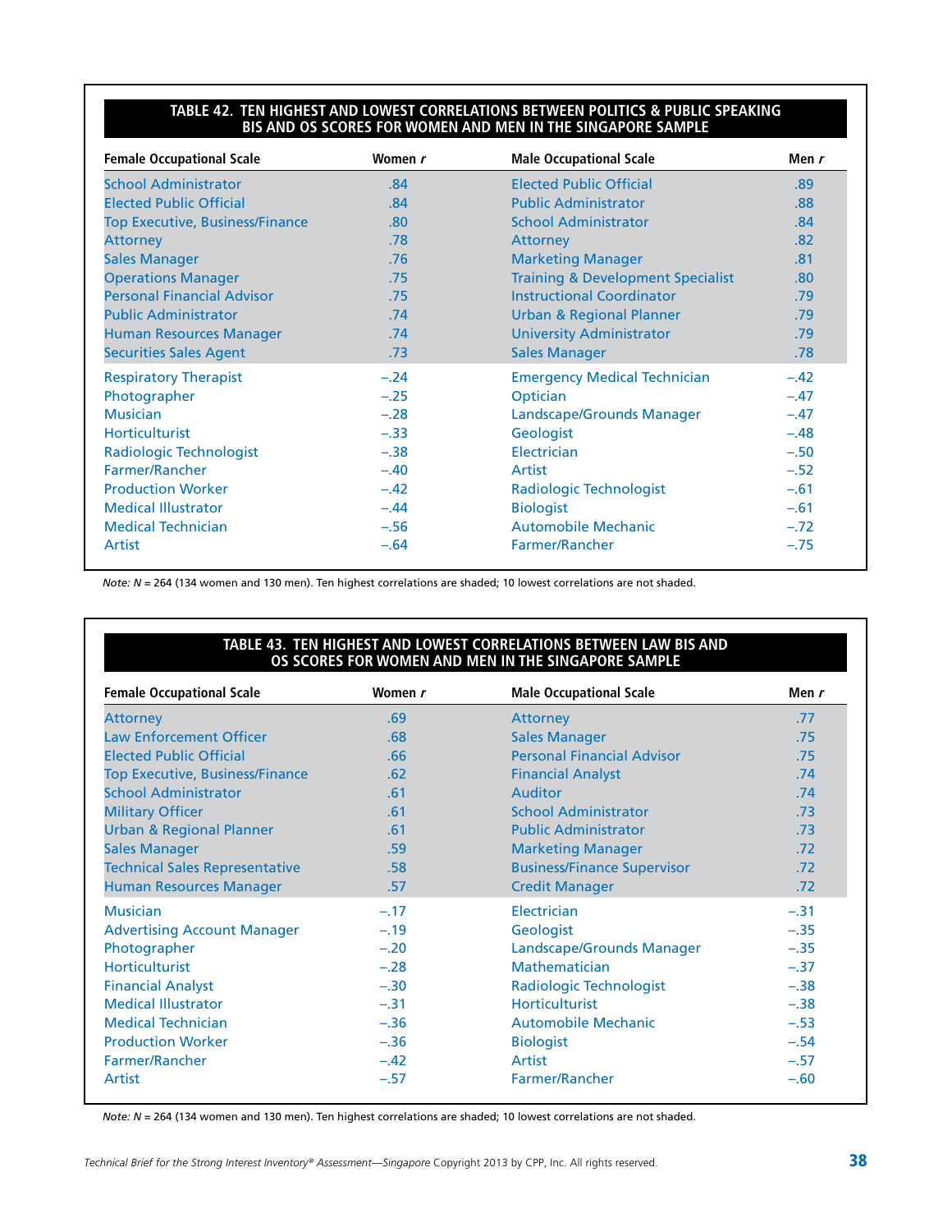**TABLE 42. TEN HIGHEST AND LOWEST CORRELATIONS BETWEEN POLITICS & PUBLIC SPEAKING BIS AND OS SCORES FOR WOMEN AND MEN IN THE SINGAPORE SAMPLE**

| Female Occupational Scale | Women *r* | Male Occupational Scale | Men *r* |
|---|---|---|---|
| School Administrator | .84 | Elected Public Official | .89 |
| Elected Public Official | .84 | Public Administrator | .88 |
| Top Executive, Business/Finance | .80 | School Administrator | .84 |
| Attorney | .78 | Attorney | .82 |
| Sales Manager | .76 | Marketing Manager | .81 |
| Operations Manager | .75 | Training & Development Specialist | .80 |
| Personal Financial Advisor | .75 | Instructional Coordinator | .79 |
| Public Administrator | .74 | Urban & Regional Planner | .79 |
| Human Resources Manager | .74 | University Administrator | .79 |
| Securities Sales Agent | .73 | Sales Manager | .78 |
| Respiratory Therapist | −.24 | Emergency Medical Technician | −.42 |
| Photographer | −.25 | Optician | −.47 |
| Musician | −.28 | Landscape/Grounds Manager | −.47 |
| Horticulturist | −.33 | Geologist | −.48 |
| Radiologic Technologist | −.38 | Electrician | −.50 |
| Farmer/Rancher | −.40 | Artist | −.52 |
| Production Worker | −.42 | Radiologic Technologist | −.61 |
| Medical Illustrator | −.44 | Biologist | −.61 |
| Medical Technician | −.56 | Automobile Mechanic | −.72 |
| Artist | −.64 | Farmer/Rancher | −.75 |

*Note:* $N$ = 264 (134 women and 130 men). Ten highest correlations are shaded; 10 lowest correlations are not shaded.

**TABLE 43. TEN HIGHEST AND LOWEST CORRELATIONS BETWEEN LAW BIS AND OS SCORES FOR WOMEN AND MEN IN THE SINGAPORE SAMPLE**

| Female Occupational Scale | Women *r* | Male Occupational Scale | Men *r* |
|---|---|---|---|
| Attorney | .69 | Attorney | .77 |
| Law Enforcement Officer | .68 | Sales Manager | .75 |
| Elected Public Official | .66 | Personal Financial Advisor | .75 |
| Top Executive, Business/Finance | .62 | Financial Analyst | .74 |
| School Administrator | .61 | Auditor | .74 |
| Military Officer | .61 | School Administrator | .73 |
| Urban & Regional Planner | .61 | Public Administrator | .73 |
| Sales Manager | .59 | Marketing Manager | .72 |
| Technical Sales Representative | .58 | Business/Finance Supervisor | .72 |
| Human Resources Manager | .57 | Credit Manager | .72 |
| Musician | −.17 | Electrician | −.31 |
| Advertising Account Manager | −.19 | Geologist | −.35 |
| Photographer | −.20 | Landscape/Grounds Manager | −.35 |
| Horticulturist | −.28 | Mathematician | −.37 |
| Financial Analyst | −.30 | Radiologic Technologist | −.38 |
| Medical Illustrator | −.31 | Horticulturist | −.38 |
| Medical Technician | −.36 | Automobile Mechanic | −.53 |
| Production Worker | −.36 | Biologist | −.54 |
| Farmer/Rancher | −.42 | Artist | −.57 |
| Artist | −.57 | Farmer/Rancher | −.60 |

*Note:* $N$ = 264 (134 women and 130 men). Ten highest correlations are shaded; 10 lowest correlations are not shaded.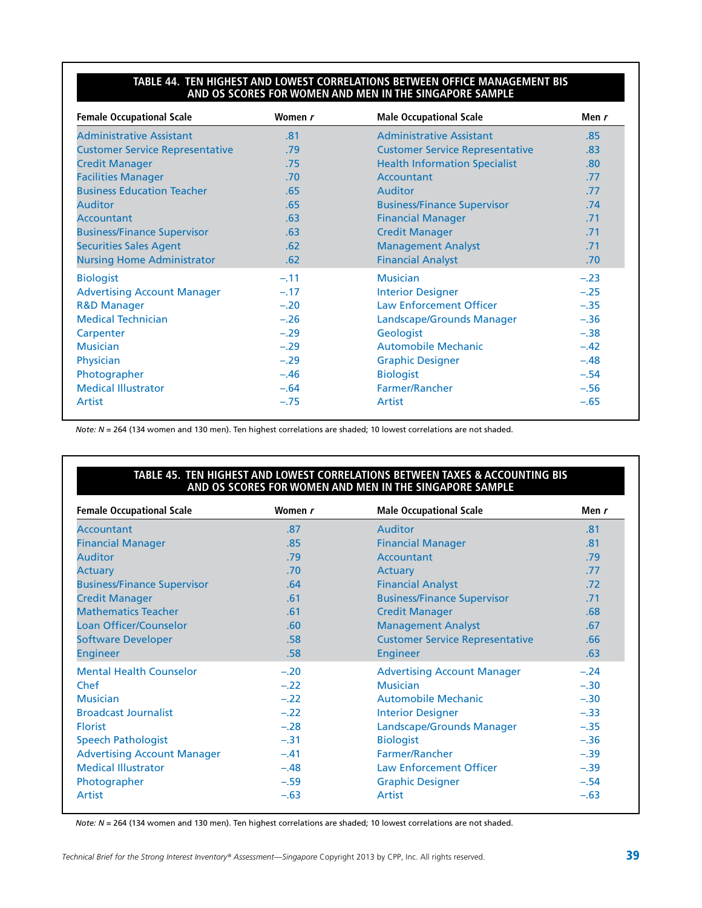**TABLE 44. TEN HIGHEST AND LOWEST CORRELATIONS BETWEEN OFFICE MANAGEMENT BIS AND OS SCORES FOR WOMEN AND MEN IN THE SINGAPORE SAMPLE**

| Female Occupational Scale | Women *r* | Male Occupational Scale | Men *r* |
|---|---|---|---|
| Administrative Assistant | .81 | Administrative Assistant | .85 |
| Customer Service Representative | .79 | Customer Service Representative | .83 |
| Credit Manager | .75 | Health Information Specialist | .80 |
| Facilities Manager | .70 | Accountant | .77 |
| Business Education Teacher | .65 | Auditor | .77 |
| Auditor | .65 | Business/Finance Supervisor | .74 |
| Accountant | .63 | Financial Manager | .71 |
| Business/Finance Supervisor | .63 | Credit Manager | .71 |
| Securities Sales Agent | .62 | Management Analyst | .71 |
| Nursing Home Administrator | .62 | Financial Analyst | .70 |
| Biologist | –.11 | Musician | –.23 |
| Advertising Account Manager | –.17 | Interior Designer | –.25 |
| R&D Manager | –.20 | Law Enforcement Officer | –.35 |
| Medical Technician | –.26 | Landscape/Grounds Manager | –.36 |
| Carpenter | –.29 | Geologist | –.38 |
| Musician | –.29 | Automobile Mechanic | –.42 |
| Physician | –.29 | Graphic Designer | –.48 |
| Photographer | –.46 | Biologist | –.54 |
| Medical Illustrator | –.64 | Farmer/Rancher | –.56 |
| Artist | –.75 | Artist | –.65 |

*Note: N* = 264 (134 women and 130 men). Ten highest correlations are shaded; 10 lowest correlations are not shaded.

**TABLE 45. TEN HIGHEST AND LOWEST CORRELATIONS BETWEEN TAXES & ACCOUNTING BIS AND OS SCORES FOR WOMEN AND MEN IN THE SINGAPORE SAMPLE**

| Female Occupational Scale | Women *r* | Male Occupational Scale | Men *r* |
|---|---|---|---|
| Accountant | .87 | Auditor | .81 |
| Financial Manager | .85 | Financial Manager | .81 |
| Auditor | .79 | Accountant | .79 |
| Actuary | .70 | Actuary | .77 |
| Business/Finance Supervisor | .64 | Financial Analyst | .72 |
| Credit Manager | .61 | Business/Finance Supervisor | .71 |
| Mathematics Teacher | .61 | Credit Manager | .68 |
| Loan Officer/Counselor | .60 | Management Analyst | .67 |
| Software Developer | .58 | Customer Service Representative | .66 |
| Engineer | .58 | Engineer | .63 |
| Mental Health Counselor | –.20 | Advertising Account Manager | –.24 |
| Chef | –.22 | Musician | –.30 |
| Musician | –.22 | Automobile Mechanic | –.30 |
| Broadcast Journalist | –.22 | Interior Designer | –.33 |
| Florist | –.28 | Landscape/Grounds Manager | –.35 |
| Speech Pathologist | –.31 | Biologist | –.36 |
| Advertising Account Manager | –.41 | Farmer/Rancher | –.39 |
| Medical Illustrator | –.48 | Law Enforcement Officer | –.39 |
| Photographer | –.59 | Graphic Designer | –.54 |
| Artist | –.63 | Artist | –.63 |

*Note: N* = 264 (134 women and 130 men). Ten highest correlations are shaded; 10 lowest correlations are not shaded.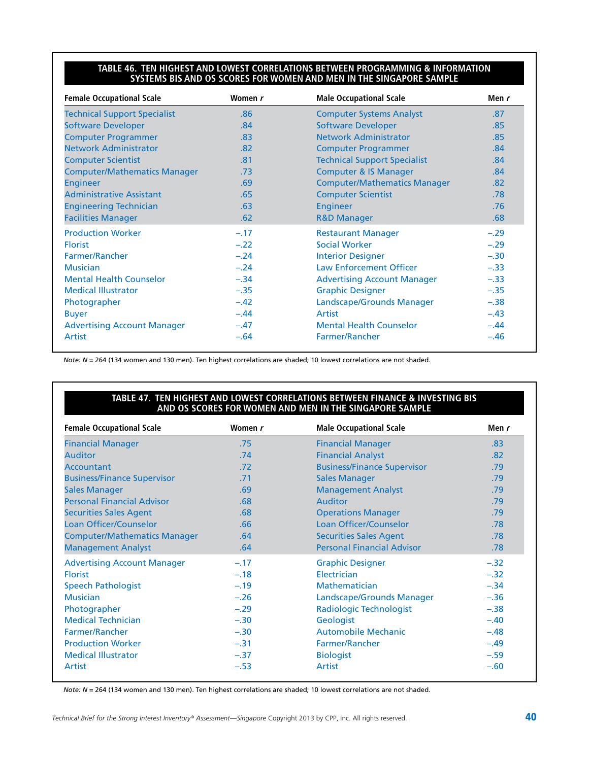**TABLE 46. TEN HIGHEST AND LOWEST CORRELATIONS BETWEEN PROGRAMMING & INFORMATION SYSTEMS BIS AND OS SCORES FOR WOMEN AND MEN IN THE SINGAPORE SAMPLE**

| Female Occupational Scale | Women *r* | Male Occupational Scale | Men *r* |
|---|---|---|---|
| Technical Support Specialist | .86 | Computer Systems Analyst | .87 |
| Software Developer | .84 | Software Developer | .85 |
| Computer Programmer | .83 | Network Administrator | .85 |
| Network Administrator | .82 | Computer Programmer | .84 |
| Computer Scientist | .81 | Technical Support Specialist | .84 |
| Computer/Mathematics Manager | .73 | Computer & IS Manager | .84 |
| Engineer | .69 | Computer/Mathematics Manager | .82 |
| Administrative Assistant | .65 | Computer Scientist | .78 |
| Engineering Technician | .63 | Engineer | .76 |
| Facilities Manager | .62 | R&D Manager | .68 |
| Production Worker | −.17 | Restaurant Manager | −.29 |
| Florist | −.22 | Social Worker | −.29 |
| Farmer/Rancher | −.24 | Interior Designer | −.30 |
| Musician | −.24 | Law Enforcement Officer | −.33 |
| Mental Health Counselor | −.34 | Advertising Account Manager | −.33 |
| Medical Illustrator | −.35 | Graphic Designer | −.35 |
| Photographer | −.42 | Landscape/Grounds Manager | −.38 |
| Buyer | −.44 | Artist | −.43 |
| Advertising Account Manager | −.47 | Mental Health Counselor | −.44 |
| Artist | −.64 | Farmer/Rancher | −.46 |

*Note: N* = 264 (134 women and 130 men). Ten highest correlations are shaded; 10 lowest correlations are not shaded.

**TABLE 47. TEN HIGHEST AND LOWEST CORRELATIONS BETWEEN FINANCE & INVESTING BIS AND OS SCORES FOR WOMEN AND MEN IN THE SINGAPORE SAMPLE**

| Female Occupational Scale | Women *r* | Male Occupational Scale | Men *r* |
|---|---|---|---|
| Financial Manager | .75 | Financial Manager | .83 |
| Auditor | .74 | Financial Analyst | .82 |
| Accountant | .72 | Business/Finance Supervisor | .79 |
| Business/Finance Supervisor | .71 | Sales Manager | .79 |
| Sales Manager | .69 | Management Analyst | .79 |
| Personal Financial Advisor | .68 | Auditor | .79 |
| Securities Sales Agent | .68 | Operations Manager | .79 |
| Loan Officer/Counselor | .66 | Loan Officer/Counselor | .78 |
| Computer/Mathematics Manager | .64 | Securities Sales Agent | .78 |
| Management Analyst | .64 | Personal Financial Advisor | .78 |
| Advertising Account Manager | −.17 | Graphic Designer | −.32 |
| Florist | −.18 | Electrician | −.32 |
| Speech Pathologist | −.19 | Mathematician | −.34 |
| Musician | −.26 | Landscape/Grounds Manager | −.36 |
| Photographer | −.29 | Radiologic Technologist | −.38 |
| Medical Technician | −.30 | Geologist | −.40 |
| Farmer/Rancher | −.30 | Automobile Mechanic | −.48 |
| Production Worker | −.31 | Farmer/Rancher | −.49 |
| Medical Illustrator | −.37 | Biologist | −.59 |
| Artist | −.53 | Artist | −.60 |

*Note: N* = 264 (134 women and 130 men). Ten highest correlations are shaded; 10 lowest correlations are not shaded.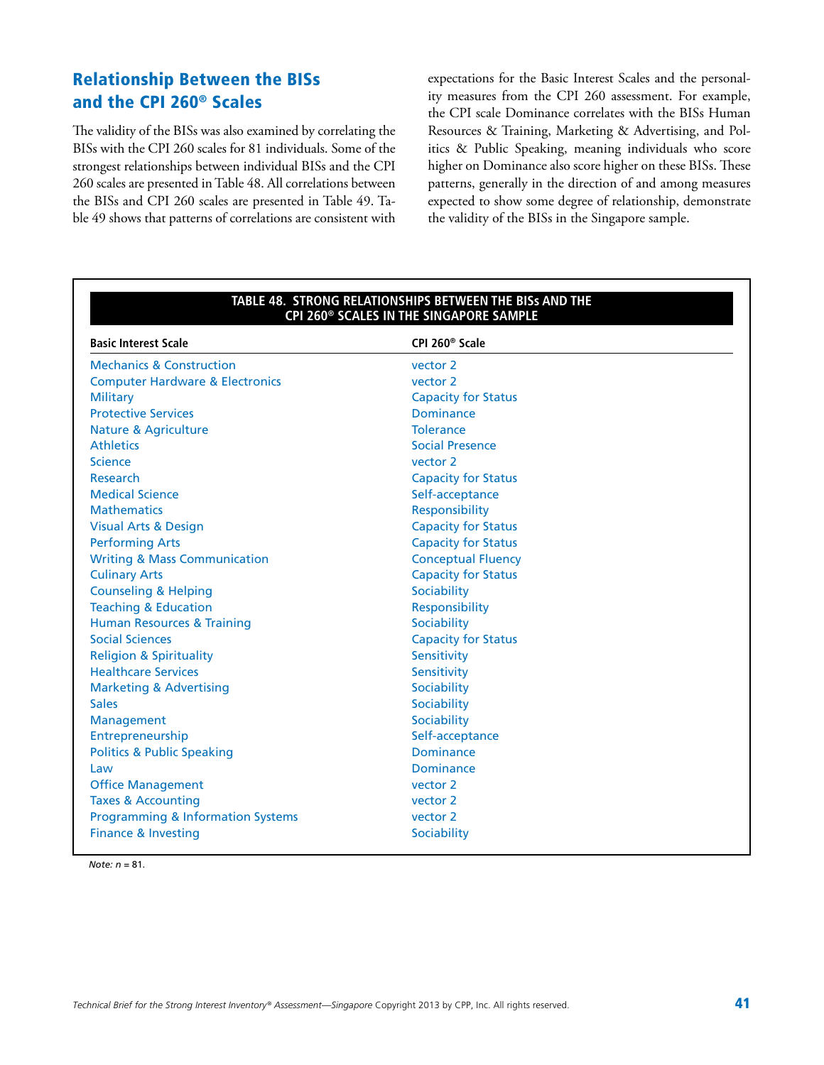## Relationship Between the BISs and the CPI 260® Scales

The validity of the BISs was also examined by correlating the BISs with the CPI 260 scales for 81 individuals. Some of the strongest relationships between individual BISs and the CPI 260 scales are presented in Table 48. All correlations between the BISs and CPI 260 scales are presented in Table 49. Table 49 shows that patterns of correlations are consistent with expectations for the Basic Interest Scales and the personality measures from the CPI 260 assessment. For example, the CPI scale Dominance correlates with the BISs Human Resources & Training, Marketing & Advertising, and Politics & Public Speaking, meaning individuals who score higher on Dominance also score higher on these BISs. These patterns, generally in the direction of and among measures expected to show some degree of relationship, demonstrate the validity of the BISs in the Singapore sample.

**TABLE 48. STRONG RELATIONSHIPS BETWEEN THE BISs AND THE CPI 260® SCALES IN THE SINGAPORE SAMPLE**

| Basic Interest Scale | CPI 260® Scale |
|---|---|
| Mechanics & Construction | vector 2 |
| Computer Hardware & Electronics | vector 2 |
| Military | Capacity for Status |
| Protective Services | Dominance |
| Nature & Agriculture | Tolerance |
| Athletics | Social Presence |
| Science | vector 2 |
| Research | Capacity for Status |
| Medical Science | Self-acceptance |
| Mathematics | Responsibility |
| Visual Arts & Design | Capacity for Status |
| Performing Arts | Capacity for Status |
| Writing & Mass Communication | Conceptual Fluency |
| Culinary Arts | Capacity for Status |
| Counseling & Helping | Sociability |
| Teaching & Education | Responsibility |
| Human Resources & Training | Sociability |
| Social Sciences | Capacity for Status |
| Religion & Spirituality | Sensitivity |
| Healthcare Services | Sensitivity |
| Marketing & Advertising | Sociability |
| Sales | Sociability |
| Management | Sociability |
| Entrepreneurship | Self-acceptance |
| Politics & Public Speaking | Dominance |
| Law | Dominance |
| Office Management | vector 2 |
| Taxes & Accounting | vector 2 |
| Programming & Information Systems | vector 2 |
| Finance & Investing | Sociability |

*Note: n* = 81.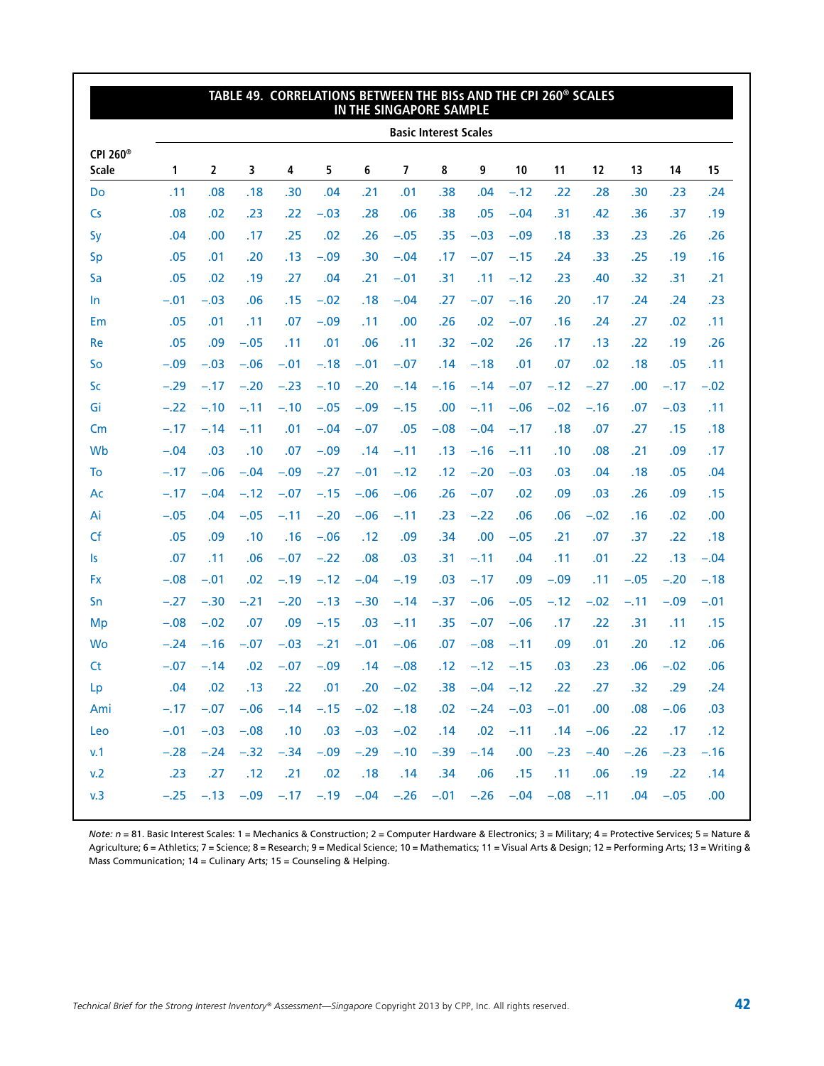## TABLE 49. CORRELATIONS BETWEEN THE BISs AND THE CPI 260® SCALES IN THE SINGAPORE SAMPLE

| CPI 260® Scale | Basic Interest Scales | | | | | | | | | | | | | | |
|---|---|---|---|---|---|---|---|---|---|---|---|---|---|---|---|
| | 1 | 2 | 3 | 4 | 5 | 6 | 7 | 8 | 9 | 10 | 11 | 12 | 13 | 14 | 15 |
| Do | .11 | .08 | .18 | .30 | .04 | .21 | .01 | .38 | .04 | –.12 | .22 | .28 | .30 | .23 | .24 |
| Cs | .08 | .02 | .23 | .22 | –.03 | .28 | .06 | .38 | .05 | –.04 | .31 | .42 | .36 | .37 | .19 |
| Sy | .04 | .00 | .17 | .25 | .02 | .26 | –.05 | .35 | –.03 | –.09 | .18 | .33 | .23 | .26 | .26 |
| Sp | .05 | .01 | .20 | .13 | –.09 | .30 | –.04 | .17 | –.07 | –.15 | .24 | .33 | .25 | .19 | .16 |
| Sa | .05 | .02 | .19 | .27 | .04 | .21 | –.01 | .31 | .11 | –.12 | .23 | .40 | .32 | .31 | .21 |
| In | –.01 | –.03 | .06 | .15 | –.02 | .18 | –.04 | .27 | –.07 | –.16 | .20 | .17 | .24 | .24 | .23 |
| Em | .05 | .01 | .11 | .07 | –.09 | .11 | .00 | .26 | .02 | –.07 | .16 | .24 | .27 | .02 | .11 |
| Re | .05 | .09 | –.05 | .11 | .01 | .06 | .11 | .32 | –.02 | .26 | .17 | .13 | .22 | .19 | .26 |
| So | –.09 | –.03 | –.06 | –.01 | –.18 | –.01 | –.07 | .14 | –.18 | .01 | .07 | .02 | .18 | .05 | .11 |
| Sc | –.29 | –.17 | –.20 | –.23 | –.10 | –.20 | –.14 | –.16 | –.14 | –.07 | –.12 | –.27 | .00 | –.17 | –.02 |
| Gi | –.22 | –.10 | –.11 | –.10 | –.05 | –.09 | –.15 | .00 | –.11 | –.06 | –.02 | –.16 | .07 | –.03 | .11 |
| Cm | –.17 | –.14 | –.11 | .01 | –.04 | –.07 | .05 | –.08 | –.04 | –.17 | .18 | .07 | .27 | .15 | .18 |
| Wb | –.04 | .03 | .10 | .07 | –.09 | .14 | –.11 | .13 | –.16 | –.11 | .10 | .08 | .21 | .09 | .17 |
| To | –.17 | –.06 | –.04 | –.09 | –.27 | –.01 | –.12 | .12 | –.20 | –.03 | .03 | .04 | .18 | .05 | .04 |
| Ac | –.17 | –.04 | –.12 | –.07 | –.15 | –.06 | –.06 | .26 | –.07 | .02 | .09 | .03 | .26 | .09 | .15 |
| Ai | –.05 | .04 | –.05 | –.11 | –.20 | –.06 | –.11 | .23 | –.22 | .06 | .06 | –.02 | .16 | .02 | .00 |
| Cf | .05 | .09 | .10 | .16 | –.06 | .12 | .09 | .34 | .00 | –.05 | .21 | .07 | .37 | .22 | .18 |
| Is | .07 | .11 | .06 | –.07 | –.22 | .08 | .03 | .31 | –.11 | .04 | .11 | .01 | .22 | .13 | –.04 |
| Fx | –.08 | –.01 | .02 | –.19 | –.12 | –.04 | –.19 | .03 | –.17 | .09 | –.09 | .11 | –.05 | –.20 | –.18 |
| Sn | –.27 | –.30 | –.21 | –.20 | –.13 | –.30 | –.14 | –.37 | –.06 | –.05 | –.12 | –.02 | –.11 | –.09 | –.01 |
| Mp | –.08 | –.02 | .07 | .09 | –.15 | .03 | –.11 | .35 | –.07 | –.06 | .17 | .22 | .31 | .11 | .15 |
| Wo | –.24 | –.16 | –.07 | –.03 | –.21 | –.01 | –.06 | .07 | –.08 | –.11 | .09 | .01 | .20 | .12 | .06 |
| Ct | –.07 | –.14 | .02 | –.07 | –.09 | .14 | –.08 | .12 | –.12 | –.15 | .03 | .23 | .06 | –.02 | .06 |
| Lp | .04 | .02 | .13 | .22 | .01 | .20 | –.02 | .38 | –.04 | –.12 | .22 | .27 | .32 | .29 | .24 |
| Ami | –.17 | –.07 | –.06 | –.14 | –.15 | –.02 | –.18 | .02 | –.24 | –.03 | –.01 | .00 | .08 | –.06 | .03 |
| Leo | –.01 | –.03 | –.08 | .10 | .03 | –.03 | –.02 | .14 | .02 | –.11 | .14 | –.06 | .22 | .17 | .12 |
| v.1 | –.28 | –.24 | –.32 | –.34 | –.09 | –.29 | –.10 | –.39 | –.14 | .00 | –.23 | –.40 | –.26 | –.23 | –.16 |
| v.2 | .23 | .27 | .12 | .21 | .02 | .18 | .14 | .34 | .06 | .15 | .11 | .06 | .19 | .22 | .14 |
| v.3 | –.25 | –.13 | –.09 | –.17 | –.19 | –.04 | –.26 | –.01 | –.26 | –.04 | –.08 | –.11 | .04 | –.05 | .00 |

*Note: n* = 81. Basic Interest Scales: 1 = Mechanics & Construction; 2 = Computer Hardware & Electronics; 3 = Military; 4 = Protective Services; 5 = Nature & Agriculture; 6 = Athletics; 7 = Science; 8 = Research; 9 = Medical Science; 10 = Mathematics; 11 = Visual Arts & Design; 12 = Performing Arts; 13 = Writing & Mass Communication; 14 = Culinary Arts; 15 = Counseling & Helping.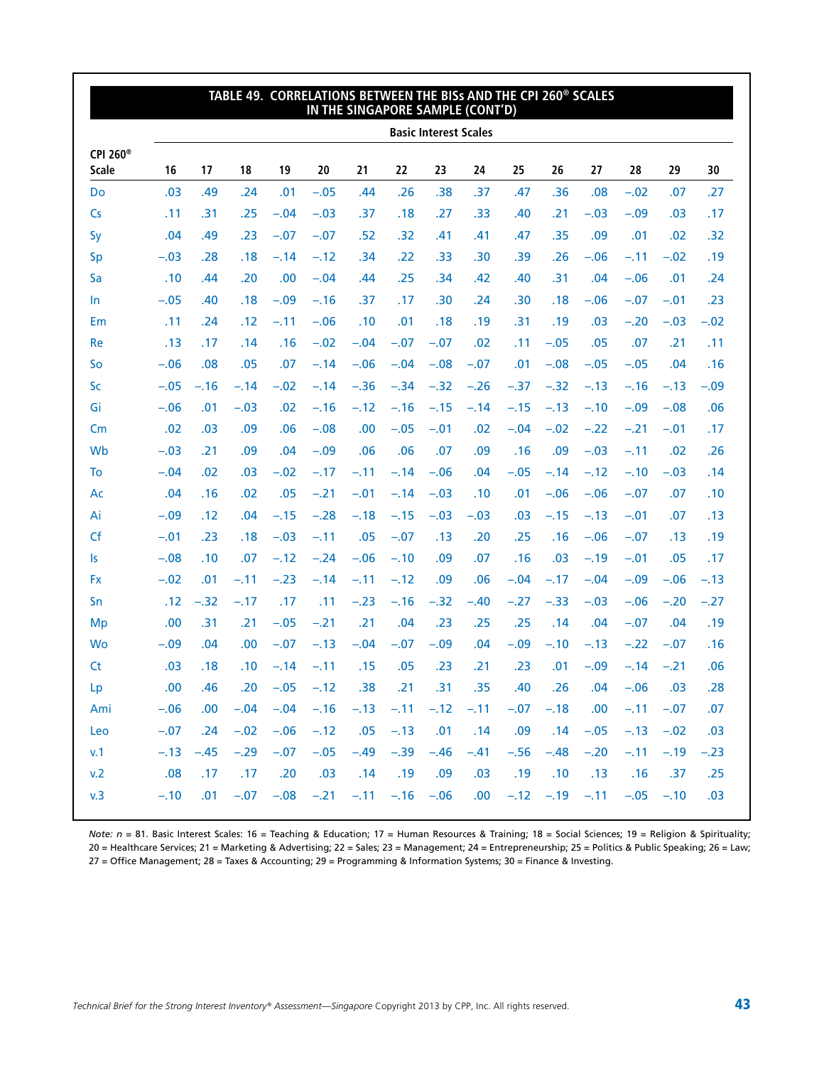## TABLE 49. CORRELATIONS BETWEEN THE BISs AND THE CPI 260® SCALES IN THE SINGAPORE SAMPLE (CONT'D)

| CPI 260® Scale | Basic Interest Scales | | | | | | | | | | | | | | |
|---|---|---|---|---|---|---|---|---|---|---|---|---|---|---|---|
| | 16 | 17 | 18 | 19 | 20 | 21 | 22 | 23 | 24 | 25 | 26 | 27 | 28 | 29 | 30 |
| Do | .03 | .49 | .24 | .01 | −.05 | .44 | .26 | .38 | .37 | .47 | .36 | .08 | −.02 | .07 | .27 |
| Cs | .11 | .31 | .25 | −.04 | −.03 | .37 | .18 | .27 | .33 | .40 | .21 | −.03 | −.09 | .03 | .17 |
| Sy | .04 | .49 | .23 | −.07 | −.07 | .52 | .32 | .41 | .41 | .47 | .35 | .09 | .01 | .02 | .32 |
| Sp | −.03 | .28 | .18 | −.14 | −.12 | .34 | .22 | .33 | .30 | .39 | .26 | −.06 | −.11 | −.02 | .19 |
| Sa | .10 | .44 | .20 | .00 | −.04 | .44 | .25 | .34 | .42 | .40 | .31 | .04 | −.06 | .01 | .24 |
| In | −.05 | .40 | .18 | −.09 | −.16 | .37 | .17 | .30 | .24 | .30 | .18 | −.06 | −.07 | −.01 | .23 |
| Em | .11 | .24 | .12 | −.11 | −.06 | .10 | .01 | .18 | .19 | .31 | .19 | .03 | −.20 | −.03 | −.02 |
| Re | .13 | .17 | .14 | .16 | −.02 | −.04 | −.07 | −.07 | .02 | .11 | −.05 | .05 | .07 | .21 | .11 |
| So | −.06 | .08 | .05 | .07 | −.14 | −.06 | −.04 | −.08 | −.07 | .01 | −.08 | −.05 | −.05 | .04 | .16 |
| Sc | −.05 | −.16 | −.14 | −.02 | −.14 | −.36 | −.34 | −.32 | −.26 | −.37 | −.32 | −.13 | −.16 | −.13 | −.09 |
| Gi | −.06 | .01 | −.03 | .02 | −.16 | −.12 | −.16 | −.15 | −.14 | −.15 | −.13 | −.10 | −.09 | −.08 | .06 |
| Cm | .02 | .03 | .09 | .06 | −.08 | .00 | −.05 | −.01 | .02 | −.04 | −.02 | −.22 | −.21 | −.01 | .17 |
| Wb | −.03 | .21 | .09 | .04 | −.09 | .06 | .06 | .07 | .09 | .16 | .09 | −.03 | −.11 | .02 | .26 |
| To | −.04 | .02 | .03 | −.02 | −.17 | −.11 | −.14 | −.06 | .04 | −.05 | −.14 | −.12 | −.10 | −.03 | .14 |
| Ac | .04 | .16 | .02 | .05 | −.21 | −.01 | −.14 | −.03 | .10 | .01 | −.06 | −.06 | −.07 | .07 | .10 |
| Ai | −.09 | .12 | .04 | −.15 | −.28 | −.18 | −.15 | −.03 | −.03 | .03 | −.15 | −.13 | −.01 | .07 | .13 |
| Cf | −.01 | .23 | .18 | −.03 | −.11 | .05 | −.07 | .13 | .20 | .25 | .16 | −.06 | −.07 | .13 | .19 |
| Is | −.08 | .10 | .07 | −.12 | −.24 | −.06 | −.10 | .09 | .07 | .16 | .03 | −.19 | −.01 | .05 | .17 |
| Fx | −.02 | .01 | −.11 | −.23 | −.14 | −.11 | −.12 | .09 | .06 | −.04 | −.17 | −.04 | −.09 | −.06 | −.13 |
| Sn | .12 | −.32 | −.17 | .17 | .11 | −.23 | −.16 | −.32 | −.40 | −.27 | −.33 | −.03 | −.06 | −.20 | −.27 |
| Mp | .00 | .31 | .21 | −.05 | −.21 | .21 | .04 | .23 | .25 | .25 | .14 | .04 | −.07 | .04 | .19 |
| Wo | −.09 | .04 | .00 | −.07 | −.13 | −.04 | −.07 | −.09 | .04 | −.09 | −.10 | −.13 | −.22 | −.07 | .16 |
| Ct | .03 | .18 | .10 | −.14 | −.11 | .15 | .05 | .23 | .21 | .23 | .01 | −.09 | −.14 | −.21 | .06 |
| Lp | .00 | .46 | .20 | −.05 | −.12 | .38 | .21 | .31 | .35 | .40 | .26 | .04 | −.06 | .03 | .28 |
| Ami | −.06 | .00 | −.04 | −.04 | −.16 | −.13 | −.11 | −.12 | −.11 | −.07 | −.18 | .00 | −.11 | −.07 | .07 |
| Leo | −.07 | .24 | −.02 | −.06 | −.12 | .05 | −.13 | .01 | .14 | .09 | .14 | −.05 | −.13 | −.02 | .03 |
| v.1 | −.13 | −.45 | −.29 | −.07 | −.05 | −.49 | −.39 | −.46 | −.41 | −.56 | −.48 | −.20 | −.11 | −.19 | −.23 |
| v.2 | .08 | .17 | .17 | .20 | .03 | .14 | .19 | .09 | .03 | .19 | .10 | .13 | .16 | .37 | .25 |
| v.3 | −.10 | .01 | −.07 | −.08 | −.21 | −.11 | −.16 | −.06 | .00 | −.12 | −.19 | −.11 | −.05 | −.10 | .03 |

*Note: n* = 81. Basic Interest Scales: 16 = Teaching & Education; 17 = Human Resources & Training; 18 = Social Sciences; 19 = Religion & Spirituality; 20 = Healthcare Services; 21 = Marketing & Advertising; 22 = Sales; 23 = Management; 24 = Entrepreneurship; 25 = Politics & Public Speaking; 26 = Law; 27 = Office Management; 28 = Taxes & Accounting; 29 = Programming & Information Systems; 30 = Finance & Investing.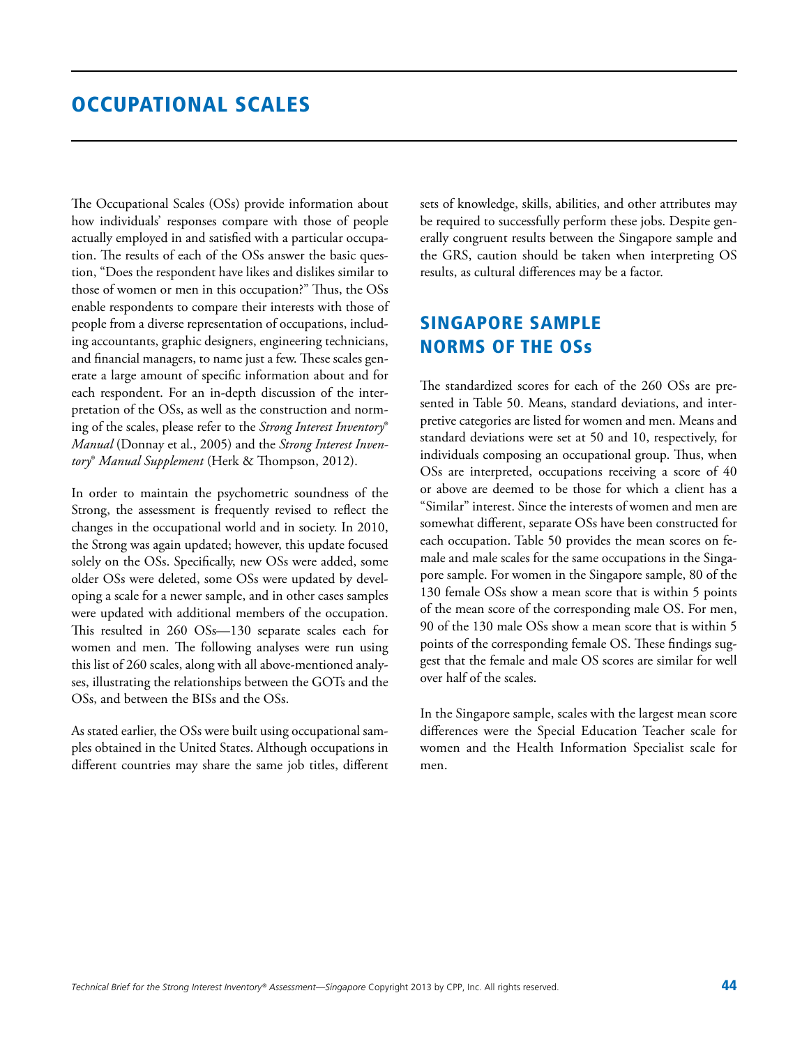# OCCUPATIONAL SCALES

The Occupational Scales (OSs) provide information about how individuals' responses compare with those of people actually employed in and satisfied with a particular occupation. The results of each of the OSs answer the basic question, "Does the respondent have likes and dislikes similar to those of women or men in this occupation?" Thus, the OSs enable respondents to compare their interests with those of people from a diverse representation of occupations, including accountants, graphic designers, engineering technicians, and financial managers, to name just a few. These scales generate a large amount of specific information about and for each respondent. For an in-depth discussion of the interpretation of the OSs, as well as the construction and norming of the scales, please refer to the *Strong Interest Inventory® Manual* (Donnay et al., 2005) and the *Strong Interest Inventory® Manual Supplement* (Herk & Thompson, 2012).

In order to maintain the psychometric soundness of the Strong, the assessment is frequently revised to reflect the changes in the occupational world and in society. In 2010, the Strong was again updated; however, this update focused solely on the OSs. Specifically, new OSs were added, some older OSs were deleted, some OSs were updated by developing a scale for a newer sample, and in other cases samples were updated with additional members of the occupation. This resulted in 260 OSs—130 separate scales each for women and men. The following analyses were run using this list of 260 scales, along with all above-mentioned analyses, illustrating the relationships between the GOTs and the OSs, and between the BISs and the OSs.

As stated earlier, the OSs were built using occupational samples obtained in the United States. Although occupations in different countries may share the same job titles, different sets of knowledge, skills, abilities, and other attributes may be required to successfully perform these jobs. Despite generally congruent results between the Singapore sample and the GRS, caution should be taken when interpreting OS results, as cultural differences may be a factor.

## SINGAPORE SAMPLE NORMS OF THE OSs

The standardized scores for each of the 260 OSs are presented in Table 50. Means, standard deviations, and interpretive categories are listed for women and men. Means and standard deviations were set at 50 and 10, respectively, for individuals composing an occupational group. Thus, when OSs are interpreted, occupations receiving a score of 40 or above are deemed to be those for which a client has a "Similar" interest. Since the interests of women and men are somewhat different, separate OSs have been constructed for each occupation. Table 50 provides the mean scores on female and male scales for the same occupations in the Singapore sample. For women in the Singapore sample, 80 of the 130 female OSs show a mean score that is within 5 points of the mean score of the corresponding male OS. For men, 90 of the 130 male OSs show a mean score that is within 5 points of the corresponding female OS. These findings suggest that the female and male OS scores are similar for well over half of the scales.

In the Singapore sample, scales with the largest mean score differences were the Special Education Teacher scale for women and the Health Information Specialist scale for men.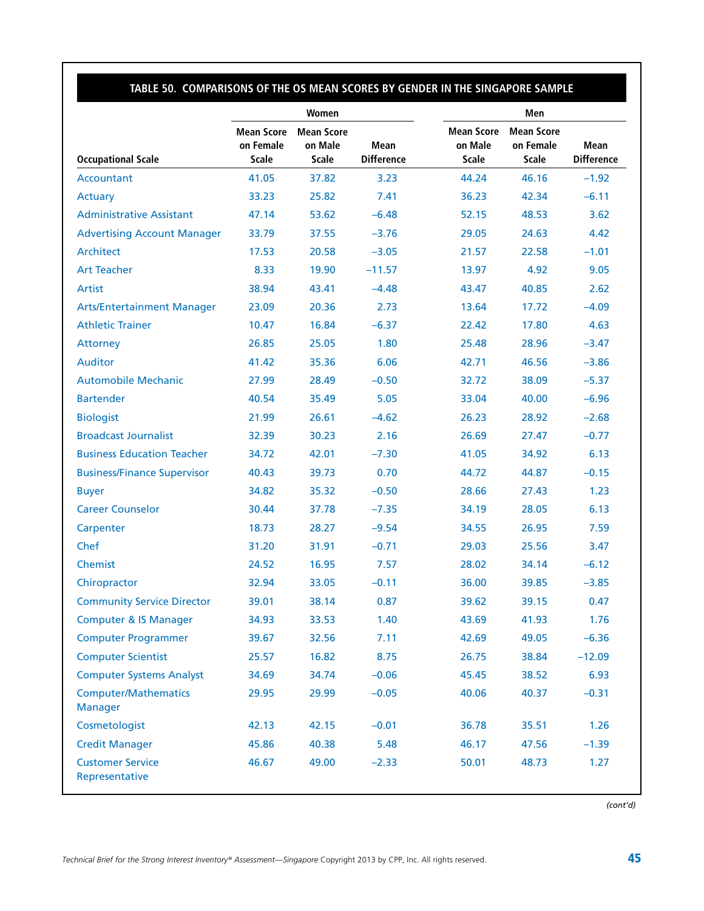## TABLE 50. COMPARISONS OF THE OS MEAN SCORES BY GENDER IN THE SINGAPORE SAMPLE

| Occupational Scale | Women | | | Men | | |
|---|---|---|---|---|---|---|
| | Mean Score on Female Scale | Mean Score on Male Scale | Mean Difference | Mean Score on Male Scale | Mean Score on Female Scale | Mean Difference |
| Accountant | 41.05 | 37.82 | 3.23 | 44.24 | 46.16 | −1.92 |
| Actuary | 33.23 | 25.82 | 7.41 | 36.23 | 42.34 | −6.11 |
| Administrative Assistant | 47.14 | 53.62 | −6.48 | 52.15 | 48.53 | 3.62 |
| Advertising Account Manager | 33.79 | 37.55 | −3.76 | 29.05 | 24.63 | 4.42 |
| Architect | 17.53 | 20.58 | −3.05 | 21.57 | 22.58 | −1.01 |
| Art Teacher | 8.33 | 19.90 | −11.57 | 13.97 | 4.92 | 9.05 |
| Artist | 38.94 | 43.41 | −4.48 | 43.47 | 40.85 | 2.62 |
| Arts/Entertainment Manager | 23.09 | 20.36 | 2.73 | 13.64 | 17.72 | −4.09 |
| Athletic Trainer | 10.47 | 16.84 | −6.37 | 22.42 | 17.80 | 4.63 |
| Attorney | 26.85 | 25.05 | 1.80 | 25.48 | 28.96 | −3.47 |
| Auditor | 41.42 | 35.36 | 6.06 | 42.71 | 46.56 | −3.86 |
| Automobile Mechanic | 27.99 | 28.49 | −0.50 | 32.72 | 38.09 | −5.37 |
| Bartender | 40.54 | 35.49 | 5.05 | 33.04 | 40.00 | −6.96 |
| Biologist | 21.99 | 26.61 | −4.62 | 26.23 | 28.92 | −2.68 |
| Broadcast Journalist | 32.39 | 30.23 | 2.16 | 26.69 | 27.47 | −0.77 |
| Business Education Teacher | 34.72 | 42.01 | −7.30 | 41.05 | 34.92 | 6.13 |
| Business/Finance Supervisor | 40.43 | 39.73 | 0.70 | 44.72 | 44.87 | −0.15 |
| Buyer | 34.82 | 35.32 | −0.50 | 28.66 | 27.43 | 1.23 |
| Career Counselor | 30.44 | 37.78 | −7.35 | 34.19 | 28.05 | 6.13 |
| Carpenter | 18.73 | 28.27 | −9.54 | 34.55 | 26.95 | 7.59 |
| Chef | 31.20 | 31.91 | −0.71 | 29.03 | 25.56 | 3.47 |
| Chemist | 24.52 | 16.95 | 7.57 | 28.02 | 34.14 | −6.12 |
| Chiropractor | 32.94 | 33.05 | −0.11 | 36.00 | 39.85 | −3.85 |
| Community Service Director | 39.01 | 38.14 | 0.87 | 39.62 | 39.15 | 0.47 |
| Computer & IS Manager | 34.93 | 33.53 | 1.40 | 43.69 | 41.93 | 1.76 |
| Computer Programmer | 39.67 | 32.56 | 7.11 | 42.69 | 49.05 | −6.36 |
| Computer Scientist | 25.57 | 16.82 | 8.75 | 26.75 | 38.84 | −12.09 |
| Computer Systems Analyst | 34.69 | 34.74 | −0.06 | 45.45 | 38.52 | 6.93 |
| Computer/Mathematics Manager | 29.95 | 29.99 | −0.05 | 40.06 | 40.37 | −0.31 |
| Cosmetologist | 42.13 | 42.15 | −0.01 | 36.78 | 35.51 | 1.26 |
| Credit Manager | 45.86 | 40.38 | 5.48 | 46.17 | 47.56 | −1.39 |
| Customer Service Representative | 46.67 | 49.00 | −2.33 | 50.01 | 48.73 | 1.27 |

*(cont'd)*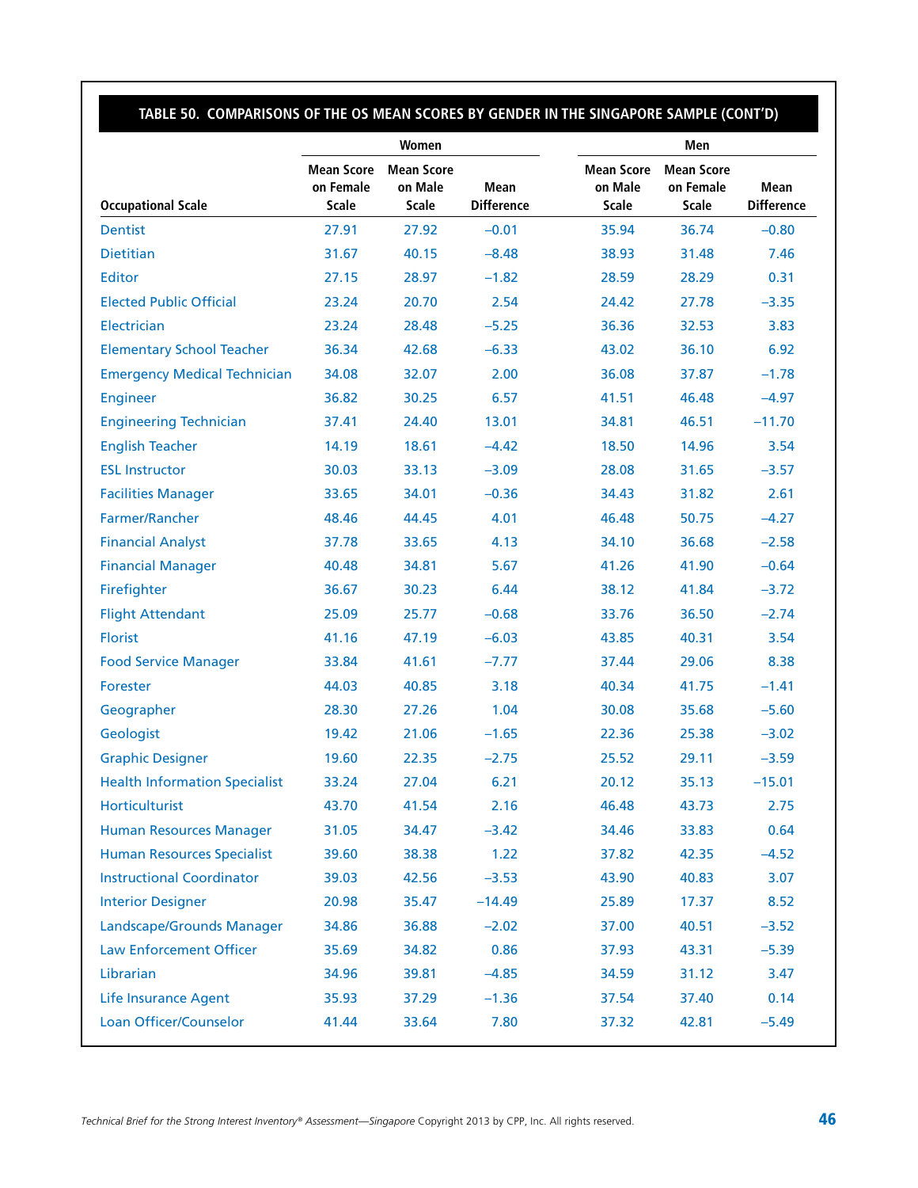**TABLE 50. COMPARISONS OF THE OS MEAN SCORES BY GENDER IN THE SINGAPORE SAMPLE (CONT'D)**

| | Women | | | Men | | |
|---|---|---|---|---|---|---|
| Occupational Scale | Mean Score on Female Scale | Mean Score on Male Scale | Mean Difference | Mean Score on Male Scale | Mean Score on Female Scale | Mean Difference |
| Dentist | 27.91 | 27.92 | −0.01 | 35.94 | 36.74 | −0.80 |
| Dietitian | 31.67 | 40.15 | −8.48 | 38.93 | 31.48 | 7.46 |
| Editor | 27.15 | 28.97 | −1.82 | 28.59 | 28.29 | 0.31 |
| Elected Public Official | 23.24 | 20.70 | 2.54 | 24.42 | 27.78 | −3.35 |
| Electrician | 23.24 | 28.48 | −5.25 | 36.36 | 32.53 | 3.83 |
| Elementary School Teacher | 36.34 | 42.68 | −6.33 | 43.02 | 36.10 | 6.92 |
| Emergency Medical Technician | 34.08 | 32.07 | 2.00 | 36.08 | 37.87 | −1.78 |
| Engineer | 36.82 | 30.25 | 6.57 | 41.51 | 46.48 | −4.97 |
| Engineering Technician | 37.41 | 24.40 | 13.01 | 34.81 | 46.51 | −11.70 |
| English Teacher | 14.19 | 18.61 | −4.42 | 18.50 | 14.96 | 3.54 |
| ESL Instructor | 30.03 | 33.13 | −3.09 | 28.08 | 31.65 | −3.57 |
| Facilities Manager | 33.65 | 34.01 | −0.36 | 34.43 | 31.82 | 2.61 |
| Farmer/Rancher | 48.46 | 44.45 | 4.01 | 46.48 | 50.75 | −4.27 |
| Financial Analyst | 37.78 | 33.65 | 4.13 | 34.10 | 36.68 | −2.58 |
| Financial Manager | 40.48 | 34.81 | 5.67 | 41.26 | 41.90 | −0.64 |
| Firefighter | 36.67 | 30.23 | 6.44 | 38.12 | 41.84 | −3.72 |
| Flight Attendant | 25.09 | 25.77 | −0.68 | 33.76 | 36.50 | −2.74 |
| Florist | 41.16 | 47.19 | −6.03 | 43.85 | 40.31 | 3.54 |
| Food Service Manager | 33.84 | 41.61 | −7.77 | 37.44 | 29.06 | 8.38 |
| Forester | 44.03 | 40.85 | 3.18 | 40.34 | 41.75 | −1.41 |
| Geographer | 28.30 | 27.26 | 1.04 | 30.08 | 35.68 | −5.60 |
| Geologist | 19.42 | 21.06 | −1.65 | 22.36 | 25.38 | −3.02 |
| Graphic Designer | 19.60 | 22.35 | −2.75 | 25.52 | 29.11 | −3.59 |
| Health Information Specialist | 33.24 | 27.04 | 6.21 | 20.12 | 35.13 | −15.01 |
| Horticulturist | 43.70 | 41.54 | 2.16 | 46.48 | 43.73 | 2.75 |
| Human Resources Manager | 31.05 | 34.47 | −3.42 | 34.46 | 33.83 | 0.64 |
| Human Resources Specialist | 39.60 | 38.38 | 1.22 | 37.82 | 42.35 | −4.52 |
| Instructional Coordinator | 39.03 | 42.56 | −3.53 | 43.90 | 40.83 | 3.07 |
| Interior Designer | 20.98 | 35.47 | −14.49 | 25.89 | 17.37 | 8.52 |
| Landscape/Grounds Manager | 34.86 | 36.88 | −2.02 | 37.00 | 40.51 | −3.52 |
| Law Enforcement Officer | 35.69 | 34.82 | 0.86 | 37.93 | 43.31 | −5.39 |
| Librarian | 34.96 | 39.81 | −4.85 | 34.59 | 31.12 | 3.47 |
| Life Insurance Agent | 35.93 | 37.29 | −1.36 | 37.54 | 37.40 | 0.14 |
| Loan Officer/Counselor | 41.44 | 33.64 | 7.80 | 37.32 | 42.81 | −5.49 |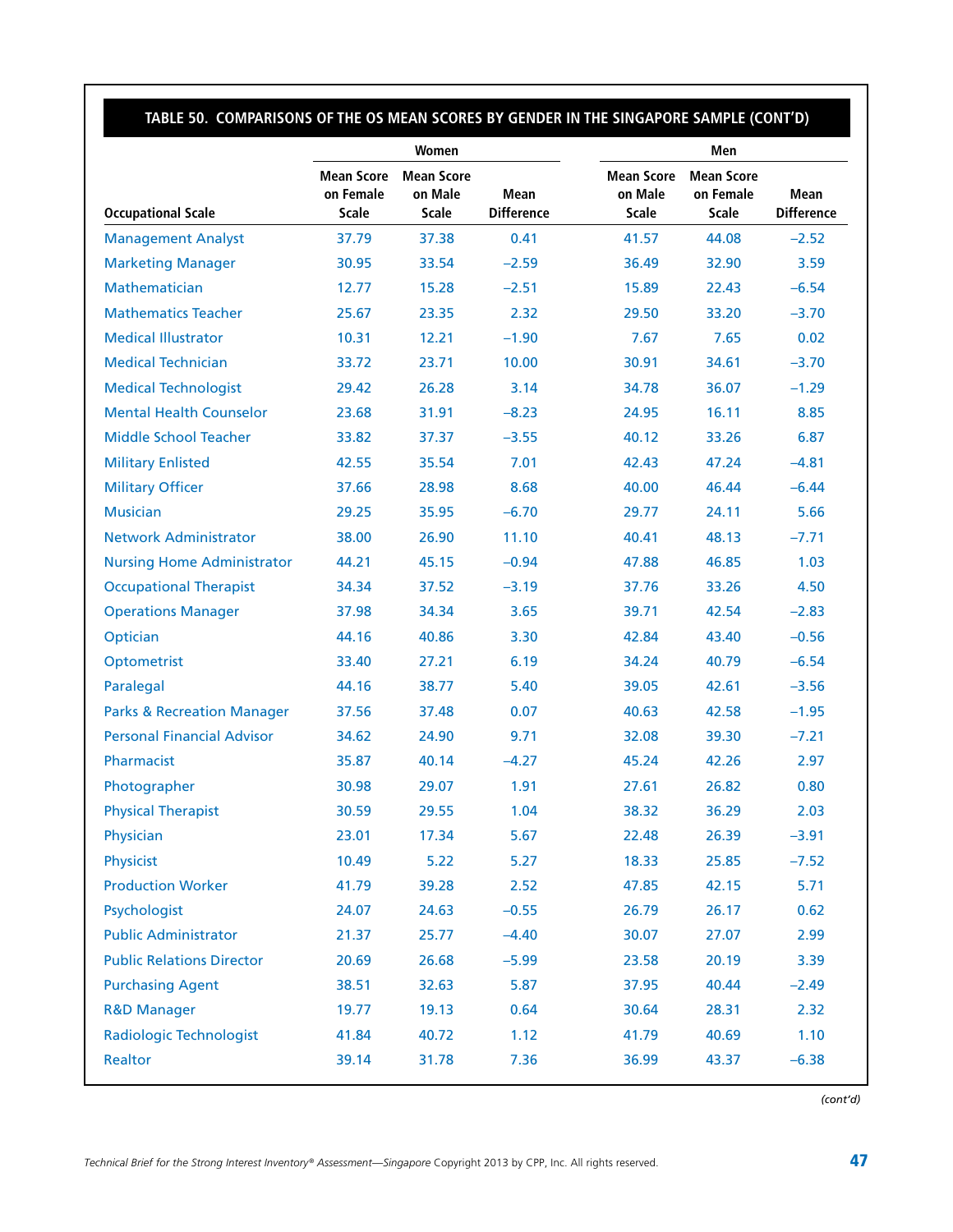**TABLE 50. COMPARISONS OF THE OS MEAN SCORES BY GENDER IN THE SINGAPORE SAMPLE (CONT'D)**

| | Women | | | Men | | |
|---|---|---|---|---|---|---|
| Occupational Scale | Mean Score on Female Scale | Mean Score on Male Scale | Mean Difference | Mean Score on Male Scale | Mean Score on Female Scale | Mean Difference |
| Management Analyst | 37.79 | 37.38 | 0.41 | 41.57 | 44.08 | −2.52 |
| Marketing Manager | 30.95 | 33.54 | −2.59 | 36.49 | 32.90 | 3.59 |
| Mathematician | 12.77 | 15.28 | −2.51 | 15.89 | 22.43 | −6.54 |
| Mathematics Teacher | 25.67 | 23.35 | 2.32 | 29.50 | 33.20 | −3.70 |
| Medical Illustrator | 10.31 | 12.21 | −1.90 | 7.67 | 7.65 | 0.02 |
| Medical Technician | 33.72 | 23.71 | 10.00 | 30.91 | 34.61 | −3.70 |
| Medical Technologist | 29.42 | 26.28 | 3.14 | 34.78 | 36.07 | −1.29 |
| Mental Health Counselor | 23.68 | 31.91 | −8.23 | 24.95 | 16.11 | 8.85 |
| Middle School Teacher | 33.82 | 37.37 | −3.55 | 40.12 | 33.26 | 6.87 |
| Military Enlisted | 42.55 | 35.54 | 7.01 | 42.43 | 47.24 | −4.81 |
| Military Officer | 37.66 | 28.98 | 8.68 | 40.00 | 46.44 | −6.44 |
| Musician | 29.25 | 35.95 | −6.70 | 29.77 | 24.11 | 5.66 |
| Network Administrator | 38.00 | 26.90 | 11.10 | 40.41 | 48.13 | −7.71 |
| Nursing Home Administrator | 44.21 | 45.15 | −0.94 | 47.88 | 46.85 | 1.03 |
| Occupational Therapist | 34.34 | 37.52 | −3.19 | 37.76 | 33.26 | 4.50 |
| Operations Manager | 37.98 | 34.34 | 3.65 | 39.71 | 42.54 | −2.83 |
| Optician | 44.16 | 40.86 | 3.30 | 42.84 | 43.40 | −0.56 |
| Optometrist | 33.40 | 27.21 | 6.19 | 34.24 | 40.79 | −6.54 |
| Paralegal | 44.16 | 38.77 | 5.40 | 39.05 | 42.61 | −3.56 |
| Parks & Recreation Manager | 37.56 | 37.48 | 0.07 | 40.63 | 42.58 | −1.95 |
| Personal Financial Advisor | 34.62 | 24.90 | 9.71 | 32.08 | 39.30 | −7.21 |
| Pharmacist | 35.87 | 40.14 | −4.27 | 45.24 | 42.26 | 2.97 |
| Photographer | 30.98 | 29.07 | 1.91 | 27.61 | 26.82 | 0.80 |
| Physical Therapist | 30.59 | 29.55 | 1.04 | 38.32 | 36.29 | 2.03 |
| Physician | 23.01 | 17.34 | 5.67 | 22.48 | 26.39 | −3.91 |
| Physicist | 10.49 | 5.22 | 5.27 | 18.33 | 25.85 | −7.52 |
| Production Worker | 41.79 | 39.28 | 2.52 | 47.85 | 42.15 | 5.71 |
| Psychologist | 24.07 | 24.63 | −0.55 | 26.79 | 26.17 | 0.62 |
| Public Administrator | 21.37 | 25.77 | −4.40 | 30.07 | 27.07 | 2.99 |
| Public Relations Director | 20.69 | 26.68 | −5.99 | 23.58 | 20.19 | 3.39 |
| Purchasing Agent | 38.51 | 32.63 | 5.87 | 37.95 | 40.44 | −2.49 |
| R&D Manager | 19.77 | 19.13 | 0.64 | 30.64 | 28.31 | 2.32 |
| Radiologic Technologist | 41.84 | 40.72 | 1.12 | 41.79 | 40.69 | 1.10 |
| Realtor | 39.14 | 31.78 | 7.36 | 36.99 | 43.37 | −6.38 |

*(cont'd)*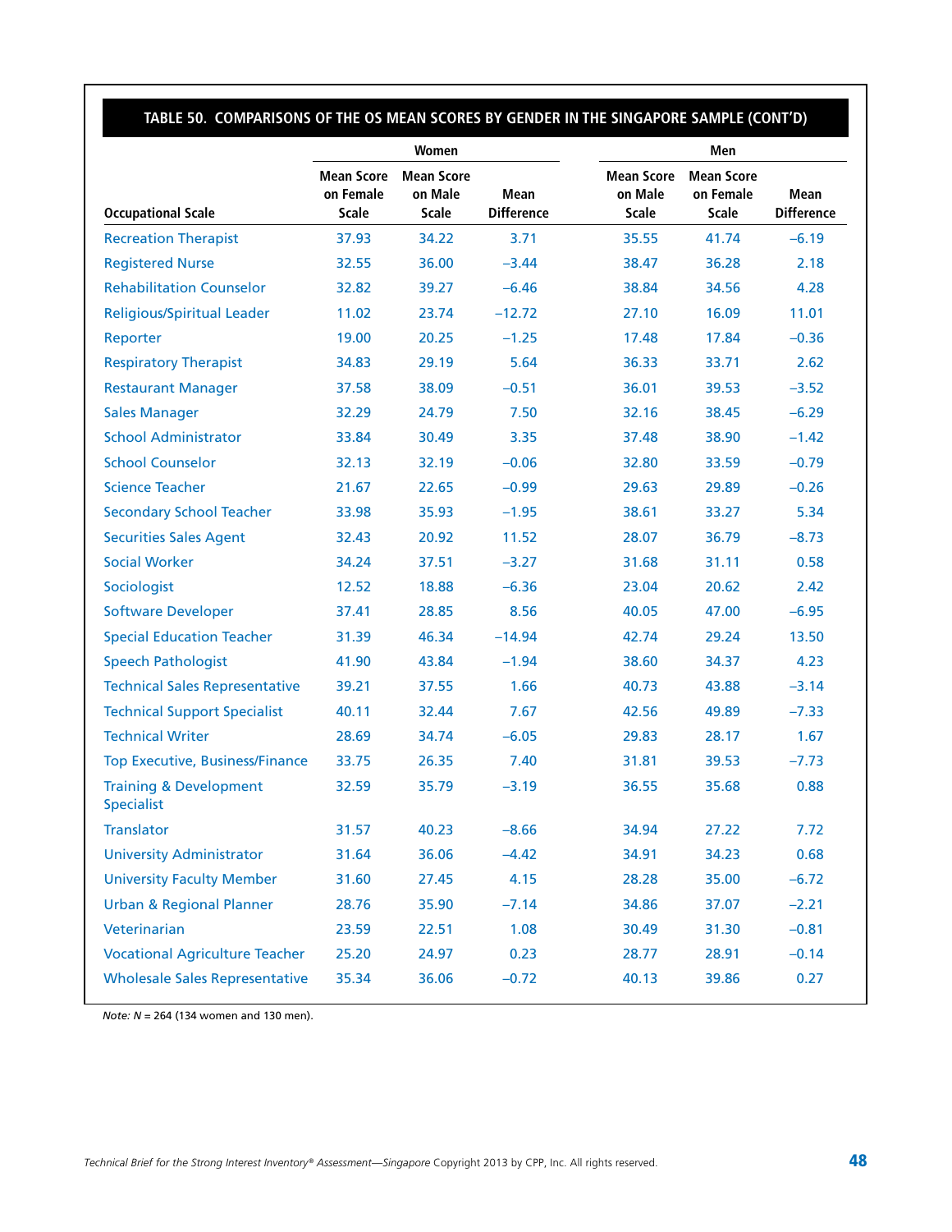**TABLE 50. COMPARISONS OF THE OS MEAN SCORES BY GENDER IN THE SINGAPORE SAMPLE (CONT'D)**

| | Women | | | Men | | |
|---|---|---|---|---|---|---|
| Occupational Scale | Mean Score on Female Scale | Mean Score on Male Scale | Mean Difference | Mean Score on Male Scale | Mean Score on Female Scale | Mean Difference |
| Recreation Therapist | 37.93 | 34.22 | 3.71 | 35.55 | 41.74 | −6.19 |
| Registered Nurse | 32.55 | 36.00 | −3.44 | 38.47 | 36.28 | 2.18 |
| Rehabilitation Counselor | 32.82 | 39.27 | −6.46 | 38.84 | 34.56 | 4.28 |
| Religious/Spiritual Leader | 11.02 | 23.74 | −12.72 | 27.10 | 16.09 | 11.01 |
| Reporter | 19.00 | 20.25 | −1.25 | 17.48 | 17.84 | −0.36 |
| Respiratory Therapist | 34.83 | 29.19 | 5.64 | 36.33 | 33.71 | 2.62 |
| Restaurant Manager | 37.58 | 38.09 | −0.51 | 36.01 | 39.53 | −3.52 |
| Sales Manager | 32.29 | 24.79 | 7.50 | 32.16 | 38.45 | −6.29 |
| School Administrator | 33.84 | 30.49 | 3.35 | 37.48 | 38.90 | −1.42 |
| School Counselor | 32.13 | 32.19 | −0.06 | 32.80 | 33.59 | −0.79 |
| Science Teacher | 21.67 | 22.65 | −0.99 | 29.63 | 29.89 | −0.26 |
| Secondary School Teacher | 33.98 | 35.93 | −1.95 | 38.61 | 33.27 | 5.34 |
| Securities Sales Agent | 32.43 | 20.92 | 11.52 | 28.07 | 36.79 | −8.73 |
| Social Worker | 34.24 | 37.51 | −3.27 | 31.68 | 31.11 | 0.58 |
| Sociologist | 12.52 | 18.88 | −6.36 | 23.04 | 20.62 | 2.42 |
| Software Developer | 37.41 | 28.85 | 8.56 | 40.05 | 47.00 | −6.95 |
| Special Education Teacher | 31.39 | 46.34 | −14.94 | 42.74 | 29.24 | 13.50 |
| Speech Pathologist | 41.90 | 43.84 | −1.94 | 38.60 | 34.37 | 4.23 |
| Technical Sales Representative | 39.21 | 37.55 | 1.66 | 40.73 | 43.88 | −3.14 |
| Technical Support Specialist | 40.11 | 32.44 | 7.67 | 42.56 | 49.89 | −7.33 |
| Technical Writer | 28.69 | 34.74 | −6.05 | 29.83 | 28.17 | 1.67 |
| Top Executive, Business/Finance | 33.75 | 26.35 | 7.40 | 31.81 | 39.53 | −7.73 |
| Training & Development Specialist | 32.59 | 35.79 | −3.19 | 36.55 | 35.68 | 0.88 |
| Translator | 31.57 | 40.23 | −8.66 | 34.94 | 27.22 | 7.72 |
| University Administrator | 31.64 | 36.06 | −4.42 | 34.91 | 34.23 | 0.68 |
| University Faculty Member | 31.60 | 27.45 | 4.15 | 28.28 | 35.00 | −6.72 |
| Urban & Regional Planner | 28.76 | 35.90 | −7.14 | 34.86 | 37.07 | −2.21 |
| Veterinarian | 23.59 | 22.51 | 1.08 | 30.49 | 31.30 | −0.81 |
| Vocational Agriculture Teacher | 25.20 | 24.97 | 0.23 | 28.77 | 28.91 | −0.14 |
| Wholesale Sales Representative | 35.34 | 36.06 | −0.72 | 40.13 | 39.86 | 0.27 |

*Note:* $N$ = 264 (134 women and 130 men).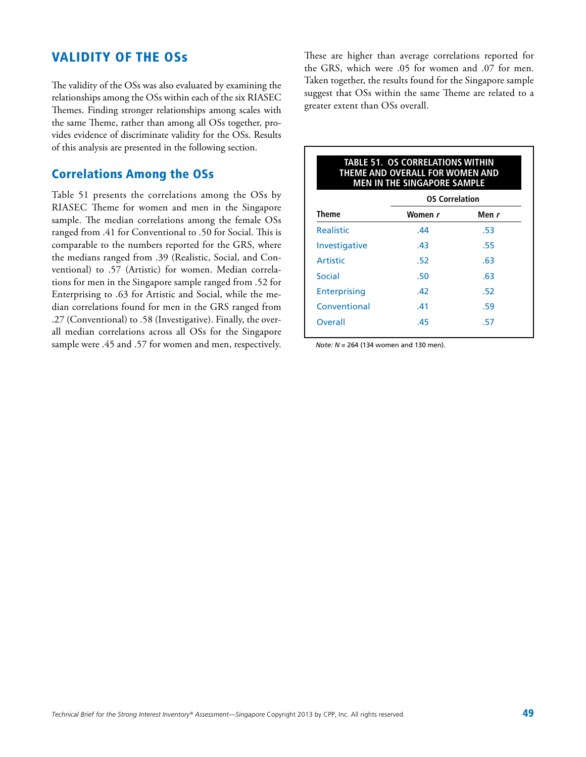## VALIDITY OF THE OSs

The validity of the OSs was also evaluated by examining the relationships among the OSs within each of the six RIASEC Themes. Finding stronger relationships among scales with the same Theme, rather than among all OSs together, provides evidence of discriminate validity for the OSs. Results of this analysis are presented in the following section.

### Correlations Among the OSs

Table 51 presents the correlations among the OSs by RIASEC Theme for women and men in the Singapore sample. The median correlations among the female OSs ranged from .41 for Conventional to .50 for Social. This is comparable to the numbers reported for the GRS, where the medians ranged from .39 (Realistic, Social, and Conventional) to .57 (Artistic) for women. Median correlations for men in the Singapore sample ranged from .52 for Enterprising to .63 for Artistic and Social, while the median correlations found for men in the GRS ranged from .27 (Conventional) to .58 (Investigative). Finally, the overall median correlations across all OSs for the Singapore sample were .45 and .57 for women and men, respectively. These are higher than average correlations reported for the GRS, which were .05 for women and .07 for men. Taken together, the results found for the Singapore sample suggest that OSs within the same Theme are related to a greater extent than OSs overall.

**TABLE 51. OS CORRELATIONS WITHIN THEME AND OVERALL FOR WOMEN AND MEN IN THE SINGAPORE SAMPLE**

| | OS Correlation | |
|---|---|---|
| **Theme** | **Women *r*** | **Men *r*** |
| Realistic | .44 | .53 |
| Investigative | .43 | .55 |
| Artistic | .52 | .63 |
| Social | .50 | .63 |
| Enterprising | .42 | .52 |
| Conventional | .41 | .59 |
| Overall | .45 | .57 |

*Note: N* = 264 (134 women and 130 men).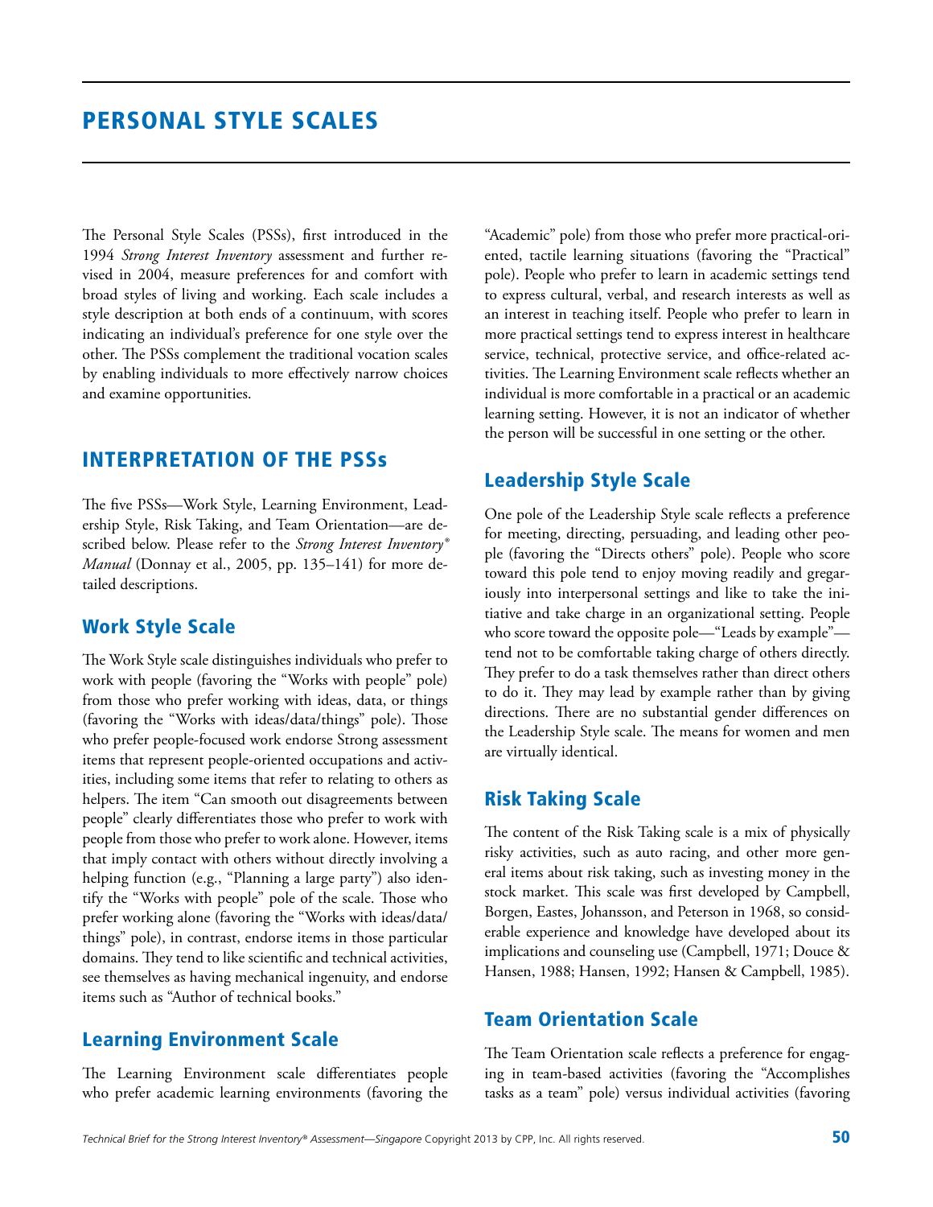# PERSONAL STYLE SCALES

The Personal Style Scales (PSSs), first introduced in the 1994 *Strong Interest Inventory* assessment and further revised in 2004, measure preferences for and comfort with broad styles of living and working. Each scale includes a style description at both ends of a continuum, with scores indicating an individual's preference for one style over the other. The PSSs complement the traditional vocation scales by enabling individuals to more effectively narrow choices and examine opportunities.

## INTERPRETATION OF THE PSSs

The five PSSs—Work Style, Learning Environment, Leadership Style, Risk Taking, and Team Orientation—are described below. Please refer to the *Strong Interest Inventory® Manual* (Donnay et al., 2005, pp. 135–141) for more detailed descriptions.

### Work Style Scale

The Work Style scale distinguishes individuals who prefer to work with people (favoring the "Works with people" pole) from those who prefer working with ideas, data, or things (favoring the "Works with ideas/data/things" pole). Those who prefer people-focused work endorse Strong assessment items that represent people-oriented occupations and activities, including some items that refer to relating to others as helpers. The item "Can smooth out disagreements between people" clearly differentiates those who prefer to work with people from those who prefer to work alone. However, items that imply contact with others without directly involving a helping function (e.g., "Planning a large party") also identify the "Works with people" pole of the scale. Those who prefer working alone (favoring the "Works with ideas/data/things" pole), in contrast, endorse items in those particular domains. They tend to like scientific and technical activities, see themselves as having mechanical ingenuity, and endorse items such as "Author of technical books."

### Learning Environment Scale

The Learning Environment scale differentiates people who prefer academic learning environments (favoring the "Academic" pole) from those who prefer more practical-oriented, tactile learning situations (favoring the "Practical" pole). People who prefer to learn in academic settings tend to express cultural, verbal, and research interests as well as an interest in teaching itself. People who prefer to learn in more practical settings tend to express interest in healthcare service, technical, protective service, and office-related activities. The Learning Environment scale reflects whether an individual is more comfortable in a practical or an academic learning setting. However, it is not an indicator of whether the person will be successful in one setting or the other.

### Leadership Style Scale

One pole of the Leadership Style scale reflects a preference for meeting, directing, persuading, and leading other people (favoring the "Directs others" pole). People who score toward this pole tend to enjoy moving readily and gregariously into interpersonal settings and like to take the initiative and take charge in an organizational setting. People who score toward the opposite pole—"Leads by example"—tend not to be comfortable taking charge of others directly. They prefer to do a task themselves rather than direct others to do it. They may lead by example rather than by giving directions. There are no substantial gender differences on the Leadership Style scale. The means for women and men are virtually identical.

### Risk Taking Scale

The content of the Risk Taking scale is a mix of physically risky activities, such as auto racing, and other more general items about risk taking, such as investing money in the stock market. This scale was first developed by Campbell, Borgen, Eastes, Johansson, and Peterson in 1968, so considerable experience and knowledge have developed about its implications and counseling use (Campbell, 1971; Douce & Hansen, 1988; Hansen, 1992; Hansen & Campbell, 1985).

### Team Orientation Scale

The Team Orientation scale reflects a preference for engaging in team-based activities (favoring the "Accomplishes tasks as a team" pole) versus individual activities (favoring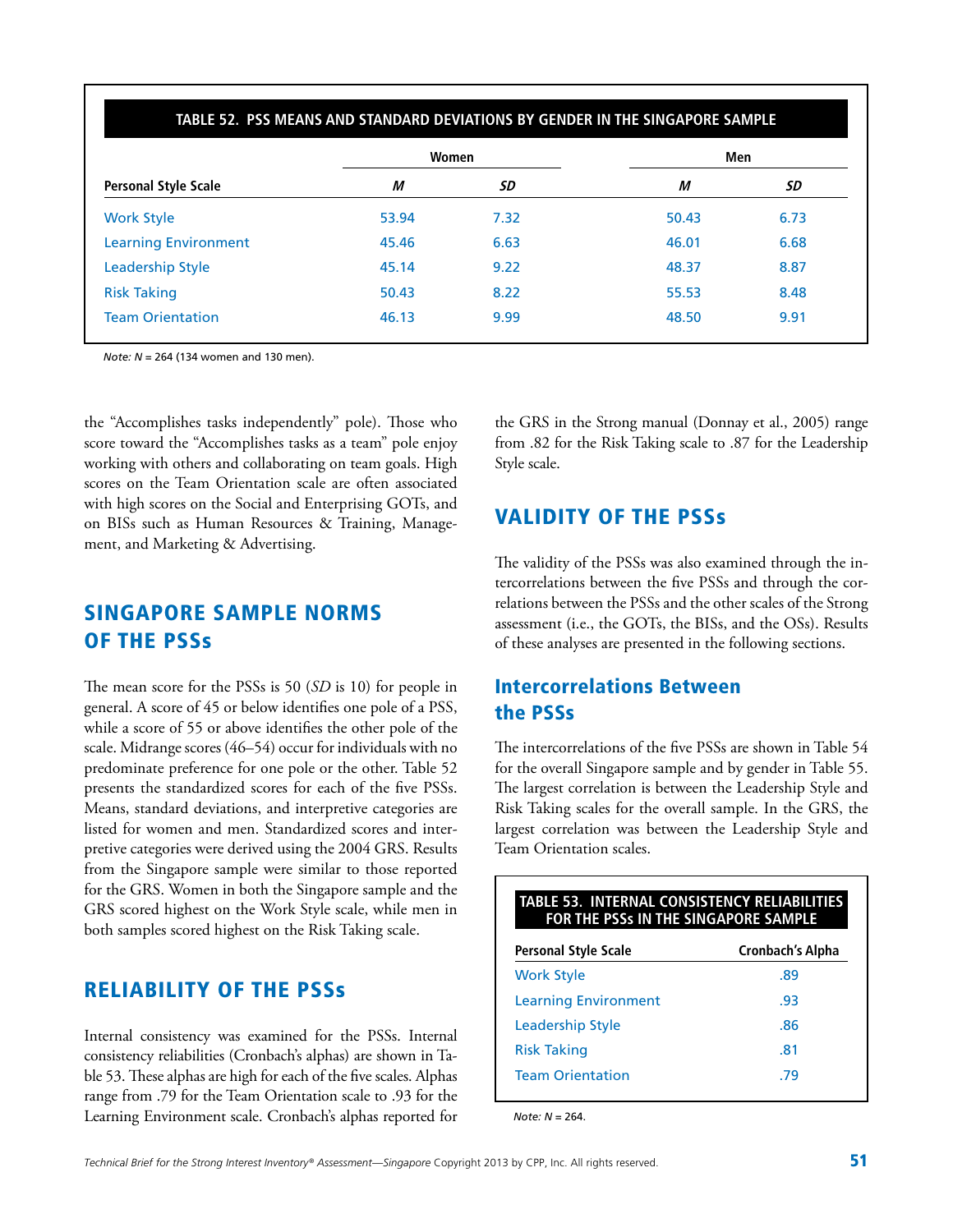**TABLE 52. PSS MEANS AND STANDARD DEVIATIONS BY GENDER IN THE SINGAPORE SAMPLE**

| | Women | | Men | |
|---|---|---|---|---|
| Personal Style Scale | *M* | *SD* | *M* | *SD* |
| Work Style | 53.94 | 7.32 | 50.43 | 6.73 |
| Learning Environment | 45.46 | 6.63 | 46.01 | 6.68 |
| Leadership Style | 45.14 | 9.22 | 48.37 | 8.87 |
| Risk Taking | 50.43 | 8.22 | 55.53 | 8.48 |
| Team Orientation | 46.13 | 9.99 | 48.50 | 9.91 |

*Note: N* = 264 (134 women and 130 men).

the "Accomplishes tasks independently" pole). Those who score toward the "Accomplishes tasks as a team" pole enjoy working with others and collaborating on team goals. High scores on the Team Orientation scale are often associated with high scores on the Social and Enterprising GOTs, and on BISs such as Human Resources & Training, Management, and Marketing & Advertising.

## SINGAPORE SAMPLE NORMS OF THE PSSs

The mean score for the PSSs is 50 (*SD* is 10) for people in general. A score of 45 or below identifies one pole of a PSS, while a score of 55 or above identifies the other pole of the scale. Midrange scores (46–54) occur for individuals with no predominate preference for one pole or the other. Table 52 presents the standardized scores for each of the five PSSs. Means, standard deviations, and interpretive categories are listed for women and men. Standardized scores and interpretive categories were derived using the 2004 GRS. Results from the Singapore sample were similar to those reported for the GRS. Women in both the Singapore sample and the GRS scored highest on the Work Style scale, while men in both samples scored highest on the Risk Taking scale.

## RELIABILITY OF THE PSSs

Internal consistency was examined for the PSSs. Internal consistency reliabilities (Cronbach's alphas) are shown in Table 53. These alphas are high for each of the five scales. Alphas range from .79 for the Team Orientation scale to .93 for the Learning Environment scale. Cronbach's alphas reported for the GRS in the Strong manual (Donnay et al., 2005) range from .82 for the Risk Taking scale to .87 for the Leadership Style scale.

## VALIDITY OF THE PSSs

The validity of the PSSs was also examined through the intercorrelations between the five PSSs and through the correlations between the PSSs and the other scales of the Strong assessment (i.e., the GOTs, the BISs, and the OSs). Results of these analyses are presented in the following sections.

### Intercorrelations Between the PSSs

The intercorrelations of the five PSSs are shown in Table 54 for the overall Singapore sample and by gender in Table 55. The largest correlation is between the Leadership Style and Risk Taking scales for the overall sample. In the GRS, the largest correlation was between the Leadership Style and Team Orientation scales.

**TABLE 53. INTERNAL CONSISTENCY RELIABILITIES FOR THE PSSs IN THE SINGAPORE SAMPLE**

| Personal Style Scale | Cronbach's Alpha |
|---|---|
| Work Style | .89 |
| Learning Environment | .93 |
| Leadership Style | .86 |
| Risk Taking | .81 |
| Team Orientation | .79 |

*Note: N* = 264.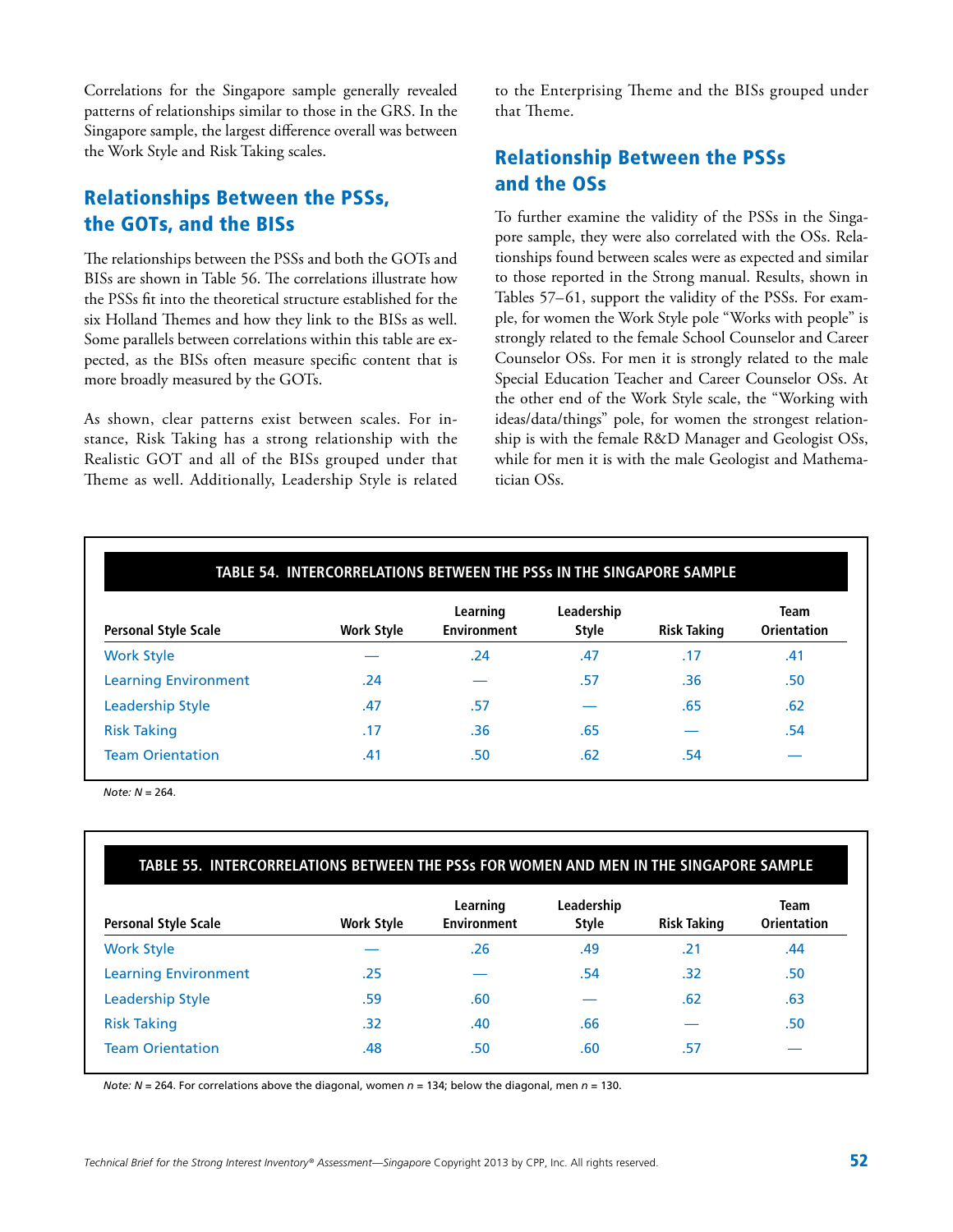Correlations for the Singapore sample generally revealed patterns of relationships similar to those in the GRS. In the Singapore sample, the largest difference overall was between the Work Style and Risk Taking scales.

## Relationships Between the PSSs, the GOTs, and the BISs

The relationships between the PSSs and both the GOTs and BISs are shown in Table 56. The correlations illustrate how the PSSs fit into the theoretical structure established for the six Holland Themes and how they link to the BISs as well. Some parallels between correlations within this table are expected, as the BISs often measure specific content that is more broadly measured by the GOTs.

As shown, clear patterns exist between scales. For instance, Risk Taking has a strong relationship with the Realistic GOT and all of the BISs grouped under that Theme as well. Additionally, Leadership Style is related to the Enterprising Theme and the BISs grouped under that Theme.

## Relationship Between the PSSs and the OSs

To further examine the validity of the PSSs in the Singapore sample, they were also correlated with the OSs. Relationships found between scales were as expected and similar to those reported in the Strong manual. Results, shown in Tables 57–61, support the validity of the PSSs. For example, for women the Work Style pole "Works with people" is strongly related to the female School Counselor and Career Counselor OSs. For men it is strongly related to the male Special Education Teacher and Career Counselor OSs. At the other end of the Work Style scale, the "Working with ideas/data/things" pole, for women the strongest relationship is with the female R&D Manager and Geologist OSs, while for men it is with the male Geologist and Mathematician OSs.

**TABLE 54. INTERCORRELATIONS BETWEEN THE PSSs IN THE SINGAPORE SAMPLE**

| Personal Style Scale | Work Style | Learning Environment | Leadership Style | Risk Taking | Team Orientation |
|---|---|---|---|---|---|
| Work Style | — | .24 | .47 | .17 | .41 |
| Learning Environment | .24 | — | .57 | .36 | .50 |
| Leadership Style | .47 | .57 | — | .65 | .62 |
| Risk Taking | .17 | .36 | .65 | — | .54 |
| Team Orientation | .41 | .50 | .62 | .54 | — |

*Note: N* = 264.

**TABLE 55. INTERCORRELATIONS BETWEEN THE PSSs FOR WOMEN AND MEN IN THE SINGAPORE SAMPLE**

| Personal Style Scale | Work Style | Learning Environment | Leadership Style | Risk Taking | Team Orientation |
|---|---|---|---|---|---|
| Work Style | — | .26 | .49 | .21 | .44 |
| Learning Environment | .25 | — | .54 | .32 | .50 |
| Leadership Style | .59 | .60 | — | .62 | .63 |
| Risk Taking | .32 | .40 | .66 | — | .50 |
| Team Orientation | .48 | .50 | .60 | .57 | — |

*Note: N* = 264. For correlations above the diagonal, women *n* = 134; below the diagonal, men *n* = 130.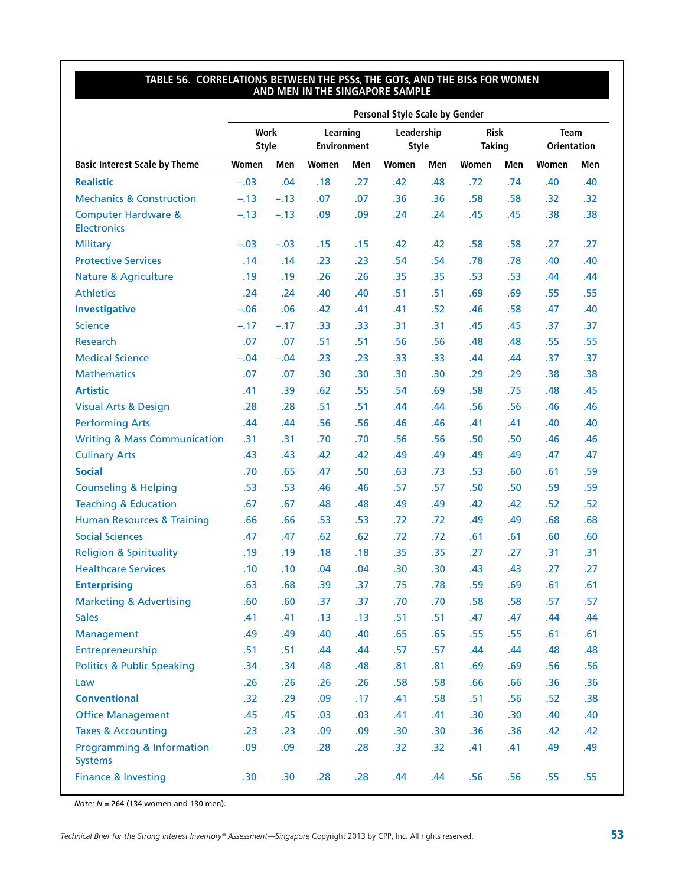## TABLE 56. CORRELATIONS BETWEEN THE PSSs, THE GOTs, AND THE BISs FOR WOMEN AND MEN IN THE SINGAPORE SAMPLE

| | Personal Style Scale by Gender | | | | | | | | | |
|---|---|---|---|---|---|---|---|---|---|---|
| | Work Style | | Learning Environment | | Leadership Style | | Risk Taking | | Team Orientation | |
| **Basic Interest Scale by Theme** | Women | Men | Women | Men | Women | Men | Women | Men | Women | Men |
| **Realistic** | −.03 | .04 | .18 | .27 | .42 | .48 | .72 | .74 | .40 | .40 |
| Mechanics & Construction | −.13 | −.13 | .07 | .07 | .36 | .36 | .58 | .58 | .32 | .32 |
| Computer Hardware & Electronics | −.13 | −.13 | .09 | .09 | .24 | .24 | .45 | .45 | .38 | .38 |
| Military | −.03 | −.03 | .15 | .15 | .42 | .42 | .58 | .58 | .27 | .27 |
| Protective Services | .14 | .14 | .23 | .23 | .54 | .54 | .78 | .78 | .40 | .40 |
| Nature & Agriculture | .19 | .19 | .26 | .26 | .35 | .35 | .53 | .53 | .44 | .44 |
| Athletics | .24 | .24 | .40 | .40 | .51 | .51 | .69 | .69 | .55 | .55 |
| **Investigative** | −.06 | .06 | .42 | .41 | .41 | .52 | .46 | .58 | .47 | .40 |
| Science | −.17 | −.17 | .33 | .33 | .31 | .31 | .45 | .45 | .37 | .37 |
| Research | .07 | .07 | .51 | .51 | .56 | .56 | .48 | .48 | .55 | .55 |
| Medical Science | −.04 | −.04 | .23 | .23 | .33 | .33 | .44 | .44 | .37 | .37 |
| Mathematics | .07 | .07 | .30 | .30 | .30 | .30 | .29 | .29 | .38 | .38 |
| **Artistic** | .41 | .39 | .62 | .55 | .54 | .69 | .58 | .75 | .48 | .45 |
| Visual Arts & Design | .28 | .28 | .51 | .51 | .44 | .44 | .56 | .56 | .46 | .46 |
| Performing Arts | .44 | .44 | .56 | .56 | .46 | .46 | .41 | .41 | .40 | .40 |
| Writing & Mass Communication | .31 | .31 | .70 | .70 | .56 | .56 | .50 | .50 | .46 | .46 |
| Culinary Arts | .43 | .43 | .42 | .42 | .49 | .49 | .49 | .49 | .47 | .47 |
| **Social** | .70 | .65 | .47 | .50 | .63 | .73 | .53 | .60 | .61 | .59 |
| Counseling & Helping | .53 | .53 | .46 | .46 | .57 | .57 | .50 | .50 | .59 | .59 |
| Teaching & Education | .67 | .67 | .48 | .48 | .49 | .49 | .42 | .42 | .52 | .52 |
| Human Resources & Training | .66 | .66 | .53 | .53 | .72 | .72 | .49 | .49 | .68 | .68 |
| Social Sciences | .47 | .47 | .62 | .62 | .72 | .72 | .61 | .61 | .60 | .60 |
| Religion & Spirituality | .19 | .19 | .18 | .18 | .35 | .35 | .27 | .27 | .31 | .31 |
| Healthcare Services | .10 | .10 | .04 | .04 | .30 | .30 | .43 | .43 | .27 | .27 |
| **Enterprising** | .63 | .68 | .39 | .37 | .75 | .78 | .59 | .69 | .61 | .61 |
| Marketing & Advertising | .60 | .60 | .37 | .37 | .70 | .70 | .58 | .58 | .57 | .57 |
| Sales | .41 | .41 | .13 | .13 | .51 | .51 | .47 | .47 | .44 | .44 |
| Management | .49 | .49 | .40 | .40 | .65 | .65 | .55 | .55 | .61 | .61 |
| Entrepreneurship | .51 | .51 | .44 | .44 | .57 | .57 | .44 | .44 | .48 | .48 |
| Politics & Public Speaking | .34 | .34 | .48 | .48 | .81 | .81 | .69 | .69 | .56 | .56 |
| Law | .26 | .26 | .26 | .26 | .58 | .58 | .66 | .66 | .36 | .36 |
| **Conventional** | .32 | .29 | .09 | .17 | .41 | .58 | .51 | .56 | .52 | .38 |
| Office Management | .45 | .45 | .03 | .03 | .41 | .41 | .30 | .30 | .40 | .40 |
| Taxes & Accounting | .23 | .23 | .09 | .09 | .30 | .30 | .36 | .36 | .42 | .42 |
| Programming & Information Systems | .09 | .09 | .28 | .28 | .32 | .32 | .41 | .41 | .49 | .49 |
| Finance & Investing | .30 | .30 | .28 | .28 | .44 | .44 | .56 | .56 | .55 | .55 |

*Note:* $N$ = 264 (134 women and 130 men).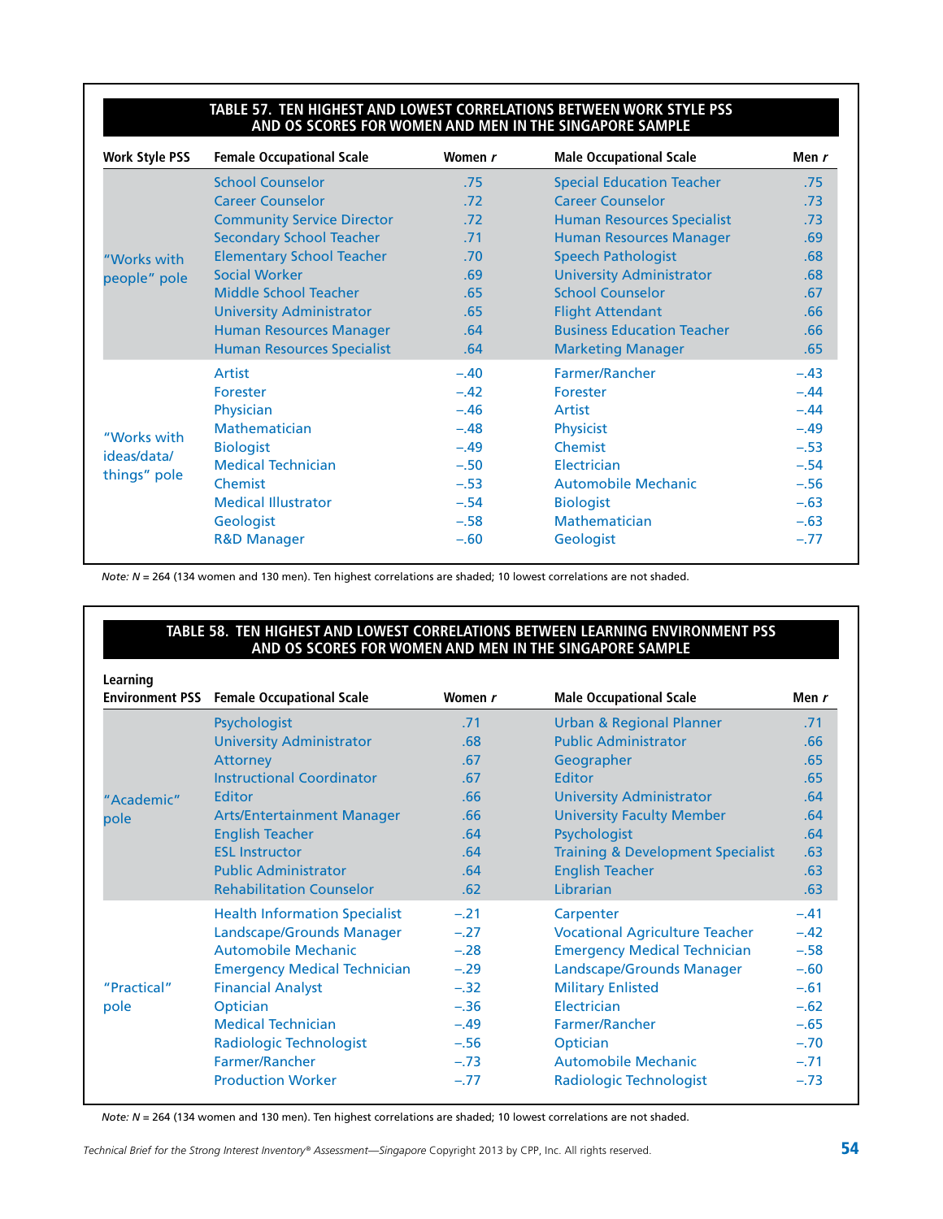**TABLE 57. TEN HIGHEST AND LOWEST CORRELATIONS BETWEEN WORK STYLE PSS AND OS SCORES FOR WOMEN AND MEN IN THE SINGAPORE SAMPLE**

| Work Style PSS | Female Occupational Scale | Women *r* | Male Occupational Scale | Men *r* |
|---|---|---|---|---|
| "Works with people" pole | School Counselor | .75 | Special Education Teacher | .75 |
| | Career Counselor | .72 | Career Counselor | .73 |
| | Community Service Director | .72 | Human Resources Specialist | .73 |
| | Secondary School Teacher | .71 | Human Resources Manager | .69 |
| | Elementary School Teacher | .70 | Speech Pathologist | .68 |
| | Social Worker | .69 | University Administrator | .68 |
| | Middle School Teacher | .65 | School Counselor | .67 |
| | University Administrator | .65 | Flight Attendant | .66 |
| | Human Resources Manager | .64 | Business Education Teacher | .66 |
| | Human Resources Specialist | .64 | Marketing Manager | .65 |
| "Works with ideas/data/ things" pole | Artist | –.40 | Farmer/Rancher | –.43 |
| | Forester | –.42 | Forester | –.44 |
| | Physician | –.46 | Artist | –.44 |
| | Mathematician | –.48 | Physicist | –.49 |
| | Biologist | –.49 | Chemist | –.53 |
| | Medical Technician | –.50 | Electrician | –.54 |
| | Chemist | –.53 | Automobile Mechanic | –.56 |
| | Medical Illustrator | –.54 | Biologist | –.63 |
| | Geologist | –.58 | Mathematician | –.63 |
| | R&D Manager | –.60 | Geologist | –.77 |

*Note: N* = 264 (134 women and 130 men). Ten highest correlations are shaded; 10 lowest correlations are not shaded.

**TABLE 58. TEN HIGHEST AND LOWEST CORRELATIONS BETWEEN LEARNING ENVIRONMENT PSS AND OS SCORES FOR WOMEN AND MEN IN THE SINGAPORE SAMPLE**

| Learning Environment PSS | Female Occupational Scale | Women *r* | Male Occupational Scale | Men *r* |
|---|---|---|---|---|
| "Academic" pole | Psychologist | .71 | Urban & Regional Planner | .71 |
| | University Administrator | .68 | Public Administrator | .66 |
| | Attorney | .67 | Geographer | .65 |
| | Instructional Coordinator | .67 | Editor | .65 |
| | Editor | .66 | University Administrator | .64 |
| | Arts/Entertainment Manager | .66 | University Faculty Member | .64 |
| | English Teacher | .64 | Psychologist | .64 |
| | ESL Instructor | .64 | Training & Development Specialist | .63 |
| | Public Administrator | .64 | English Teacher | .63 |
| | Rehabilitation Counselor | .62 | Librarian | .63 |
| "Practical" pole | Health Information Specialist | –.21 | Carpenter | –.41 |
| | Landscape/Grounds Manager | –.27 | Vocational Agriculture Teacher | –.42 |
| | Automobile Mechanic | –.28 | Emergency Medical Technician | –.58 |
| | Emergency Medical Technician | –.29 | Landscape/Grounds Manager | –.60 |
| | Financial Analyst | –.32 | Military Enlisted | –.61 |
| | Optician | –.36 | Electrician | –.62 |
| | Medical Technician | –.49 | Farmer/Rancher | –.65 |
| | Radiologic Technologist | –.56 | Optician | –.70 |
| | Farmer/Rancher | –.73 | Automobile Mechanic | –.71 |
| | Production Worker | –.77 | Radiologic Technologist | –.73 |

*Note: N* = 264 (134 women and 130 men). Ten highest correlations are shaded; 10 lowest correlations are not shaded.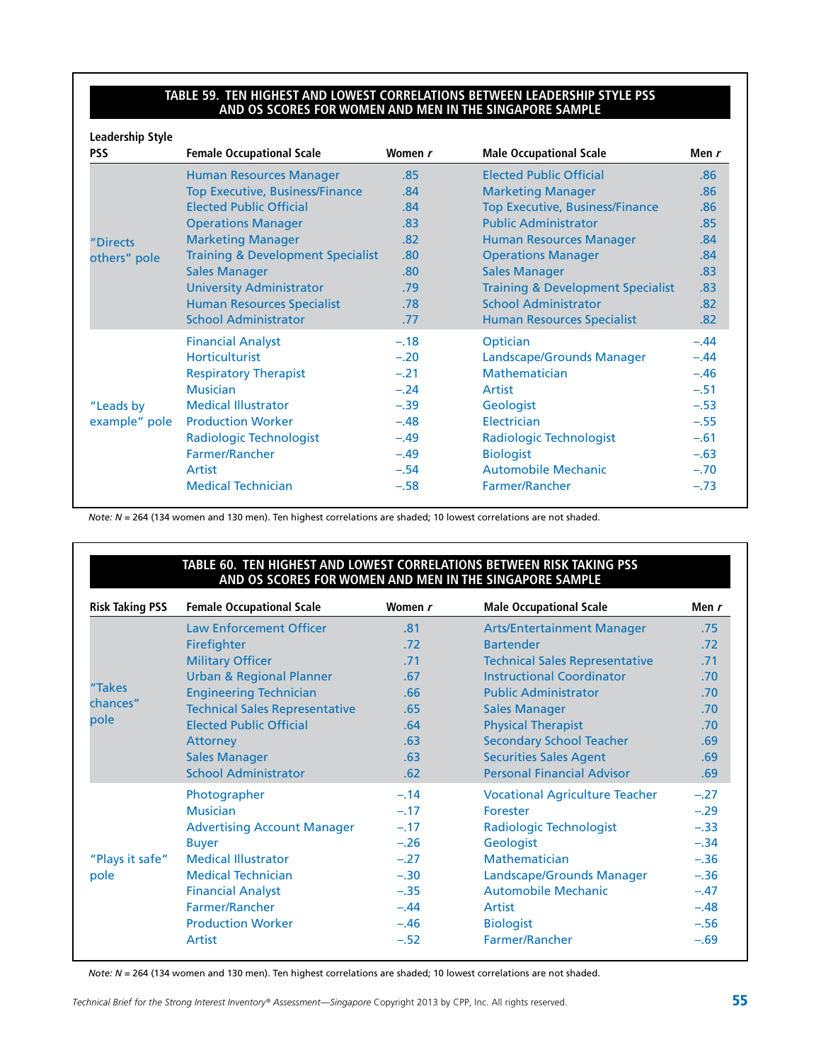**TABLE 59. TEN HIGHEST AND LOWEST CORRELATIONS BETWEEN LEADERSHIP STYLE PSS AND OS SCORES FOR WOMEN AND MEN IN THE SINGAPORE SAMPLE**

| Leadership Style PSS | Female Occupational Scale | Women *r* | Male Occupational Scale | Men *r* |
|---|---|---|---|---|
| "Directs others" pole | Human Resources Manager | .85 | Elected Public Official | .86 |
| | Top Executive, Business/Finance | .84 | Marketing Manager | .86 |
| | Elected Public Official | .84 | Top Executive, Business/Finance | .86 |
| | Operations Manager | .83 | Public Administrator | .85 |
| | Marketing Manager | .82 | Human Resources Manager | .84 |
| | Training & Development Specialist | .80 | Operations Manager | .84 |
| | Sales Manager | .80 | Sales Manager | .83 |
| | University Administrator | .79 | Training & Development Specialist | .83 |
| | Human Resources Specialist | .78 | School Administrator | .82 |
| | School Administrator | .77 | Human Resources Specialist | .82 |
| "Leads by example" pole | Financial Analyst | –.18 | Optician | –.44 |
| | Horticulturist | –.20 | Landscape/Grounds Manager | –.44 |
| | Respiratory Therapist | –.21 | Mathematician | –.46 |
| | Musician | –.24 | Artist | –.51 |
| | Medical Illustrator | –.39 | Geologist | –.53 |
| | Production Worker | –.48 | Electrician | –.55 |
| | Radiologic Technologist | –.49 | Radiologic Technologist | –.61 |
| | Farmer/Rancher | –.49 | Biologist | –.63 |
| | Artist | –.54 | Automobile Mechanic | –.70 |
| | Medical Technician | –.58 | Farmer/Rancher | –.73 |

*Note: N* = 264 (134 women and 130 men). Ten highest correlations are shaded; 10 lowest correlations are not shaded.

**TABLE 60. TEN HIGHEST AND LOWEST CORRELATIONS BETWEEN RISK TAKING PSS AND OS SCORES FOR WOMEN AND MEN IN THE SINGAPORE SAMPLE**

| Risk Taking PSS | Female Occupational Scale | Women *r* | Male Occupational Scale | Men *r* |
|---|---|---|---|---|
| "Takes chances" pole | Law Enforcement Officer | .81 | Arts/Entertainment Manager | .75 |
| | Firefighter | .72 | Bartender | .72 |
| | Military Officer | .71 | Technical Sales Representative | .71 |
| | Urban & Regional Planner | .67 | Instructional Coordinator | .70 |
| | Engineering Technician | .66 | Public Administrator | .70 |
| | Technical Sales Representative | .65 | Sales Manager | .70 |
| | Elected Public Official | .64 | Physical Therapist | .70 |
| | Attorney | .63 | Secondary School Teacher | .69 |
| | Sales Manager | .63 | Securities Sales Agent | .69 |
| | School Administrator | .62 | Personal Financial Advisor | .69 |
| "Plays it safe" pole | Photographer | –.14 | Vocational Agriculture Teacher | –.27 |
| | Musician | –.17 | Forester | –.29 |
| | Advertising Account Manager | –.17 | Radiologic Technologist | –.33 |
| | Buyer | –.26 | Geologist | –.34 |
| | Medical Illustrator | –.27 | Mathematician | –.36 |
| | Medical Technician | –.30 | Landscape/Grounds Manager | –.36 |
| | Financial Analyst | –.35 | Automobile Mechanic | –.47 |
| | Farmer/Rancher | –.44 | Artist | –.48 |
| | Production Worker | –.46 | Biologist | –.56 |
| | Artist | –.52 | Farmer/Rancher | –.69 |

*Note: N* = 264 (134 women and 130 men). Ten highest correlations are shaded; 10 lowest correlations are not shaded.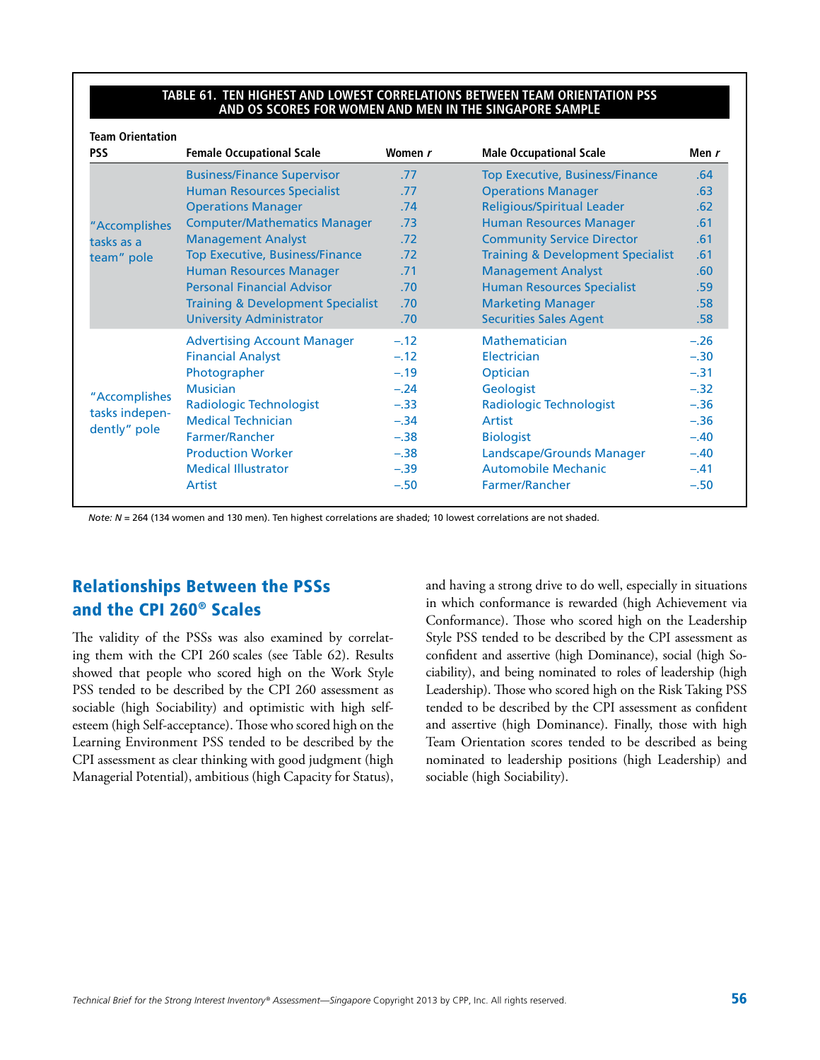**TABLE 61. TEN HIGHEST AND LOWEST CORRELATIONS BETWEEN TEAM ORIENTATION PSS AND OS SCORES FOR WOMEN AND MEN IN THE SINGAPORE SAMPLE**

| Team Orientation PSS | Female Occupational Scale | Women *r* | Male Occupational Scale | Men *r* |
|---|---|---|---|---|
| "Accomplishes tasks as a team" pole | Business/Finance Supervisor | .77 | Top Executive, Business/Finance | .64 |
| | Human Resources Specialist | .77 | Operations Manager | .63 |
| | Operations Manager | .74 | Religious/Spiritual Leader | .62 |
| | Computer/Mathematics Manager | .73 | Human Resources Manager | .61 |
| | Management Analyst | .72 | Community Service Director | .61 |
| | Top Executive, Business/Finance | .72 | Training & Development Specialist | .61 |
| | Human Resources Manager | .71 | Management Analyst | .60 |
| | Personal Financial Advisor | .70 | Human Resources Specialist | .59 |
| | Training & Development Specialist | .70 | Marketing Manager | .58 |
| | University Administrator | .70 | Securities Sales Agent | .58 |
| "Accomplishes tasks independently" pole | Advertising Account Manager | –.12 | Mathematician | –.26 |
| | Financial Analyst | –.12 | Electrician | –.30 |
| | Photographer | –.19 | Optician | –.31 |
| | Musician | –.24 | Geologist | –.32 |
| | Radiologic Technologist | –.33 | Radiologic Technologist | –.36 |
| | Medical Technician | –.34 | Artist | –.36 |
| | Farmer/Rancher | –.38 | Biologist | –.40 |
| | Production Worker | –.38 | Landscape/Grounds Manager | –.40 |
| | Medical Illustrator | –.39 | Automobile Mechanic | –.41 |
| | Artist | –.50 | Farmer/Rancher | –.50 |

*Note:* *N* = 264 (134 women and 130 men). Ten highest correlations are shaded; 10 lowest correlations are not shaded.

## Relationships Between the PSSs and the CPI 260® Scales

The validity of the PSSs was also examined by correlating them with the CPI 260 scales (see Table 62). Results showed that people who scored high on the Work Style PSS tended to be described by the CPI 260 assessment as sociable (high Sociability) and optimistic with high self-esteem (high Self-acceptance). Those who scored high on the Learning Environment PSS tended to be described by the CPI assessment as clear thinking with good judgment (high Managerial Potential), ambitious (high Capacity for Status), and having a strong drive to do well, especially in situations in which conformance is rewarded (high Achievement via Conformance). Those who scored high on the Leadership Style PSS tended to be described by the CPI assessment as confident and assertive (high Dominance), social (high Sociability), and being nominated to roles of leadership (high Leadership). Those who scored high on the Risk Taking PSS tended to be described by the CPI assessment as confident and assertive (high Dominance). Finally, those with high Team Orientation scores tended to be described as being nominated to leadership positions (high Leadership) and sociable (high Sociability).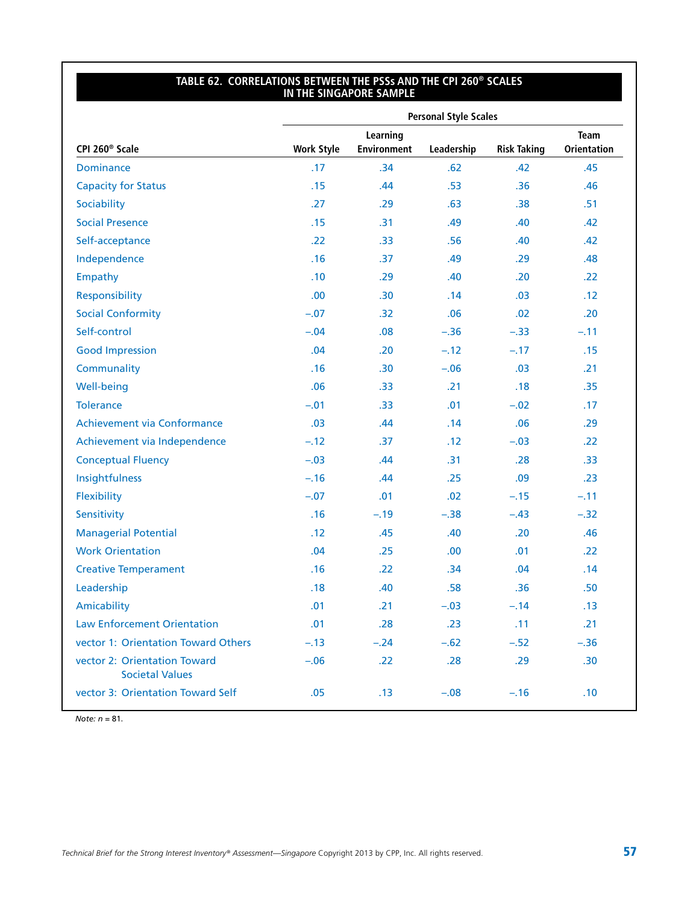**TABLE 62. CORRELATIONS BETWEEN THE PSSs AND THE CPI 260® SCALES IN THE SINGAPORE SAMPLE**

| | Personal Style Scales | | | | |
|---|---|---|---|---|---|
| CPI 260® Scale | Work Style | Learning Environment | Leadership | Risk Taking | Team Orientation |
| Dominance | .17 | .34 | .62 | .42 | .45 |
| Capacity for Status | .15 | .44 | .53 | .36 | .46 |
| Sociability | .27 | .29 | .63 | .38 | .51 |
| Social Presence | .15 | .31 | .49 | .40 | .42 |
| Self-acceptance | .22 | .33 | .56 | .40 | .42 |
| Independence | .16 | .37 | .49 | .29 | .48 |
| Empathy | .10 | .29 | .40 | .20 | .22 |
| Responsibility | .00 | .30 | .14 | .03 | .12 |
| Social Conformity | −.07 | .32 | .06 | .02 | .20 |
| Self-control | −.04 | .08 | −.36 | −.33 | −.11 |
| Good Impression | .04 | .20 | −.12 | −.17 | .15 |
| Communality | .16 | .30 | −.06 | .03 | .21 |
| Well-being | .06 | .33 | .21 | .18 | .35 |
| Tolerance | −.01 | .33 | .01 | −.02 | .17 |
| Achievement via Conformance | .03 | .44 | .14 | .06 | .29 |
| Achievement via Independence | −.12 | .37 | .12 | −.03 | .22 |
| Conceptual Fluency | −.03 | .44 | .31 | .28 | .33 |
| Insightfulness | −.16 | .44 | .25 | .09 | .23 |
| Flexibility | −.07 | .01 | .02 | −.15 | −.11 |
| Sensitivity | .16 | −.19 | −.38 | −.43 | −.32 |
| Managerial Potential | .12 | .45 | .40 | .20 | .46 |
| Work Orientation | .04 | .25 | .00 | .01 | .22 |
| Creative Temperament | .16 | .22 | .34 | .04 | .14 |
| Leadership | .18 | .40 | .58 | .36 | .50 |
| Amicability | .01 | .21 | −.03 | −.14 | .13 |
| Law Enforcement Orientation | .01 | .28 | .23 | .11 | .21 |
| vector 1: Orientation Toward Others | −.13 | −.24 | −.62 | −.52 | −.36 |
| vector 2: Orientation Toward Societal Values | −.06 | .22 | .28 | .29 | .30 |
| vector 3: Orientation Toward Self | .05 | .13 | −.08 | −.16 | .10 |

*Note: n* = 81.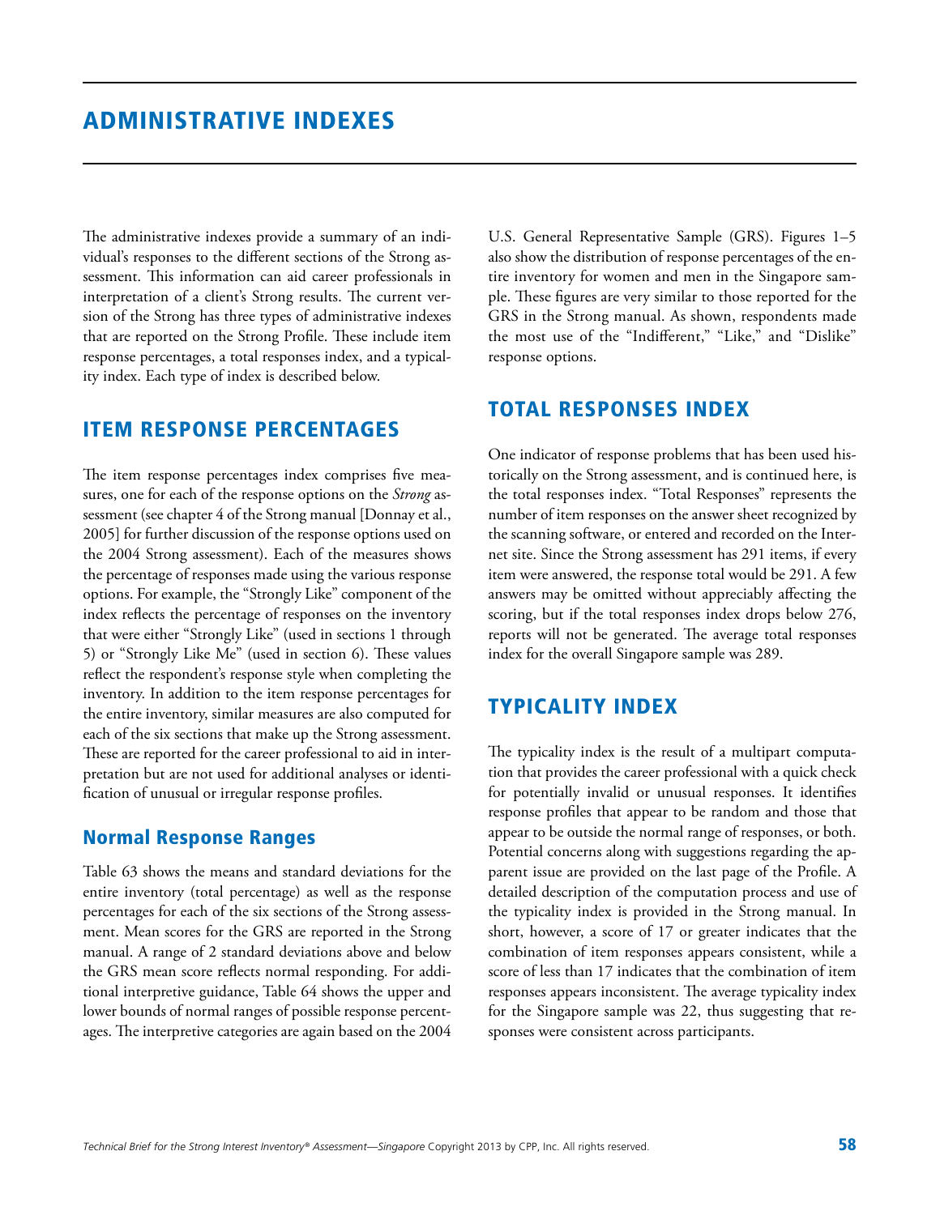# ADMINISTRATIVE INDEXES

The administrative indexes provide a summary of an individual's responses to the different sections of the Strong assessment. This information can aid career professionals in interpretation of a client's Strong results. The current version of the Strong has three types of administrative indexes that are reported on the Strong Profile. These include item response percentages, a total responses index, and a typicality index. Each type of index is described below.

## ITEM RESPONSE PERCENTAGES

The item response percentages index comprises five measures, one for each of the response options on the *Strong* assessment (see chapter 4 of the Strong manual [Donnay et al., 2005] for further discussion of the response options used on the 2004 Strong assessment). Each of the measures shows the percentage of responses made using the various response options. For example, the "Strongly Like" component of the index reflects the percentage of responses on the inventory that were either "Strongly Like" (used in sections 1 through 5) or "Strongly Like Me" (used in section 6). These values reflect the respondent's response style when completing the inventory. In addition to the item response percentages for the entire inventory, similar measures are also computed for each of the six sections that make up the Strong assessment. These are reported for the career professional to aid in interpretation but are not used for additional analyses or identification of unusual or irregular response profiles.

### Normal Response Ranges

Table 63 shows the means and standard deviations for the entire inventory (total percentage) as well as the response percentages for each of the six sections of the Strong assessment. Mean scores for the GRS are reported in the Strong manual. A range of 2 standard deviations above and below the GRS mean score reflects normal responding. For additional interpretive guidance, Table 64 shows the upper and lower bounds of normal ranges of possible response percentages. The interpretive categories are again based on the 2004 U.S. General Representative Sample (GRS). Figures 1–5 also show the distribution of response percentages of the entire inventory for women and men in the Singapore sample. These figures are very similar to those reported for the GRS in the Strong manual. As shown, respondents made the most use of the "Indifferent," "Like," and "Dislike" response options.

## TOTAL RESPONSES INDEX

One indicator of response problems that has been used historically on the Strong assessment, and is continued here, is the total responses index. "Total Responses" represents the number of item responses on the answer sheet recognized by the scanning software, or entered and recorded on the Internet site. Since the Strong assessment has 291 items, if every item were answered, the response total would be 291. A few answers may be omitted without appreciably affecting the scoring, but if the total responses index drops below 276, reports will not be generated. The average total responses index for the overall Singapore sample was 289.

## TYPICALITY INDEX

The typicality index is the result of a multipart computation that provides the career professional with a quick check for potentially invalid or unusual responses. It identifies response profiles that appear to be random and those that appear to be outside the normal range of responses, or both. Potential concerns along with suggestions regarding the apparent issue are provided on the last page of the Profile. A detailed description of the computation process and use of the typicality index is provided in the Strong manual. In short, however, a score of 17 or greater indicates that the combination of item responses appears consistent, while a score of less than 17 indicates that the combination of item responses appears inconsistent. The average typicality index for the Singapore sample was 22, thus suggesting that responses were consistent across participants.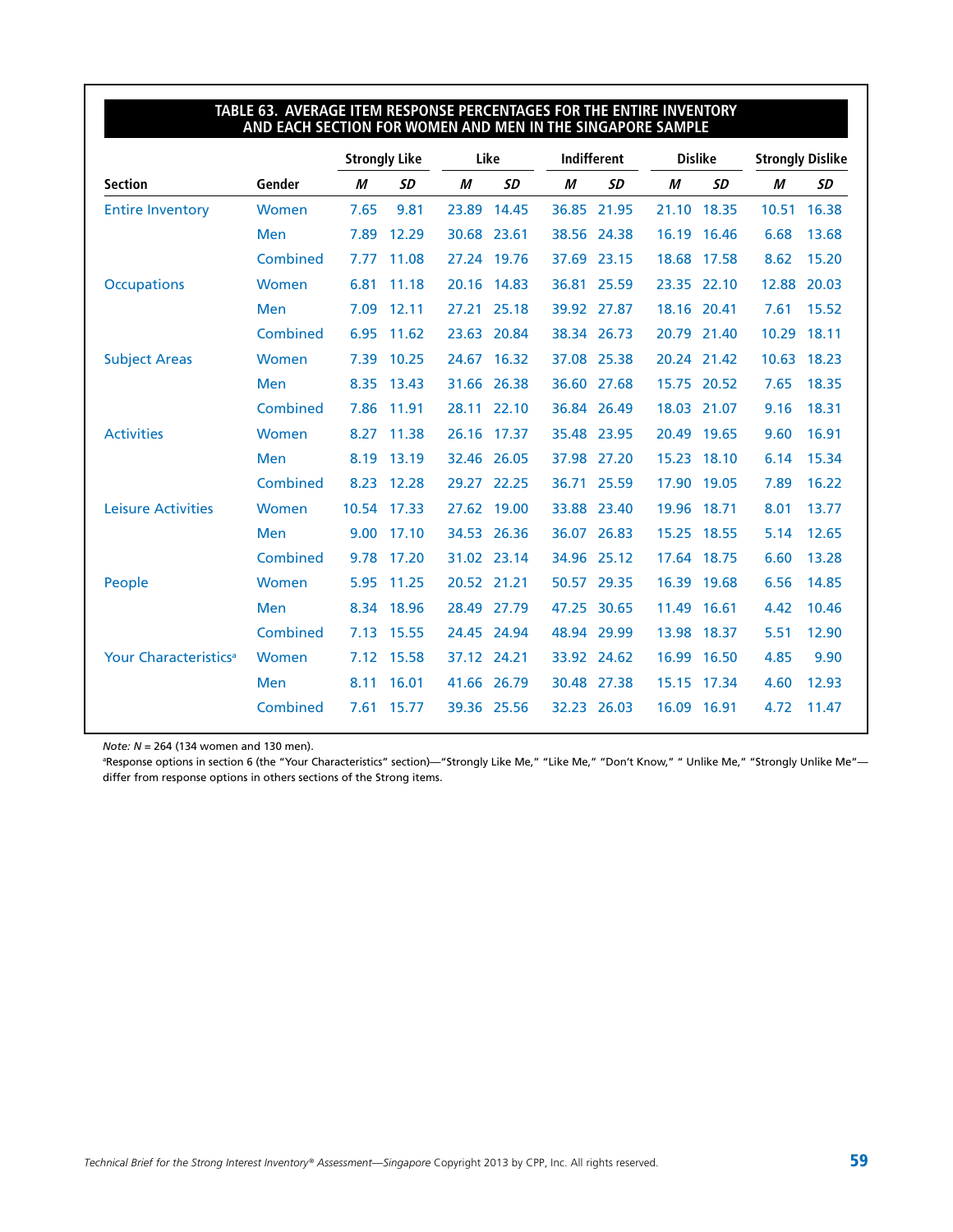**TABLE 63. AVERAGE ITEM RESPONSE PERCENTAGES FOR THE ENTIRE INVENTORY AND EACH SECTION FOR WOMEN AND MEN IN THE SINGAPORE SAMPLE**

| | | Strongly Like | | Like | | Indifferent | | Dislike | | Strongly Dislike | |
|---|---|---|---|---|---|---|---|---|---|---|---|
| **Section** | **Gender** | ***M*** | ***SD*** | ***M*** | ***SD*** | ***M*** | ***SD*** | ***M*** | ***SD*** | ***M*** | ***SD*** |
| Entire Inventory | Women | 7.65 | 9.81 | 23.89 | 14.45 | 36.85 | 21.95 | 21.10 | 18.35 | 10.51 | 16.38 |
| | Men | 7.89 | 12.29 | 30.68 | 23.61 | 38.56 | 24.38 | 16.19 | 16.46 | 6.68 | 13.68 |
| | Combined | 7.77 | 11.08 | 27.24 | 19.76 | 37.69 | 23.15 | 18.68 | 17.58 | 8.62 | 15.20 |
| Occupations | Women | 6.81 | 11.18 | 20.16 | 14.83 | 36.81 | 25.59 | 23.35 | 22.10 | 12.88 | 20.03 |
| | Men | 7.09 | 12.11 | 27.21 | 25.18 | 39.92 | 27.87 | 18.16 | 20.41 | 7.61 | 15.52 |
| | Combined | 6.95 | 11.62 | 23.63 | 20.84 | 38.34 | 26.73 | 20.79 | 21.40 | 10.29 | 18.11 |
| Subject Areas | Women | 7.39 | 10.25 | 24.67 | 16.32 | 37.08 | 25.38 | 20.24 | 21.42 | 10.63 | 18.23 |
| | Men | 8.35 | 13.43 | 31.66 | 26.38 | 36.60 | 27.68 | 15.75 | 20.52 | 7.65 | 18.35 |
| | Combined | 7.86 | 11.91 | 28.11 | 22.10 | 36.84 | 26.49 | 18.03 | 21.07 | 9.16 | 18.31 |
| Activities | Women | 8.27 | 11.38 | 26.16 | 17.37 | 35.48 | 23.95 | 20.49 | 19.65 | 9.60 | 16.91 |
| | Men | 8.19 | 13.19 | 32.46 | 26.05 | 37.98 | 27.20 | 15.23 | 18.10 | 6.14 | 15.34 |
| | Combined | 8.23 | 12.28 | 29.27 | 22.25 | 36.71 | 25.59 | 17.90 | 19.05 | 7.89 | 16.22 |
| Leisure Activities | Women | 10.54 | 17.33 | 27.62 | 19.00 | 33.88 | 23.40 | 19.96 | 18.71 | 8.01 | 13.77 |
| | Men | 9.00 | 17.10 | 34.53 | 26.36 | 36.07 | 26.83 | 15.25 | 18.55 | 5.14 | 12.65 |
| | Combined | 9.78 | 17.20 | 31.02 | 23.14 | 34.96 | 25.12 | 17.64 | 18.75 | 6.60 | 13.28 |
| People | Women | 5.95 | 11.25 | 20.52 | 21.21 | 50.57 | 29.35 | 16.39 | 19.68 | 6.56 | 14.85 |
| | Men | 8.34 | 18.96 | 28.49 | 27.79 | 47.25 | 30.65 | 11.49 | 16.61 | 4.42 | 10.46 |
| | Combined | 7.13 | 15.55 | 24.45 | 24.94 | 48.94 | 29.99 | 13.98 | 18.37 | 5.51 | 12.90 |
| Your Characteristics[a] | Women | 7.12 | 15.58 | 37.12 | 24.21 | 33.92 | 24.62 | 16.99 | 16.50 | 4.85 | 9.90 |
| | Men | 8.11 | 16.01 | 41.66 | 26.79 | 30.48 | 27.38 | 15.15 | 17.34 | 4.60 | 12.93 |
| | Combined | 7.61 | 15.77 | 39.36 | 25.56 | 32.23 | 26.03 | 16.09 | 16.91 | 4.72 | 11.47 |

*Note: N* = 264 (134 women and 130 men).

[a]Response options in section 6 (the "Your Characteristics" section)—"Strongly Like Me," "Like Me," "Don't Know," " Unlike Me," "Strongly Unlike Me"—differ from response options in others sections of the Strong items.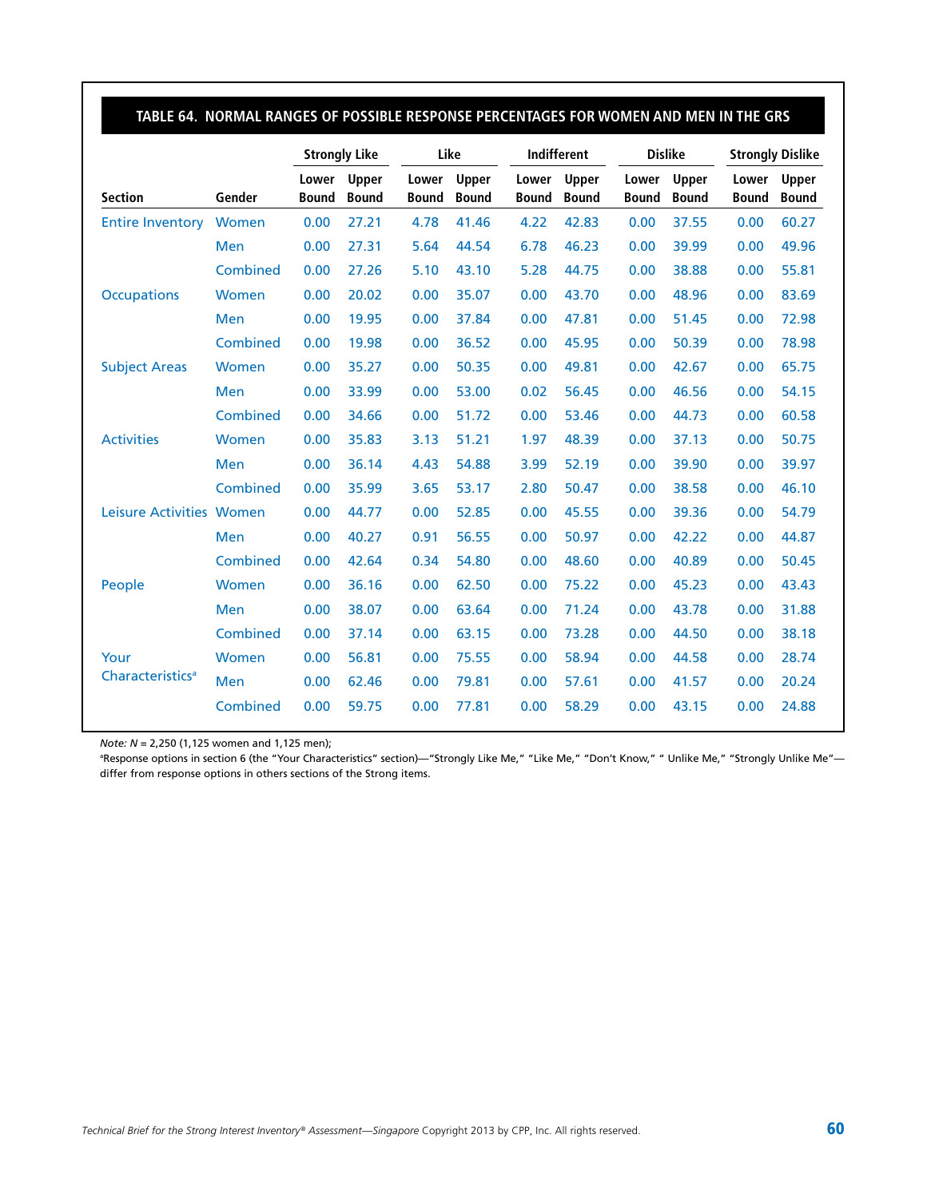## TABLE 64. NORMAL RANGES OF POSSIBLE RESPONSE PERCENTAGES FOR WOMEN AND MEN IN THE GRS

| | | Strongly Like | | Like | | Indifferent | | Dislike | | Strongly Dislike | |
|---|---|---|---|---|---|---|---|---|---|---|---|
| **Section** | **Gender** | **Lower Bound** | **Upper Bound** | **Lower Bound** | **Upper Bound** | **Lower Bound** | **Upper Bound** | **Lower Bound** | **Upper Bound** | **Lower Bound** | **Upper Bound** |
| Entire Inventory | Women | 0.00 | 27.21 | 4.78 | 41.46 | 4.22 | 42.83 | 0.00 | 37.55 | 0.00 | 60.27 |
| | Men | 0.00 | 27.31 | 5.64 | 44.54 | 6.78 | 46.23 | 0.00 | 39.99 | 0.00 | 49.96 |
| | Combined | 0.00 | 27.26 | 5.10 | 43.10 | 5.28 | 44.75 | 0.00 | 38.88 | 0.00 | 55.81 |
| Occupations | Women | 0.00 | 20.02 | 0.00 | 35.07 | 0.00 | 43.70 | 0.00 | 48.96 | 0.00 | 83.69 |
| | Men | 0.00 | 19.95 | 0.00 | 37.84 | 0.00 | 47.81 | 0.00 | 51.45 | 0.00 | 72.98 |
| | Combined | 0.00 | 19.98 | 0.00 | 36.52 | 0.00 | 45.95 | 0.00 | 50.39 | 0.00 | 78.98 |
| Subject Areas | Women | 0.00 | 35.27 | 0.00 | 50.35 | 0.00 | 49.81 | 0.00 | 42.67 | 0.00 | 65.75 |
| | Men | 0.00 | 33.99 | 0.00 | 53.00 | 0.02 | 56.45 | 0.00 | 46.56 | 0.00 | 54.15 |
| | Combined | 0.00 | 34.66 | 0.00 | 51.72 | 0.00 | 53.46 | 0.00 | 44.73 | 0.00 | 60.58 |
| Activities | Women | 0.00 | 35.83 | 3.13 | 51.21 | 1.97 | 48.39 | 0.00 | 37.13 | 0.00 | 50.75 |
| | Men | 0.00 | 36.14 | 4.43 | 54.88 | 3.99 | 52.19 | 0.00 | 39.90 | 0.00 | 39.97 |
| | Combined | 0.00 | 35.99 | 3.65 | 53.17 | 2.80 | 50.47 | 0.00 | 38.58 | 0.00 | 46.10 |
| Leisure Activities | Women | 0.00 | 44.77 | 0.00 | 52.85 | 0.00 | 45.55 | 0.00 | 39.36 | 0.00 | 54.79 |
| | Men | 0.00 | 40.27 | 0.91 | 56.55 | 0.00 | 50.97 | 0.00 | 42.22 | 0.00 | 44.87 |
| | Combined | 0.00 | 42.64 | 0.34 | 54.80 | 0.00 | 48.60 | 0.00 | 40.89 | 0.00 | 50.45 |
| People | Women | 0.00 | 36.16 | 0.00 | 62.50 | 0.00 | 75.22 | 0.00 | 45.23 | 0.00 | 43.43 |
| | Men | 0.00 | 38.07 | 0.00 | 63.64 | 0.00 | 71.24 | 0.00 | 43.78 | 0.00 | 31.88 |
| | Combined | 0.00 | 37.14 | 0.00 | 63.15 | 0.00 | 73.28 | 0.00 | 44.50 | 0.00 | 38.18 |
| Your Characteristics[a] | Women | 0.00 | 56.81 | 0.00 | 75.55 | 0.00 | 58.94 | 0.00 | 44.58 | 0.00 | 28.74 |
| | Men | 0.00 | 62.46 | 0.00 | 79.81 | 0.00 | 57.61 | 0.00 | 41.57 | 0.00 | 20.24 |
| | Combined | 0.00 | 59.75 | 0.00 | 77.81 | 0.00 | 58.29 | 0.00 | 43.15 | 0.00 | 24.88 |

*Note: N* = 2,250 (1,125 women and 1,125 men);

[a]Response options in section 6 (the "Your Characteristics" section)—"Strongly Like Me," "Like Me," "Don't Know," " Unlike Me," "Strongly Unlike Me"—differ from response options in others sections of the Strong items.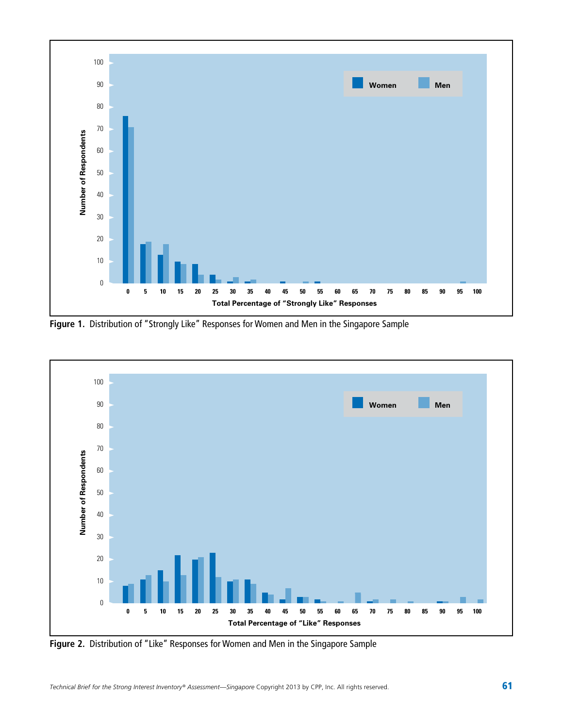Figure 1. Distribution of "Strongly Like" Responses for Women and Men in the Singapore Sample

Figure 2. Distribution of "Like" Responses for Women and Men in the Singapore Sample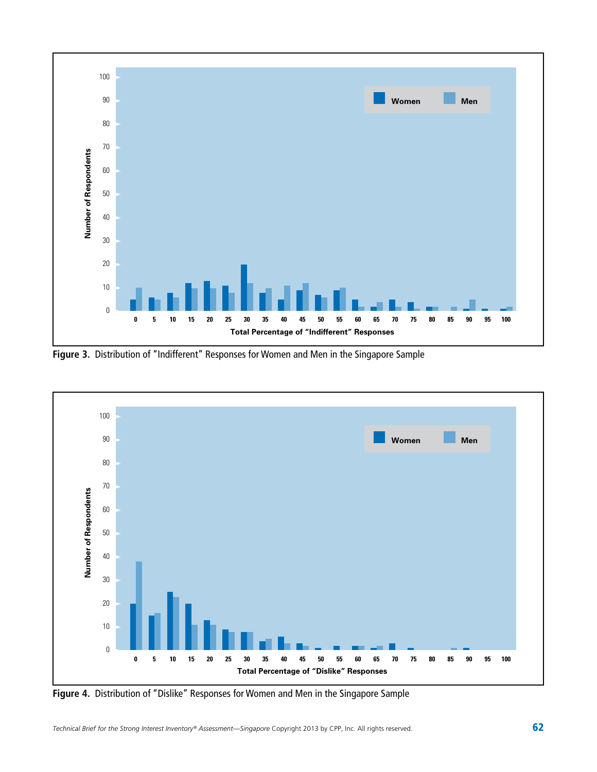Figure 3. Distribution of "Indifferent" Responses for Women and Men in the Singapore Sample

Figure 4. Distribution of "Dislike" Responses for Women and Men in the Singapore Sample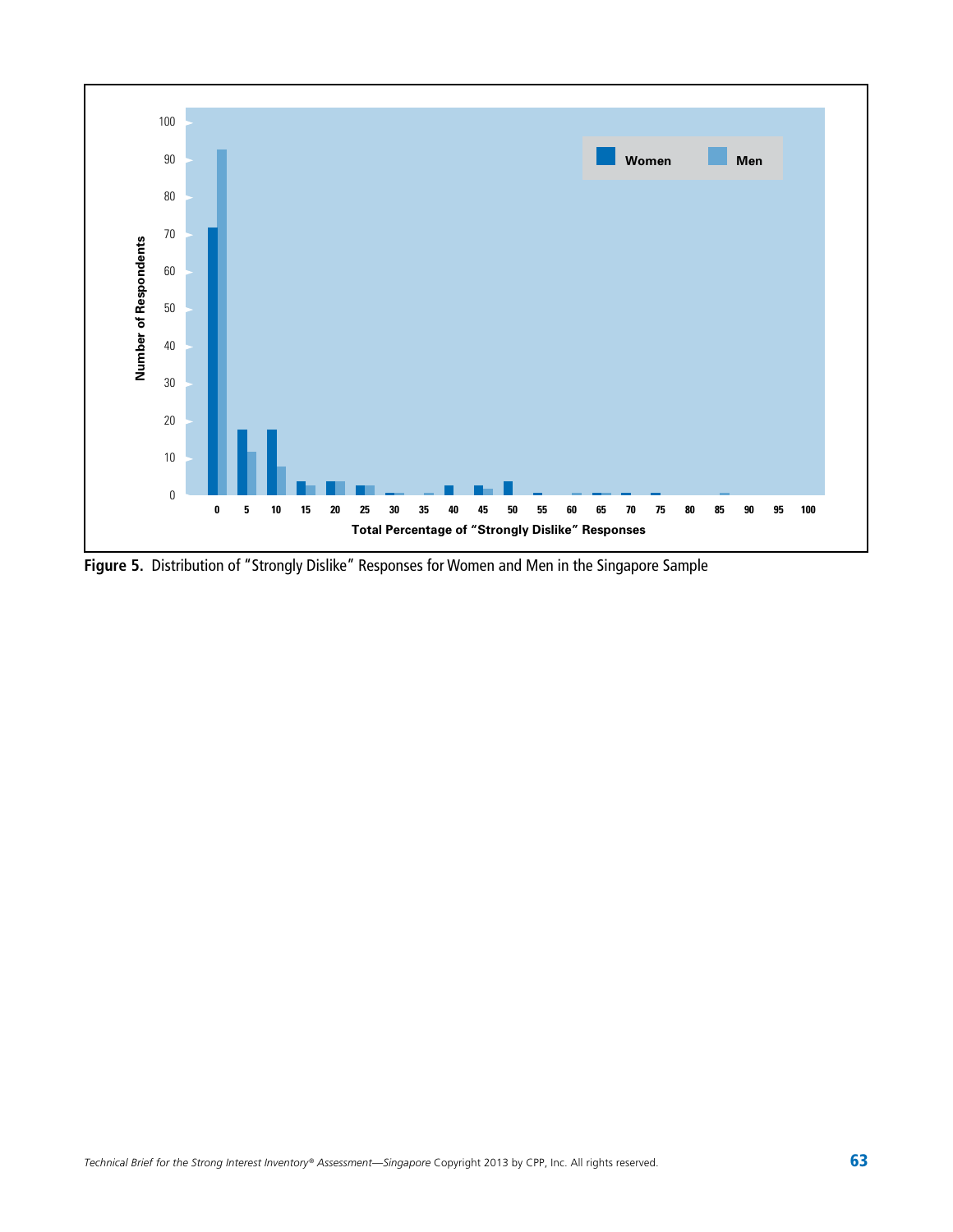**Figure 5.** Distribution of "Strongly Dislike" Responses for Women and Men in the Singapore Sample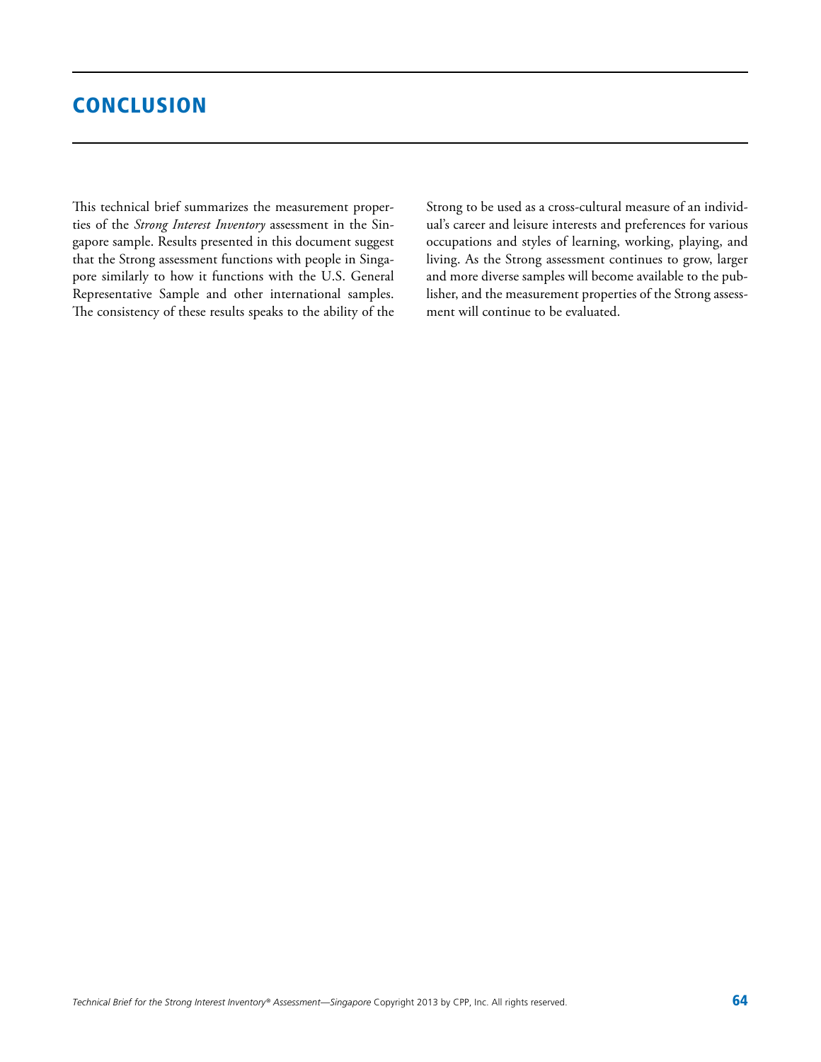# CONCLUSION

This technical brief summarizes the measurement properties of the *Strong Interest Inventory* assessment in the Singapore sample. Results presented in this document suggest that the Strong assessment functions with people in Singapore similarly to how it functions with the U.S. General Representative Sample and other international samples. The consistency of these results speaks to the ability of the Strong to be used as a cross-cultural measure of an individual's career and leisure interests and preferences for various occupations and styles of learning, working, playing, and living. As the Strong assessment continues to grow, larger and more diverse samples will become available to the publisher, and the measurement properties of the Strong assessment will continue to be evaluated.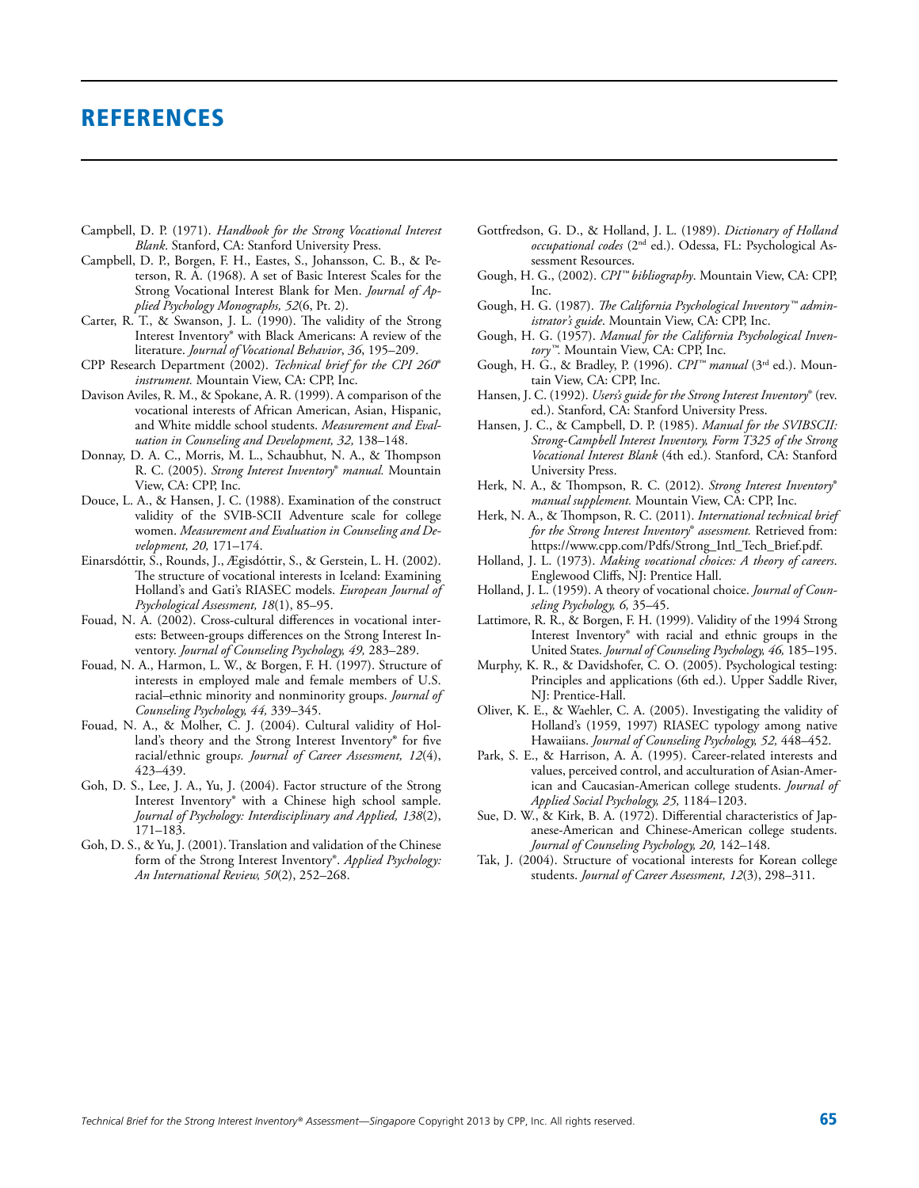# REFERENCES

Campbell, D. P. (1971). *Handbook for the Strong Vocational Interest Blank*. Stanford, CA: Stanford University Press.

Campbell, D. P., Borgen, F. H., Eastes, S., Johansson, C. B., & Peterson, R. A. (1968). A set of Basic Interest Scales for the Strong Vocational Interest Blank for Men. *Journal of Applied Psychology Monographs, 52*(6, Pt. 2).

Carter, R. T., & Swanson, J. L. (1990). The validity of the Strong Interest Inventory® with Black Americans: A review of the literature. *Journal of Vocational Behavior*, *36*, 195–209.

CPP Research Department (2002). *Technical brief for the CPI 260® instrument.* Mountain View, CA: CPP, Inc.

Davison Aviles, R. M., & Spokane, A. R. (1999). A comparison of the vocational interests of African American, Asian, Hispanic, and White middle school students. *Measurement and Evaluation in Counseling and Development, 32,* 138–148.

Donnay, D. A. C., Morris, M. L., Schaubhut, N. A., & Thompson R. C. (2005). *Strong Interest Inventory® manual.* Mountain View, CA: CPP, Inc.

Douce, L. A., & Hansen, J. C. (1988). Examination of the construct validity of the SVIB-SCII Adventure scale for college women. *Measurement and Evaluation in Counseling and Development, 20,* 171–174.

Einarsdóttir, S., Rounds, J., Ægisdóttir, S., & Gerstein, L. H. (2002). The structure of vocational interests in Iceland: Examining Holland's and Gati's RIASEC models. *European Journal of Psychological Assessment, 18*(1), 85–95.

Fouad, N. A. (2002). Cross-cultural differences in vocational interests: Between-groups differences on the Strong Interest Inventory. *Journal of Counseling Psychology, 49,* 283–289.

Fouad, N. A., Harmon, L. W., & Borgen, F. H. (1997). Structure of interests in employed male and female members of U.S. racial–ethnic minority and nonminority groups. *Journal of Counseling Psychology, 44,* 339–345.

Fouad, N. A., & Molher, C. J. (2004). Cultural validity of Holland's theory and the Strong Interest Inventory® for five racial/ethnic groups. *Journal of Career Assessment, 12*(4), 423–439.

Goh, D. S., Lee, J. A., Yu, J. (2004). Factor structure of the Strong Interest Inventory® with a Chinese high school sample. *Journal of Psychology: Interdisciplinary and Applied, 138*(2), 171–183.

Goh, D. S., & Yu, J. (2001). Translation and validation of the Chinese form of the Strong Interest Inventory®. *Applied Psychology: An International Review, 50*(2), 252–268.

Gottfredson, G. D., & Holland, J. L. (1989). *Dictionary of Holland occupational codes* (2nd ed.). Odessa, FL: Psychological Assessment Resources.

Gough, H. G., (2002). *CPI™ bibliography*. Mountain View, CA: CPP, Inc.

Gough, H. G. (1987). *The California Psychological Inventory™ administrator's guide*. Mountain View, CA: CPP, Inc.

Gough, H. G. (1957). *Manual for the California Psychological Inventory™.* Mountain View, CA: CPP, Inc.

Gough, H. G., & Bradley, P. (1996). *CPI™ manual* (3rd ed.). Mountain View, CA: CPP, Inc.

Hansen, J. C. (1992). *Users's guide for the Strong Interest Inventory®* (rev. ed.). Stanford, CA: Stanford University Press.

Hansen, J. C., & Campbell, D. P. (1985). *Manual for the SVIBSCII: Strong-Campbell Interest Inventory, Form T325 of the Strong Vocational Interest Blank* (4th ed.). Stanford, CA: Stanford University Press.

Herk, N. A., & Thompson, R. C. (2012). *Strong Interest Inventory® manual supplement.* Mountain View, CA: CPP, Inc.

Herk, N. A., & Thompson, R. C. (2011). *International technical brief for the Strong Interest Inventory® assessment.* Retrieved from: https://www.cpp.com/Pdfs/Strong_Intl_Tech_Brief.pdf.

Holland, J. L. (1973). *Making vocational choices: A theory of careers*. Englewood Cliffs, NJ: Prentice Hall.

Holland, J. L. (1959). A theory of vocational choice. *Journal of Counseling Psychology, 6,* 35–45.

Lattimore, R. R., & Borgen, F. H. (1999). Validity of the 1994 Strong Interest Inventory® with racial and ethnic groups in the United States. *Journal of Counseling Psychology, 46,* 185–195.

Murphy, K. R., & Davidshofer, C. O. (2005). Psychological testing: Principles and applications (6th ed.). Upper Saddle River, NJ: Prentice-Hall.

Oliver, K. E., & Waehler, C. A. (2005). Investigating the validity of Holland's (1959, 1997) RIASEC typology among native Hawaiians. *Journal of Counseling Psychology, 52,* 448–452.

Park, S. E., & Harrison, A. A. (1995). Career-related interests and values, perceived control, and acculturation of Asian-American and Caucasian-American college students. *Journal of Applied Social Psychology, 25,* 1184–1203.

Sue, D. W., & Kirk, B. A. (1972). Differential characteristics of Japanese-American and Chinese-American college students. *Journal of Counseling Psychology, 20,* 142–148.

Tak, J. (2004). Structure of vocational interests for Korean college students. *Journal of Career Assessment, 12*(3), 298–311.